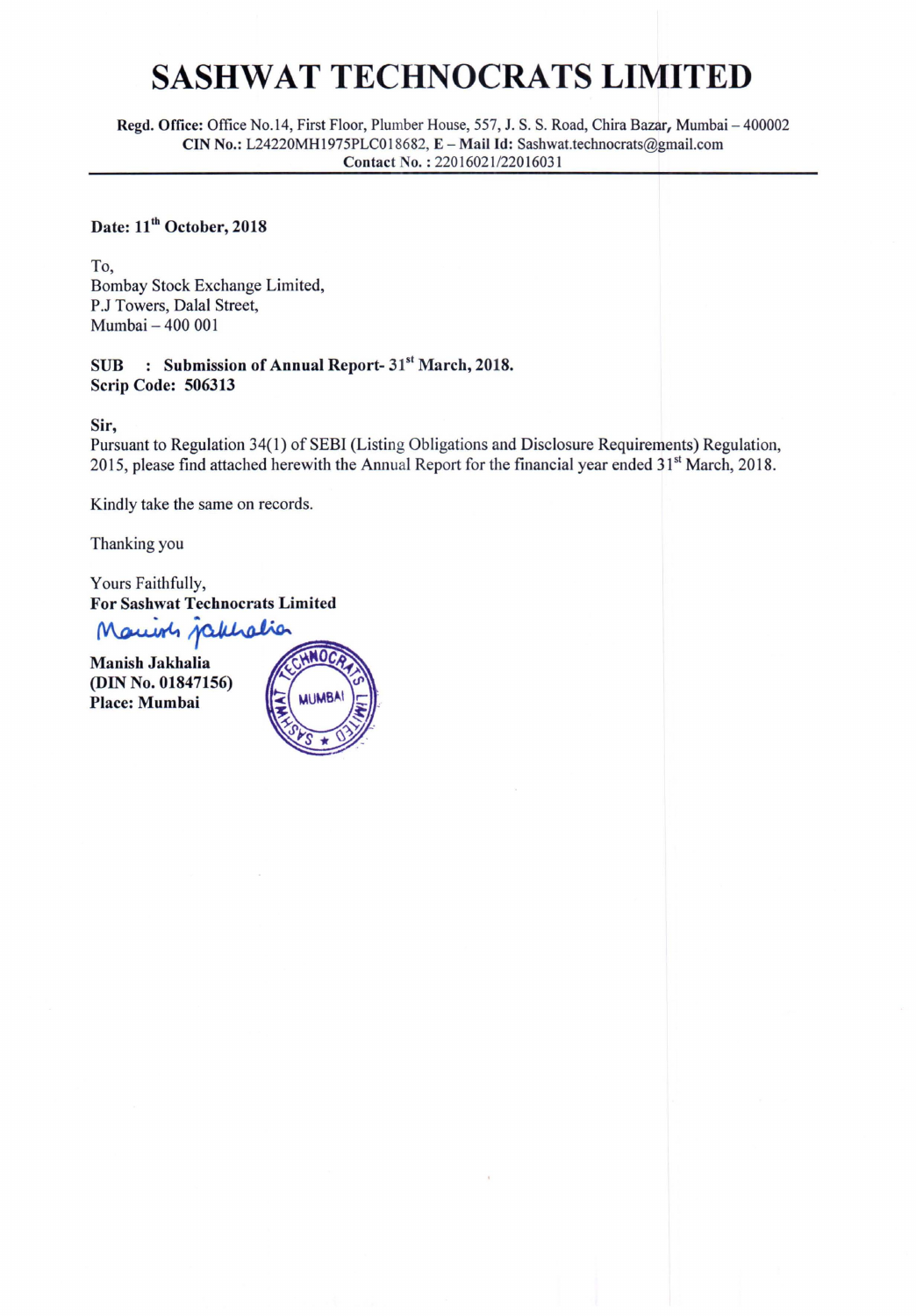# SASHWAT TECHNOCRATS LIMITED

**Regd. Office:** Office No.14, First Floor, Plumber House, 557, J. S. S. Road, Chira Bazar, Mumbai – 400002
**CIN No.:** L24220MH1975PLC018682, **E – Mail Id:** Sashwat.technocrats@gmail.com
**Contact No. :** 22016021/22016031

---

**Date: 11th October, 2018**

To,
Bombay Stock Exchange Limited,
P.J Towers, Dalal Street,
Mumbai – 400 001

**SUB : Submission of Annual Report- 31st March, 2018.**
**Scrip Code: 506313**

**Sir,**
Pursuant to Regulation 34(1) of SEBI (Listing Obligations and Disclosure Requirements) Regulation, 2015, please find attached herewith the Annual Report for the financial year ended 31st March, 2018.

Kindly take the same on records.

Thanking you

Yours Faithfully,
**For Sashwat Technocrats Limited**

Manish Jakhalia

**Manish Jakhalia**
**(DIN No. 01847156)**
**Place: Mumbai**

SASHWAT TECHNOCRATS LIMITED MUMBAI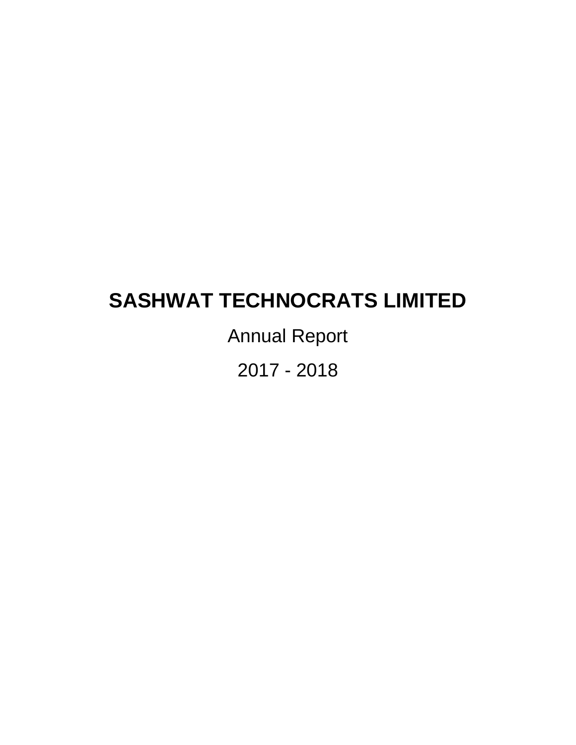# SASHWAT TECHNOCRATS LIMITED

Annual Report

2017 - 2018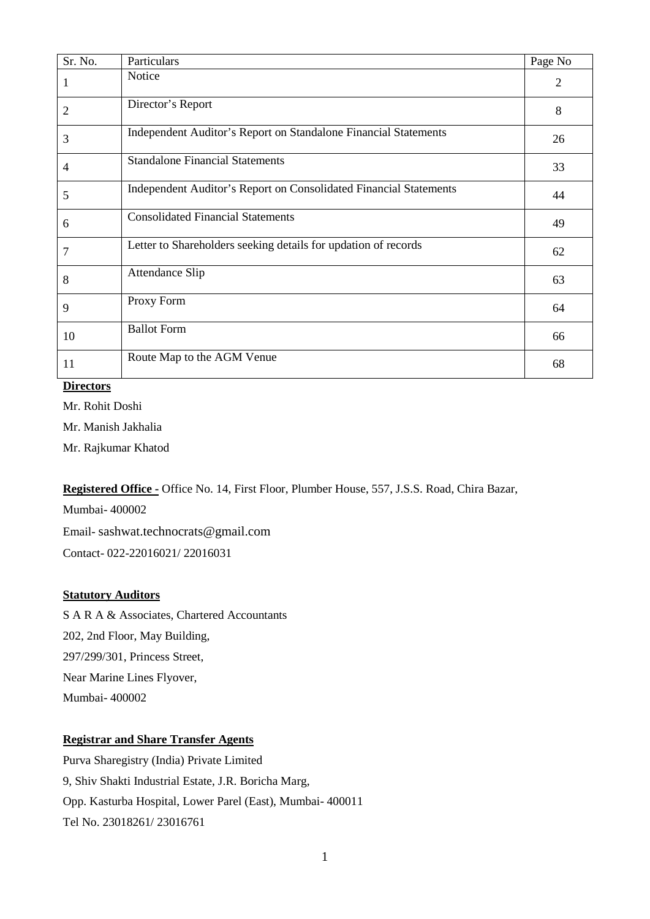| Sr. No. | Particulars | Page No |
|---|---|---|
| 1 | Notice | 2 |
| 2 | Director's Report | 8 |
| 3 | Independent Auditor's Report on Standalone Financial Statements | 26 |
| 4 | Standalone Financial Statements | 33 |
| 5 | Independent Auditor's Report on Consolidated Financial Statements | 44 |
| 6 | Consolidated Financial Statements | 49 |
| 7 | Letter to Shareholders seeking details for updation of records | 62 |
| 8 | Attendance Slip | 63 |
| 9 | Proxy Form | 64 |
| 10 | Ballot Form | 66 |
| 11 | Route Map to the AGM Venue | 68 |

**Directors**

Mr. Rohit Doshi

Mr. Manish Jakhalia

Mr. Rajkumar Khatod

**Registered Office -** Office No. 14, First Floor, Plumber House, 557, J.S.S. Road, Chira Bazar, Mumbai- 400002

Email- sashwat.technocrats@gmail.com

Contact- 022-22016021/ 22016031

**Statutory Auditors**

S A R A & Associates, Chartered Accountants

202, 2nd Floor, May Building,

297/299/301, Princess Street,

Near Marine Lines Flyover,

Mumbai- 400002

**Registrar and Share Transfer Agents**

Purva Sharegistry (India) Private Limited

9, Shiv Shakti Industrial Estate, J.R. Boricha Marg,

Opp. Kasturba Hospital, Lower Parel (East), Mumbai- 400011

Tel No. 23018261/ 23016761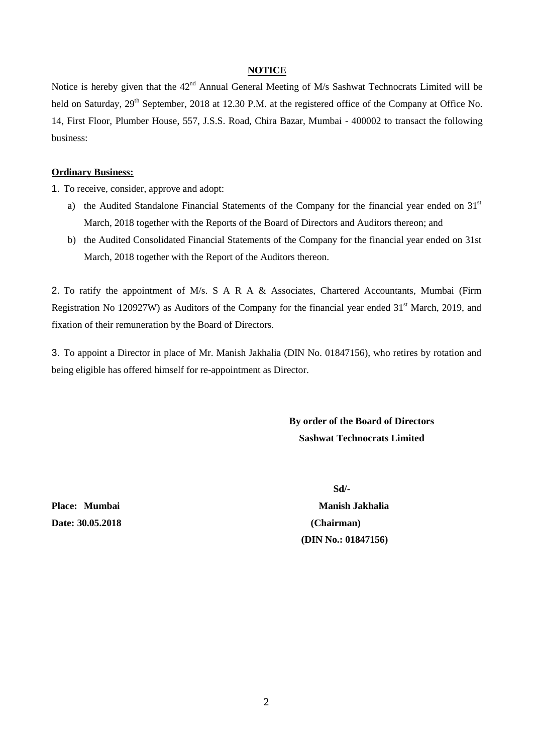# NOTICE

Notice is hereby given that the 42nd Annual General Meeting of M/s Sashwat Technocrats Limited will be held on Saturday, 29th September, 2018 at 12.30 P.M. at the registered office of the Company at Office No. 14, First Floor, Plumber House, 557, J.S.S. Road, Chira Bazar, Mumbai - 400002 to transact the following business:

**Ordinary Business:**

1. To receive, consider, approve and adopt:
   a) the Audited Standalone Financial Statements of the Company for the financial year ended on 31st March, 2018 together with the Reports of the Board of Directors and Auditors thereon; and
   b) the Audited Consolidated Financial Statements of the Company for the financial year ended on 31st March, 2018 together with the Report of the Auditors thereon.

2. To ratify the appointment of M/s. S A R A & Associates, Chartered Accountants, Mumbai (Firm Registration No 120927W) as Auditors of the Company for the financial year ended 31st March, 2019, and fixation of their remuneration by the Board of Directors.

3. To appoint a Director in place of Mr. Manish Jakhalia (DIN No. 01847156), who retires by rotation and being eligible has offered himself for re-appointment as Director.

**By order of the Board of Directors**
**Sashwat Technocrats Limited**

**Sd/-**
**Manish Jakhalia**
**(Chairman)**
**(DIN No.: 01847156)**

**Place: Mumbai**
**Date: 30.05.2018**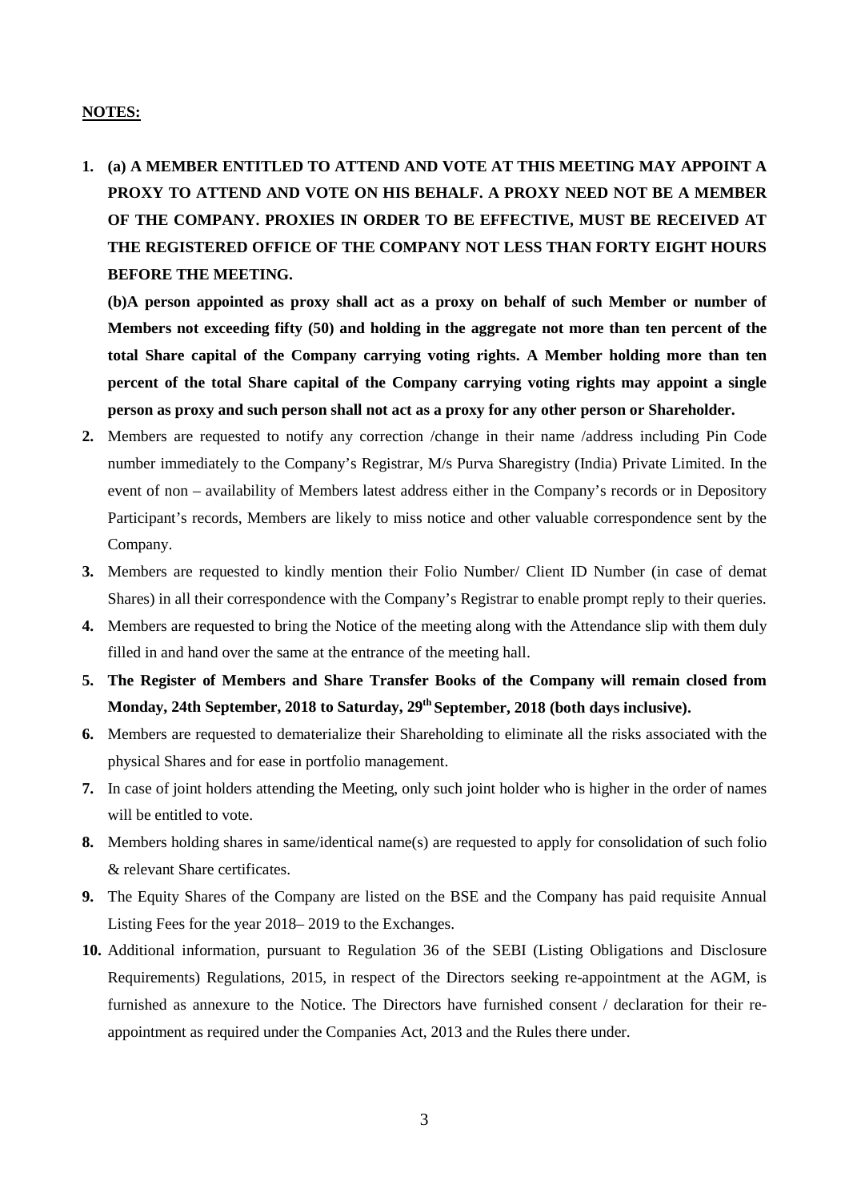**NOTES:**

1. **(a) A MEMBER ENTITLED TO ATTEND AND VOTE AT THIS MEETING MAY APPOINT A PROXY TO ATTEND AND VOTE ON HIS BEHALF. A PROXY NEED NOT BE A MEMBER OF THE COMPANY. PROXIES IN ORDER TO BE EFFECTIVE, MUST BE RECEIVED AT THE REGISTERED OFFICE OF THE COMPANY NOT LESS THAN FORTY EIGHT HOURS BEFORE THE MEETING.**

   **(b)A person appointed as proxy shall act as a proxy on behalf of such Member or number of Members not exceeding fifty (50) and holding in the aggregate not more than ten percent of the total Share capital of the Company carrying voting rights. A Member holding more than ten percent of the total Share capital of the Company carrying voting rights may appoint a single person as proxy and such person shall not act as a proxy for any other person or Shareholder.**

2. Members are requested to notify any correction /change in their name /address including Pin Code number immediately to the Company's Registrar, M/s Purva Sharegistry (India) Private Limited. In the event of non – availability of Members latest address either in the Company's records or in Depository Participant's records, Members are likely to miss notice and other valuable correspondence sent by the Company.
3. Members are requested to kindly mention their Folio Number/ Client ID Number (in case of demat Shares) in all their correspondence with the Company's Registrar to enable prompt reply to their queries.
4. Members are requested to bring the Notice of the meeting along with the Attendance slip with them duly filled in and hand over the same at the entrance of the meeting hall.
5. **The Register of Members and Share Transfer Books of the Company will remain closed from Monday, 24th September, 2018 to Saturday, 29th September, 2018 (both days inclusive).**
6. Members are requested to dematerialize their Shareholding to eliminate all the risks associated with the physical Shares and for ease in portfolio management.
7. In case of joint holders attending the Meeting, only such joint holder who is higher in the order of names will be entitled to vote.
8. Members holding shares in same/identical name(s) are requested to apply for consolidation of such folio & relevant Share certificates.
9. The Equity Shares of the Company are listed on the BSE and the Company has paid requisite Annual Listing Fees for the year 2018– 2019 to the Exchanges.
10. Additional information, pursuant to Regulation 36 of the SEBI (Listing Obligations and Disclosure Requirements) Regulations, 2015, in respect of the Directors seeking re-appointment at the AGM, is furnished as annexure to the Notice. The Directors have furnished consent / declaration for their re-appointment as required under the Companies Act, 2013 and the Rules there under.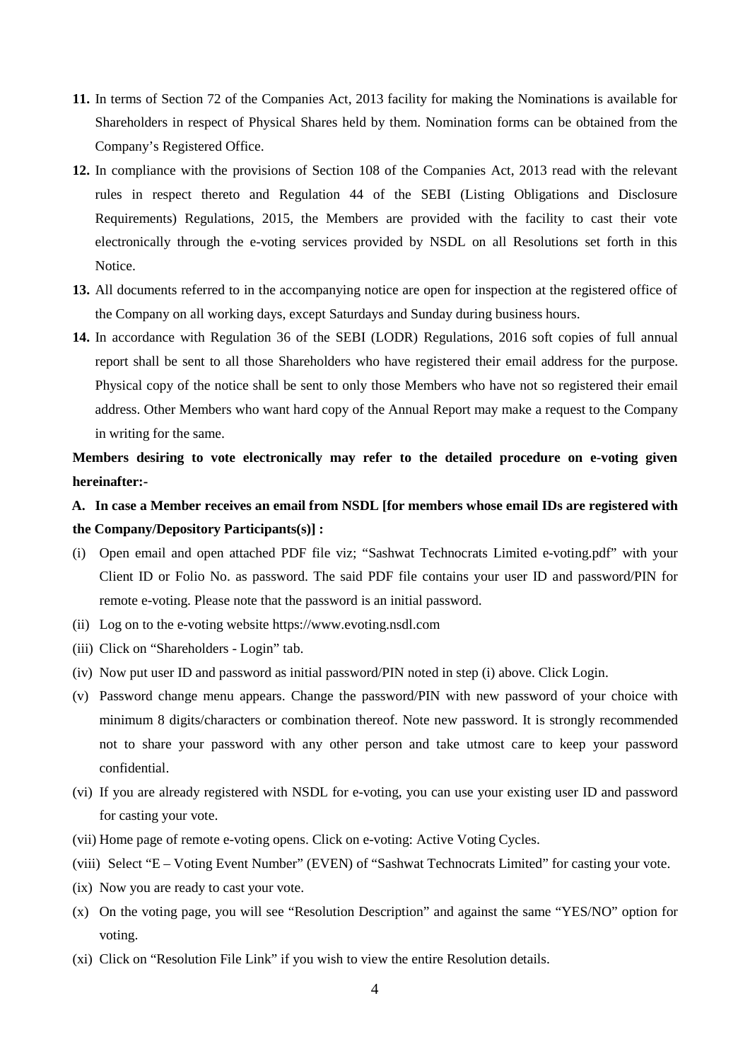**11.** In terms of Section 72 of the Companies Act, 2013 facility for making the Nominations is available for Shareholders in respect of Physical Shares held by them. Nomination forms can be obtained from the Company's Registered Office.

**12.** In compliance with the provisions of Section 108 of the Companies Act, 2013 read with the relevant rules in respect thereto and Regulation 44 of the SEBI (Listing Obligations and Disclosure Requirements) Regulations, 2015, the Members are provided with the facility to cast their vote electronically through the e-voting services provided by NSDL on all Resolutions set forth in this Notice.

**13.** All documents referred to in the accompanying notice are open for inspection at the registered office of the Company on all working days, except Saturdays and Sunday during business hours.

**14.** In accordance with Regulation 36 of the SEBI (LODR) Regulations, 2016 soft copies of full annual report shall be sent to all those Shareholders who have registered their email address for the purpose. Physical copy of the notice shall be sent to only those Members who have not so registered their email address. Other Members who want hard copy of the Annual Report may make a request to the Company in writing for the same.

**Members desiring to vote electronically may refer to the detailed procedure on e-voting given hereinafter:-**

**A. In case a Member receives an email from NSDL [for members whose email IDs are registered with the Company/Depository Participants(s)] :**

(i) Open email and open attached PDF file viz; "Sashwat Technocrats Limited e-voting.pdf" with your Client ID or Folio No. as password. The said PDF file contains your user ID and password/PIN for remote e-voting. Please note that the password is an initial password.

(ii) Log on to the e-voting website https://www.evoting.nsdl.com

(iii) Click on "Shareholders - Login" tab.

(iv) Now put user ID and password as initial password/PIN noted in step (i) above. Click Login.

(v) Password change menu appears. Change the password/PIN with new password of your choice with minimum 8 digits/characters or combination thereof. Note new password. It is strongly recommended not to share your password with any other person and take utmost care to keep your password confidential.

(vi) If you are already registered with NSDL for e-voting, you can use your existing user ID and password for casting your vote.

(vii) Home page of remote e-voting opens. Click on e-voting: Active Voting Cycles.

(viii) Select "E – Voting Event Number" (EVEN) of "Sashwat Technocrats Limited" for casting your vote.

(ix) Now you are ready to cast your vote.

(x) On the voting page, you will see "Resolution Description" and against the same "YES/NO" option for voting.

(xi) Click on "Resolution File Link" if you wish to view the entire Resolution details.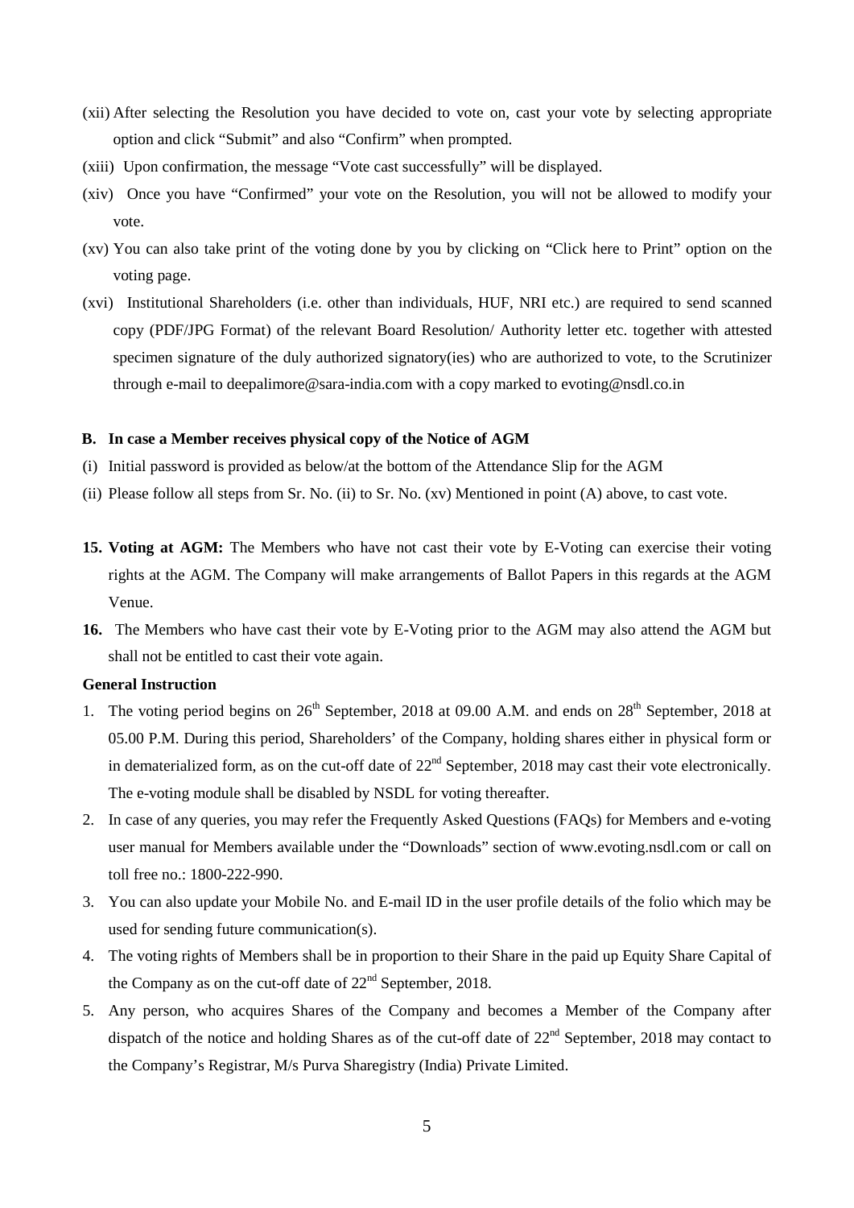(xii) After selecting the Resolution you have decided to vote on, cast your vote by selecting appropriate option and click "Submit" and also "Confirm" when prompted.

(xiii) Upon confirmation, the message "Vote cast successfully" will be displayed.

(xiv) Once you have "Confirmed" your vote on the Resolution, you will not be allowed to modify your vote.

(xv) You can also take print of the voting done by you by clicking on "Click here to Print" option on the voting page.

(xvi) Institutional Shareholders (i.e. other than individuals, HUF, NRI etc.) are required to send scanned copy (PDF/JPG Format) of the relevant Board Resolution/ Authority letter etc. together with attested specimen signature of the duly authorized signatory(ies) who are authorized to vote, to the Scrutinizer through e-mail to deepalimore@sara-india.com with a copy marked to evoting@nsdl.co.in

**B. In case a Member receives physical copy of the Notice of AGM**

(i) Initial password is provided as below/at the bottom of the Attendance Slip for the AGM

(ii) Please follow all steps from Sr. No. (ii) to Sr. No. (xv) Mentioned in point (A) above, to cast vote.

**15. Voting at AGM:** The Members who have not cast their vote by E-Voting can exercise their voting rights at the AGM. The Company will make arrangements of Ballot Papers in this regards at the AGM Venue.

**16.** The Members who have cast their vote by E-Voting prior to the AGM may also attend the AGM but shall not be entitled to cast their vote again.

**General Instruction**

1. The voting period begins on 26th September, 2018 at 09.00 A.M. and ends on 28th September, 2018 at 05.00 P.M. During this period, Shareholders' of the Company, holding shares either in physical form or in dematerialized form, as on the cut-off date of 22nd September, 2018 may cast their vote electronically. The e-voting module shall be disabled by NSDL for voting thereafter.
2. In case of any queries, you may refer the Frequently Asked Questions (FAQs) for Members and e-voting user manual for Members available under the "Downloads" section of www.evoting.nsdl.com or call on toll free no.: 1800-222-990.
3. You can also update your Mobile No. and E-mail ID in the user profile details of the folio which may be used for sending future communication(s).
4. The voting rights of Members shall be in proportion to their Share in the paid up Equity Share Capital of the Company as on the cut-off date of 22nd September, 2018.
5. Any person, who acquires Shares of the Company and becomes a Member of the Company after dispatch of the notice and holding Shares as of the cut-off date of 22nd September, 2018 may contact to the Company's Registrar, M/s Purva Sharegistry (India) Private Limited.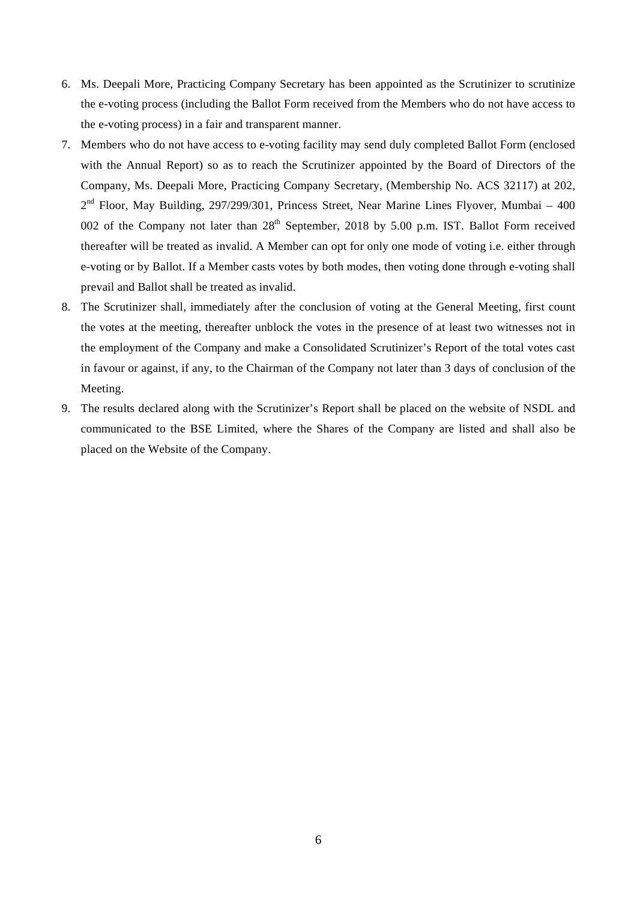6. Ms. Deepali More, Practicing Company Secretary has been appointed as the Scrutinizer to scrutinize the e-voting process (including the Ballot Form received from the Members who do not have access to the e-voting process) in a fair and transparent manner.
7. Members who do not have access to e-voting facility may send duly completed Ballot Form (enclosed with the Annual Report) so as to reach the Scrutinizer appointed by the Board of Directors of the Company, Ms. Deepali More, Practicing Company Secretary, (Membership No. ACS 32117) at 202, 2nd Floor, May Building, 297/299/301, Princess Street, Near Marine Lines Flyover, Mumbai – 400 002 of the Company not later than 28th September, 2018 by 5.00 p.m. IST. Ballot Form received thereafter will be treated as invalid. A Member can opt for only one mode of voting i.e. either through e-voting or by Ballot. If a Member casts votes by both modes, then voting done through e-voting shall prevail and Ballot shall be treated as invalid.
8. The Scrutinizer shall, immediately after the conclusion of voting at the General Meeting, first count the votes at the meeting, thereafter unblock the votes in the presence of at least two witnesses not in the employment of the Company and make a Consolidated Scrutinizer's Report of the total votes cast in favour or against, if any, to the Chairman of the Company not later than 3 days of conclusion of the Meeting.
9. The results declared along with the Scrutinizer's Report shall be placed on the website of NSDL and communicated to the BSE Limited, where the Shares of the Company are listed and shall also be placed on the Website of the Company.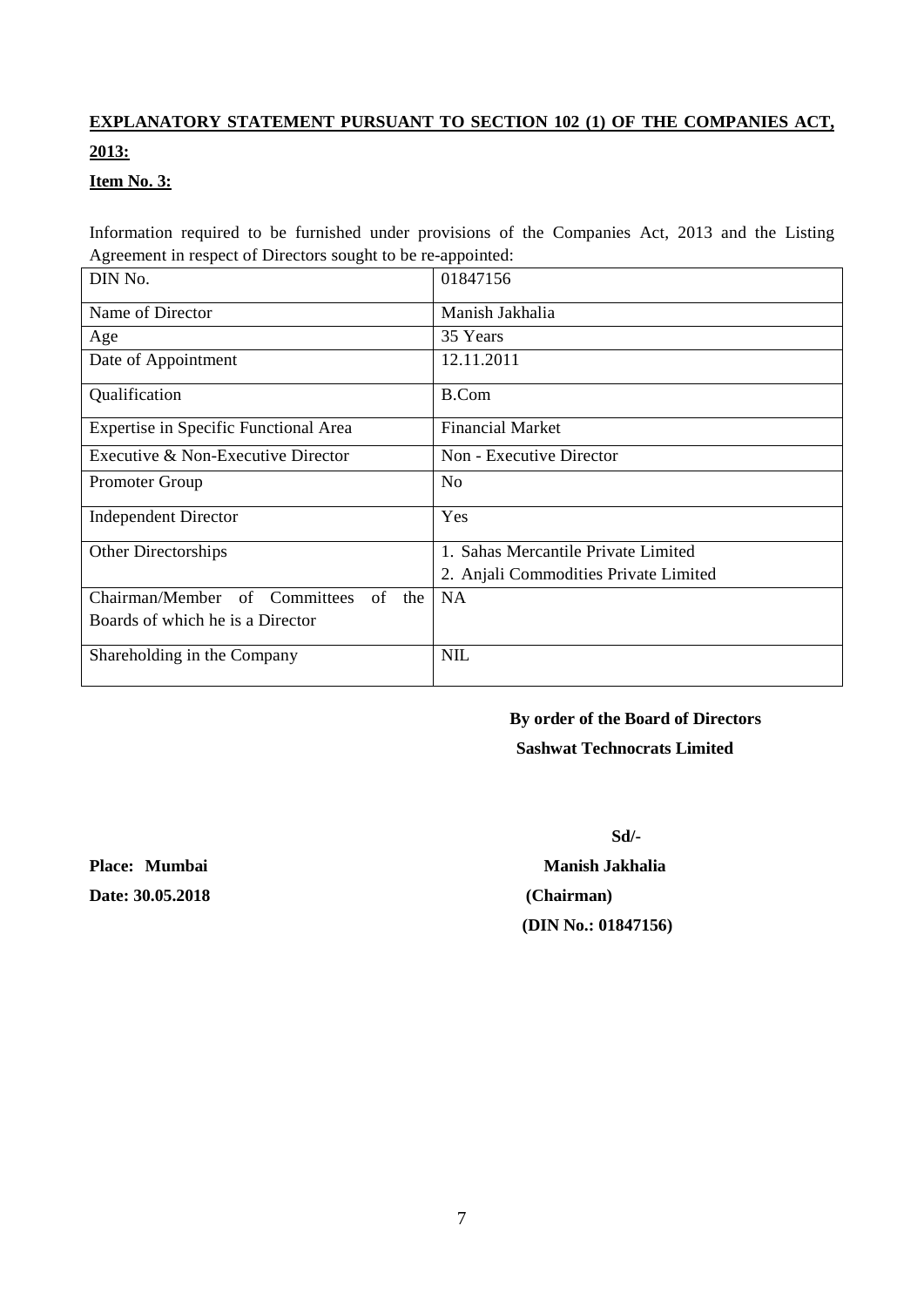## EXPLANATORY STATEMENT PURSUANT TO SECTION 102 (1) OF THE COMPANIES ACT, 2013:

### Item No. 3:

Information required to be furnished under provisions of the Companies Act, 2013 and the Listing Agreement in respect of Directors sought to be re-appointed:

| DIN No. | 01847156 |
|---|---|
| Name of Director | Manish Jakhalia |
| Age | 35 Years |
| Date of Appointment | 12.11.2011 |
| Qualification | B.Com |
| Expertise in Specific Functional Area | Financial Market |
| Executive & Non-Executive Director | Non - Executive Director |
| Promoter Group | No |
| Independent Director | Yes |
| Other Directorships | 1. Sahas Mercantile Private Limited<br>2. Anjali Commodities Private Limited |
| Chairman/Member of Committees of the Boards of which he is a Director | NA |
| Shareholding in the Company | NIL |

**By order of the Board of Directors**
**Sashwat Technocrats Limited**

**Sd/-**

**Place: Mumbai**
**Date: 30.05.2018**

**Manish Jakhalia**
**(Chairman)**
**(DIN No.: 01847156)**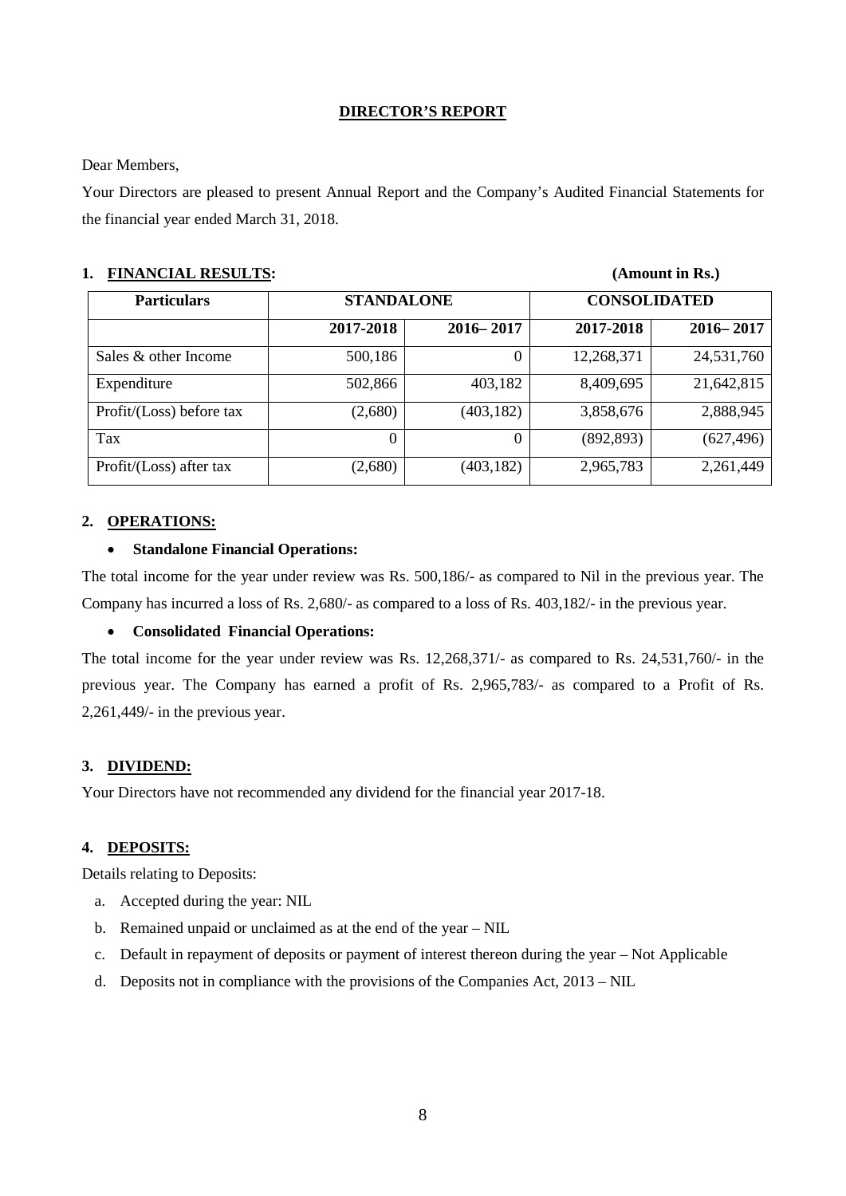# DIRECTOR'S REPORT

Dear Members,

Your Directors are pleased to present Annual Report and the Company's Audited Financial Statements for the financial year ended March 31, 2018.

## 1. FINANCIAL RESULTS:

**(Amount in Rs.)**

| Particulars | STANDALONE | | CONSOLIDATED | |
|---|---|---|---|---|
| | 2017-2018 | 2016– 2017 | 2017-2018 | 2016– 2017 |
| Sales & other Income | 500,186 | 0 | 12,268,371 | 24,531,760 |
| Expenditure | 502,866 | 403,182 | 8,409,695 | 21,642,815 |
| Profit/(Loss) before tax | (2,680) | (403,182) | 3,858,676 | 2,888,945 |
| Tax | 0 | 0 | (892,893) | (627,496) |
| Profit/(Loss) after tax | (2,680) | (403,182) | 2,965,783 | 2,261,449 |

## 2. OPERATIONS:

- **Standalone Financial Operations:**

The total income for the year under review was Rs. 500,186/- as compared to Nil in the previous year. The Company has incurred a loss of Rs. 2,680/- as compared to a loss of Rs. 403,182/- in the previous year.

- **Consolidated Financial Operations:**

The total income for the year under review was Rs. 12,268,371/- as compared to Rs. 24,531,760/- in the previous year. The Company has earned a profit of Rs. 2,965,783/- as compared to a Profit of Rs. 2,261,449/- in the previous year.

## 3. DIVIDEND:

Your Directors have not recommended any dividend for the financial year 2017-18.

## 4. DEPOSITS:

Details relating to Deposits:

a. Accepted during the year: NIL
b. Remained unpaid or unclaimed as at the end of the year – NIL
c. Default in repayment of deposits or payment of interest thereon during the year – Not Applicable
d. Deposits not in compliance with the provisions of the Companies Act, 2013 – NIL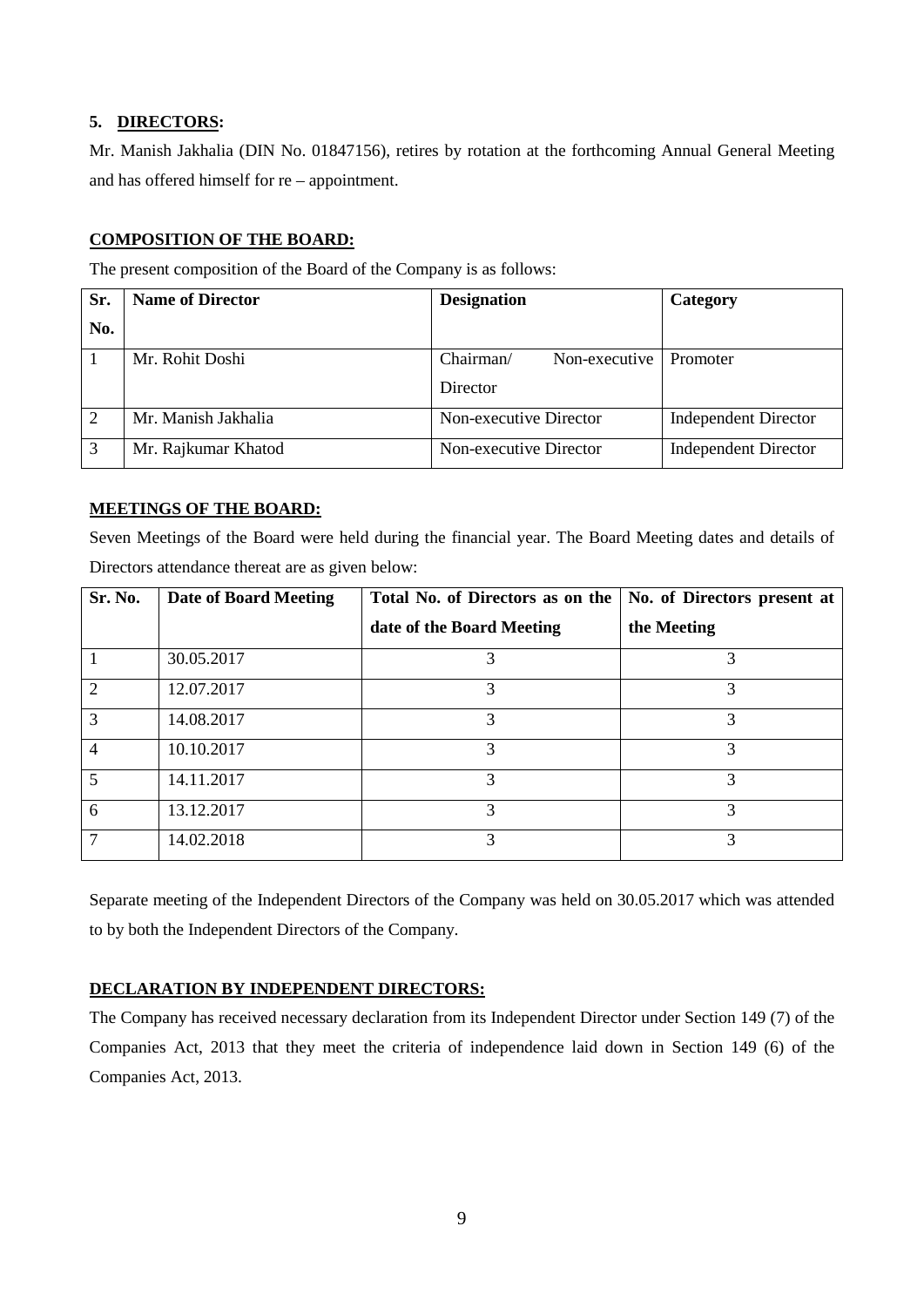## 5. DIRECTORS:

Mr. Manish Jakhalia (DIN No. 01847156), retires by rotation at the forthcoming Annual General Meeting and has offered himself for re – appointment.

### COMPOSITION OF THE BOARD:

The present composition of the Board of the Company is as follows:

| Sr. No. | Name of Director | Designation | Category |
|---|---|---|---|
| 1 | Mr. Rohit Doshi | Chairman/ Non-executive Director | Promoter |
| 2 | Mr. Manish Jakhalia | Non-executive Director | Independent Director |
| 3 | Mr. Rajkumar Khatod | Non-executive Director | Independent Director |

### MEETINGS OF THE BOARD:

Seven Meetings of the Board were held during the financial year. The Board Meeting dates and details of Directors attendance thereat are as given below:

| Sr. No. | Date of Board Meeting | Total No. of Directors as on the date of the Board Meeting | No. of Directors present at the Meeting |
|---|---|---|---|
| 1 | 30.05.2017 | 3 | 3 |
| 2 | 12.07.2017 | 3 | 3 |
| 3 | 14.08.2017 | 3 | 3 |
| 4 | 10.10.2017 | 3 | 3 |
| 5 | 14.11.2017 | 3 | 3 |
| 6 | 13.12.2017 | 3 | 3 |
| 7 | 14.02.2018 | 3 | 3 |

Separate meeting of the Independent Directors of the Company was held on 30.05.2017 which was attended to by both the Independent Directors of the Company.

### DECLARATION BY INDEPENDENT DIRECTORS:

The Company has received necessary declaration from its Independent Director under Section 149 (7) of the Companies Act, 2013 that they meet the criteria of independence laid down in Section 149 (6) of the Companies Act, 2013.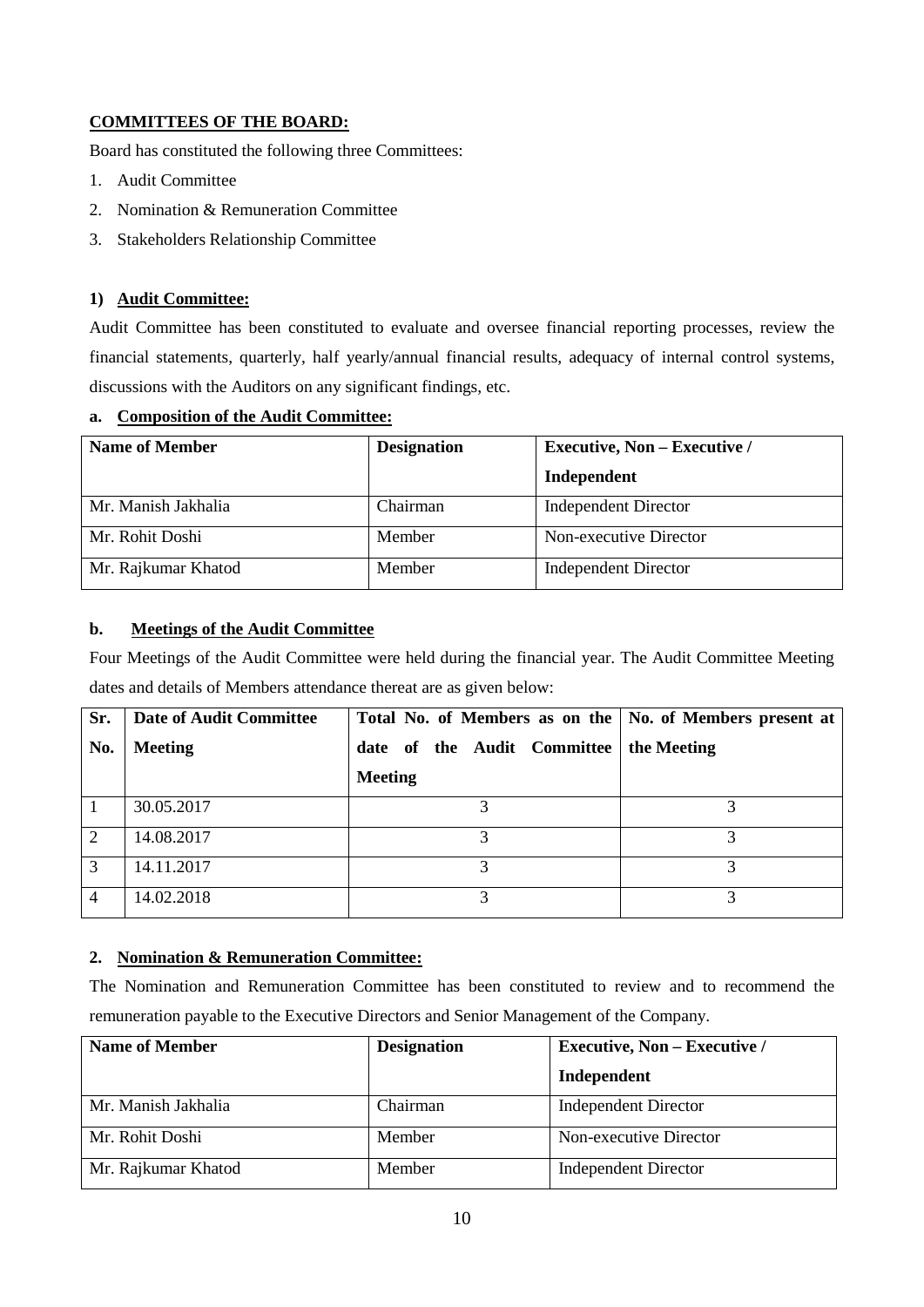**COMMITTEES OF THE BOARD:**

Board has constituted the following three Committees:

1. Audit Committee
2. Nomination & Remuneration Committee
3. Stakeholders Relationship Committee

**1) Audit Committee:**

Audit Committee has been constituted to evaluate and oversee financial reporting processes, review the financial statements, quarterly, half yearly/annual financial results, adequacy of internal control systems, discussions with the Auditors on any significant findings, etc.

**a. Composition of the Audit Committee:**

| Name of Member | Designation | Executive, Non – Executive / Independent |
|---|---|---|
| Mr. Manish Jakhalia | Chairman | Independent Director |
| Mr. Rohit Doshi | Member | Non-executive Director |
| Mr. Rajkumar Khatod | Member | Independent Director |

**b. Meetings of the Audit Committee**

Four Meetings of the Audit Committee were held during the financial year. The Audit Committee Meeting dates and details of Members attendance thereat are as given below:

| Sr. No. | Date of Audit Committee Meeting | Total No. of Members as on the date of the Audit Committee Meeting | No. of Members present at the Meeting |
|---|---|---|---|
| 1 | 30.05.2017 | 3 | 3 |
| 2 | 14.08.2017 | 3 | 3 |
| 3 | 14.11.2017 | 3 | 3 |
| 4 | 14.02.2018 | 3 | 3 |

**2. Nomination & Remuneration Committee:**

The Nomination and Remuneration Committee has been constituted to review and to recommend the remuneration payable to the Executive Directors and Senior Management of the Company.

| Name of Member | Designation | Executive, Non – Executive / Independent |
|---|---|---|
| Mr. Manish Jakhalia | Chairman | Independent Director |
| Mr. Rohit Doshi | Member | Non-executive Director |
| Mr. Rajkumar Khatod | Member | Independent Director |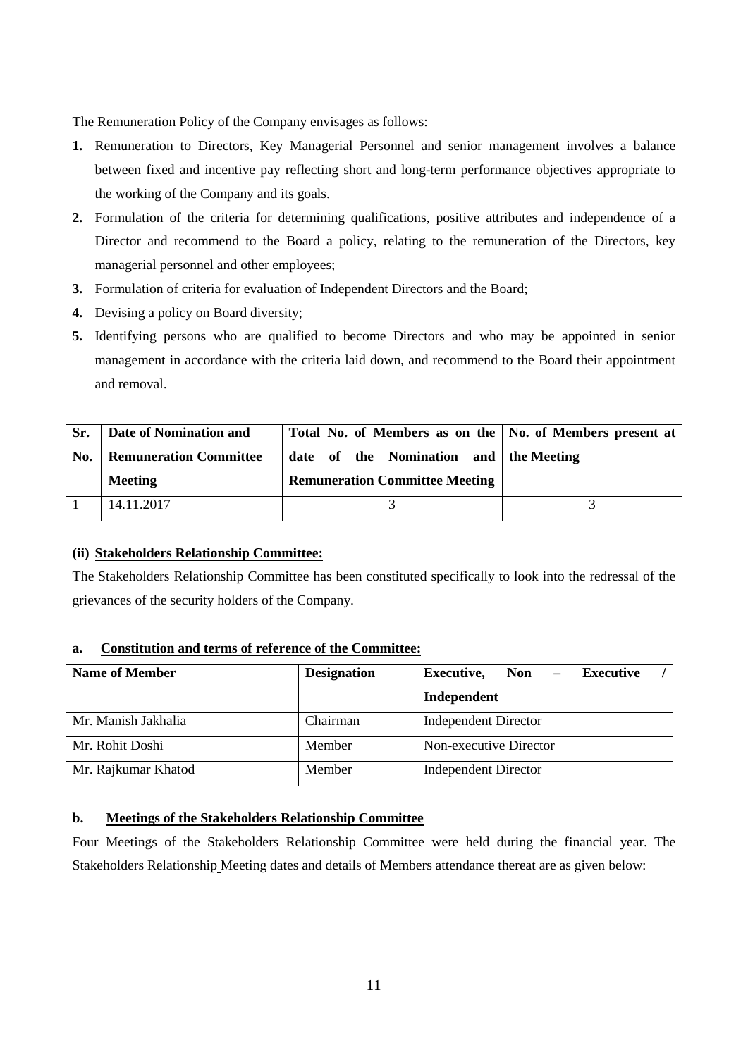The Remuneration Policy of the Company envisages as follows:

1. Remuneration to Directors, Key Managerial Personnel and senior management involves a balance between fixed and incentive pay reflecting short and long-term performance objectives appropriate to the working of the Company and its goals.
2. Formulation of the criteria for determining qualifications, positive attributes and independence of a Director and recommend to the Board a policy, relating to the remuneration of the Directors, key managerial personnel and other employees;
3. Formulation of criteria for evaluation of Independent Directors and the Board;
4. Devising a policy on Board diversity;
5. Identifying persons who are qualified to become Directors and who may be appointed in senior management in accordance with the criteria laid down, and recommend to the Board their appointment and removal.

| Sr. No. | Date of Nomination and Remuneration Committee Meeting | Total No. of Members as on the date of the Nomination and Remuneration Committee Meeting | No. of Members present at the Meeting |
|---|---|---|---|
| 1 | 14.11.2017 | 3 | 3 |

**(ii) Stakeholders Relationship Committee:**

The Stakeholders Relationship Committee has been constituted specifically to look into the redressal of the grievances of the security holders of the Company.

**a. Constitution and terms of reference of the Committee:**

| Name of Member | Designation | Executive, Non – Executive / Independent |
|---|---|---|
| Mr. Manish Jakhalia | Chairman | Independent Director |
| Mr. Rohit Doshi | Member | Non-executive Director |
| Mr. Rajkumar Khatod | Member | Independent Director |

**b. Meetings of the Stakeholders Relationship Committee**

Four Meetings of the Stakeholders Relationship Committee were held during the financial year. The Stakeholders Relationship Meeting dates and details of Members attendance thereat are as given below: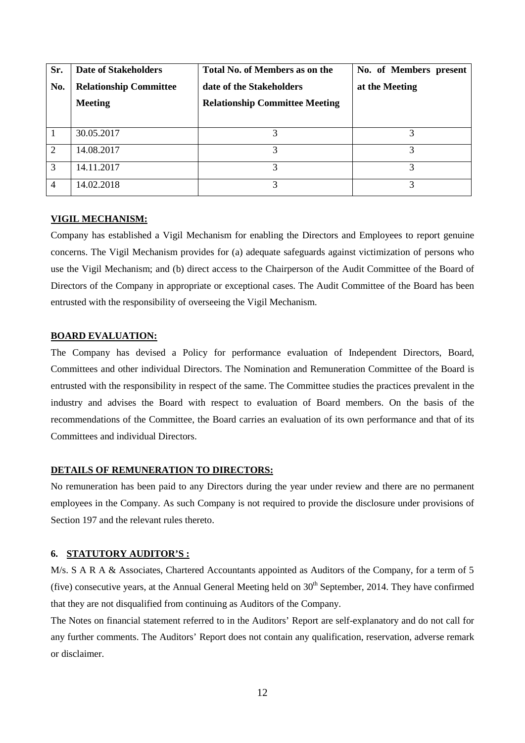| Sr. No. | Date of Stakeholders Relationship Committee Meeting | Total No. of Members as on the date of the Stakeholders Relationship Committee Meeting | No. of Members present at the Meeting |
|---|---|---|---|
| 1 | 30.05.2017 | 3 | 3 |
| 2 | 14.08.2017 | 3 | 3 |
| 3 | 14.11.2017 | 3 | 3 |
| 4 | 14.02.2018 | 3 | 3 |

**VIGIL MECHANISM:**

Company has established a Vigil Mechanism for enabling the Directors and Employees to report genuine concerns. The Vigil Mechanism provides for (a) adequate safeguards against victimization of persons who use the Vigil Mechanism; and (b) direct access to the Chairperson of the Audit Committee of the Board of Directors of the Company in appropriate or exceptional cases. The Audit Committee of the Board has been entrusted with the responsibility of overseeing the Vigil Mechanism.

**BOARD EVALUATION:**

The Company has devised a Policy for performance evaluation of Independent Directors, Board, Committees and other individual Directors. The Nomination and Remuneration Committee of the Board is entrusted with the responsibility in respect of the same. The Committee studies the practices prevalent in the industry and advises the Board with respect to evaluation of Board members. On the basis of the recommendations of the Committee, the Board carries an evaluation of its own performance and that of its Committees and individual Directors.

**DETAILS OF REMUNERATION TO DIRECTORS:**

No remuneration has been paid to any Directors during the year under review and there are no permanent employees in the Company. As such Company is not required to provide the disclosure under provisions of Section 197 and the relevant rules thereto.

**6. STATUTORY AUDITOR'S :**

M/s. S A R A & Associates, Chartered Accountants appointed as Auditors of the Company, for a term of 5 (five) consecutive years, at the Annual General Meeting held on 30th September, 2014. They have confirmed that they are not disqualified from continuing as Auditors of the Company.

The Notes on financial statement referred to in the Auditors' Report are self-explanatory and do not call for any further comments. The Auditors' Report does not contain any qualification, reservation, adverse remark or disclaimer.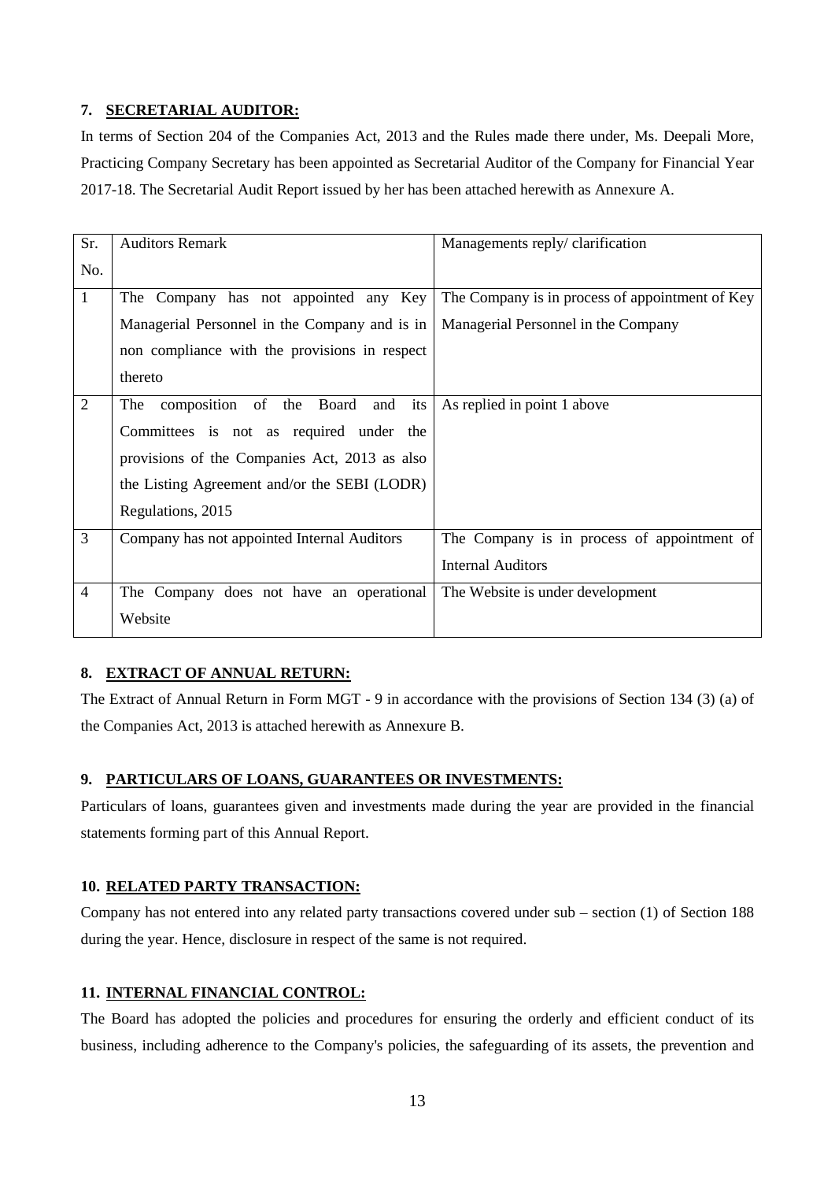## 7. SECRETARIAL AUDITOR:

In terms of Section 204 of the Companies Act, 2013 and the Rules made there under, Ms. Deepali More, Practicing Company Secretary has been appointed as Secretarial Auditor of the Company for Financial Year 2017-18. The Secretarial Audit Report issued by her has been attached herewith as Annexure A.

| Sr. No. | Auditors Remark | Managements reply/ clarification |
|---|---|---|
| 1 | The Company has not appointed any Key Managerial Personnel in the Company and is in non compliance with the provisions in respect thereto | The Company is in process of appointment of Key Managerial Personnel in the Company |
| 2 | The composition of the Board and its Committees is not as required under the provisions of the Companies Act, 2013 as also the Listing Agreement and/or the SEBI (LODR) Regulations, 2015 | As replied in point 1 above |
| 3 | Company has not appointed Internal Auditors | The Company is in process of appointment of Internal Auditors |
| 4 | The Company does not have an operational Website | The Website is under development |

## 8. EXTRACT OF ANNUAL RETURN:

The Extract of Annual Return in Form MGT - 9 in accordance with the provisions of Section 134 (3) (a) of the Companies Act, 2013 is attached herewith as Annexure B.

## 9. PARTICULARS OF LOANS, GUARANTEES OR INVESTMENTS:

Particulars of loans, guarantees given and investments made during the year are provided in the financial statements forming part of this Annual Report.

## 10. RELATED PARTY TRANSACTION:

Company has not entered into any related party transactions covered under sub – section (1) of Section 188 during the year. Hence, disclosure in respect of the same is not required.

## 11. INTERNAL FINANCIAL CONTROL:

The Board has adopted the policies and procedures for ensuring the orderly and efficient conduct of its business, including adherence to the Company's policies, the safeguarding of its assets, the prevention and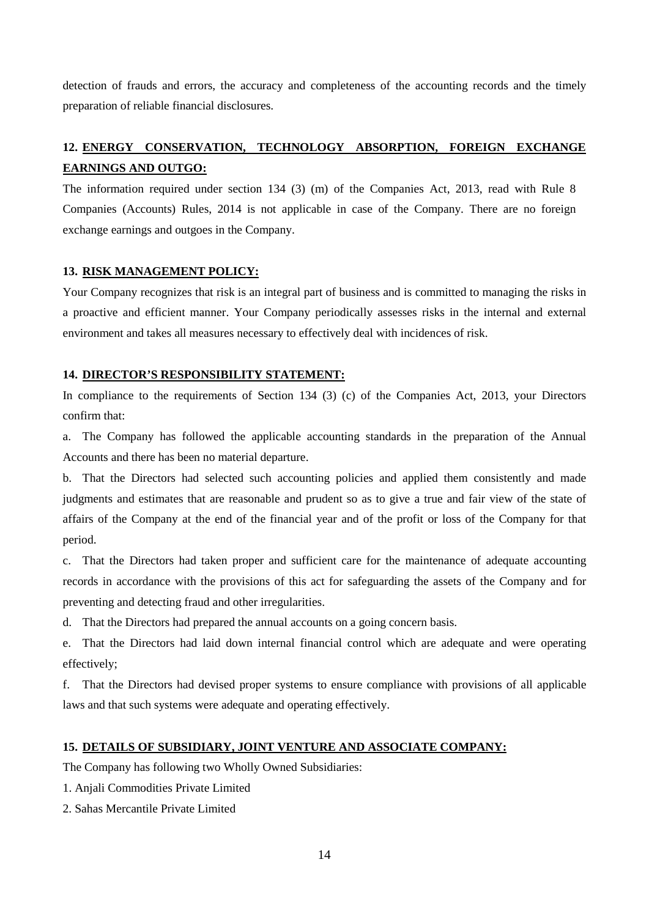detection of frauds and errors, the accuracy and completeness of the accounting records and the timely preparation of reliable financial disclosures.

## 12. ENERGY CONSERVATION, TECHNOLOGY ABSORPTION, FOREIGN EXCHANGE EARNINGS AND OUTGO:

The information required under section 134 (3) (m) of the Companies Act, 2013, read with Rule 8 Companies (Accounts) Rules, 2014 is not applicable in case of the Company. There are no foreign exchange earnings and outgoes in the Company.

## 13. RISK MANAGEMENT POLICY:

Your Company recognizes that risk is an integral part of business and is committed to managing the risks in a proactive and efficient manner. Your Company periodically assesses risks in the internal and external environment and takes all measures necessary to effectively deal with incidences of risk.

## 14. DIRECTOR'S RESPONSIBILITY STATEMENT:

In compliance to the requirements of Section 134 (3) (c) of the Companies Act, 2013, your Directors confirm that:

a. The Company has followed the applicable accounting standards in the preparation of the Annual Accounts and there has been no material departure.

b. That the Directors had selected such accounting policies and applied them consistently and made judgments and estimates that are reasonable and prudent so as to give a true and fair view of the state of affairs of the Company at the end of the financial year and of the profit or loss of the Company for that period.

c. That the Directors had taken proper and sufficient care for the maintenance of adequate accounting records in accordance with the provisions of this act for safeguarding the assets of the Company and for preventing and detecting fraud and other irregularities.

d. That the Directors had prepared the annual accounts on a going concern basis.

e. That the Directors had laid down internal financial control which are adequate and were operating effectively;

f. That the Directors had devised proper systems to ensure compliance with provisions of all applicable laws and that such systems were adequate and operating effectively.

## 15. DETAILS OF SUBSIDIARY, JOINT VENTURE AND ASSOCIATE COMPANY:

The Company has following two Wholly Owned Subsidiaries:

1. Anjali Commodities Private Limited
2. Sahas Mercantile Private Limited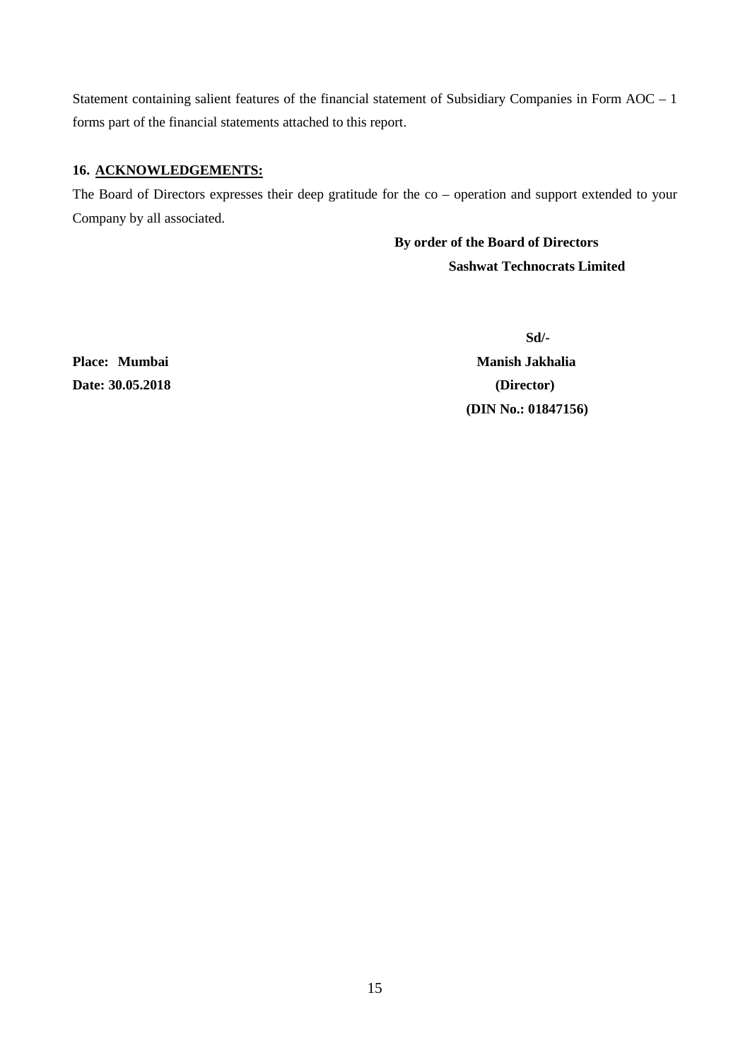Statement containing salient features of the financial statement of Subsidiary Companies in Form AOC – 1 forms part of the financial statements attached to this report.

## 16. ACKNOWLEDGEMENTS:

The Board of Directors expresses their deep gratitude for the co – operation and support extended to your Company by all associated.

**By order of the Board of Directors**
**Sashwat Technocrats Limited**

**Sd/-**
**Manish Jakhalia**
**(Director)**
**(DIN No.: 01847156)**

**Place: Mumbai**
**Date: 30.05.2018**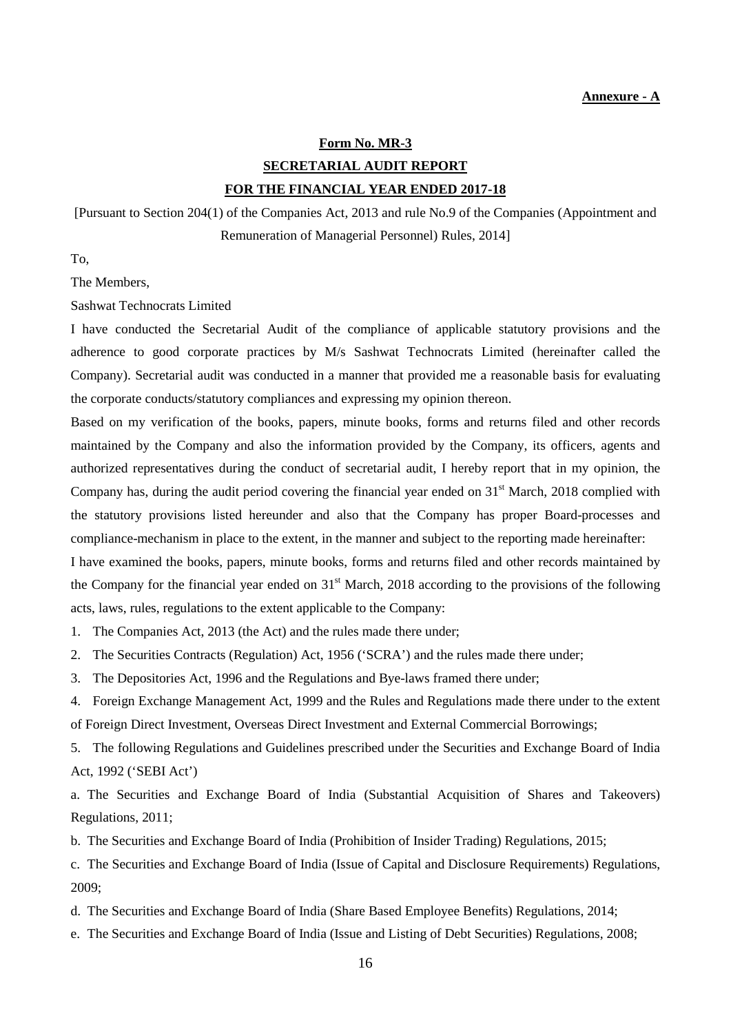**Annexure - A**

## Form No. MR-3

## SECRETARIAL AUDIT REPORT

## FOR THE FINANCIAL YEAR ENDED 2017-18

[Pursuant to Section 204(1) of the Companies Act, 2013 and rule No.9 of the Companies (Appointment and Remuneration of Managerial Personnel) Rules, 2014]

To,

The Members,

Sashwat Technocrats Limited

I have conducted the Secretarial Audit of the compliance of applicable statutory provisions and the adherence to good corporate practices by M/s Sashwat Technocrats Limited (hereinafter called the Company). Secretarial audit was conducted in a manner that provided me a reasonable basis for evaluating the corporate conducts/statutory compliances and expressing my opinion thereon.

Based on my verification of the books, papers, minute books, forms and returns filed and other records maintained by the Company and also the information provided by the Company, its officers, agents and authorized representatives during the conduct of secretarial audit, I hereby report that in my opinion, the Company has, during the audit period covering the financial year ended on 31st March, 2018 complied with the statutory provisions listed hereunder and also that the Company has proper Board-processes and compliance-mechanism in place to the extent, in the manner and subject to the reporting made hereinafter:

I have examined the books, papers, minute books, forms and returns filed and other records maintained by the Company for the financial year ended on 31st March, 2018 according to the provisions of the following acts, laws, rules, regulations to the extent applicable to the Company:

1. The Companies Act, 2013 (the Act) and the rules made there under;
2. The Securities Contracts (Regulation) Act, 1956 ('SCRA') and the rules made there under;
3. The Depositories Act, 1996 and the Regulations and Bye-laws framed there under;
4. Foreign Exchange Management Act, 1999 and the Rules and Regulations made there under to the extent of Foreign Direct Investment, Overseas Direct Investment and External Commercial Borrowings;
5. The following Regulations and Guidelines prescribed under the Securities and Exchange Board of India Act, 1992 ('SEBI Act')

a. The Securities and Exchange Board of India (Substantial Acquisition of Shares and Takeovers) Regulations, 2011;

b. The Securities and Exchange Board of India (Prohibition of Insider Trading) Regulations, 2015;

c. The Securities and Exchange Board of India (Issue of Capital and Disclosure Requirements) Regulations, 2009;

d. The Securities and Exchange Board of India (Share Based Employee Benefits) Regulations, 2014;

e. The Securities and Exchange Board of India (Issue and Listing of Debt Securities) Regulations, 2008;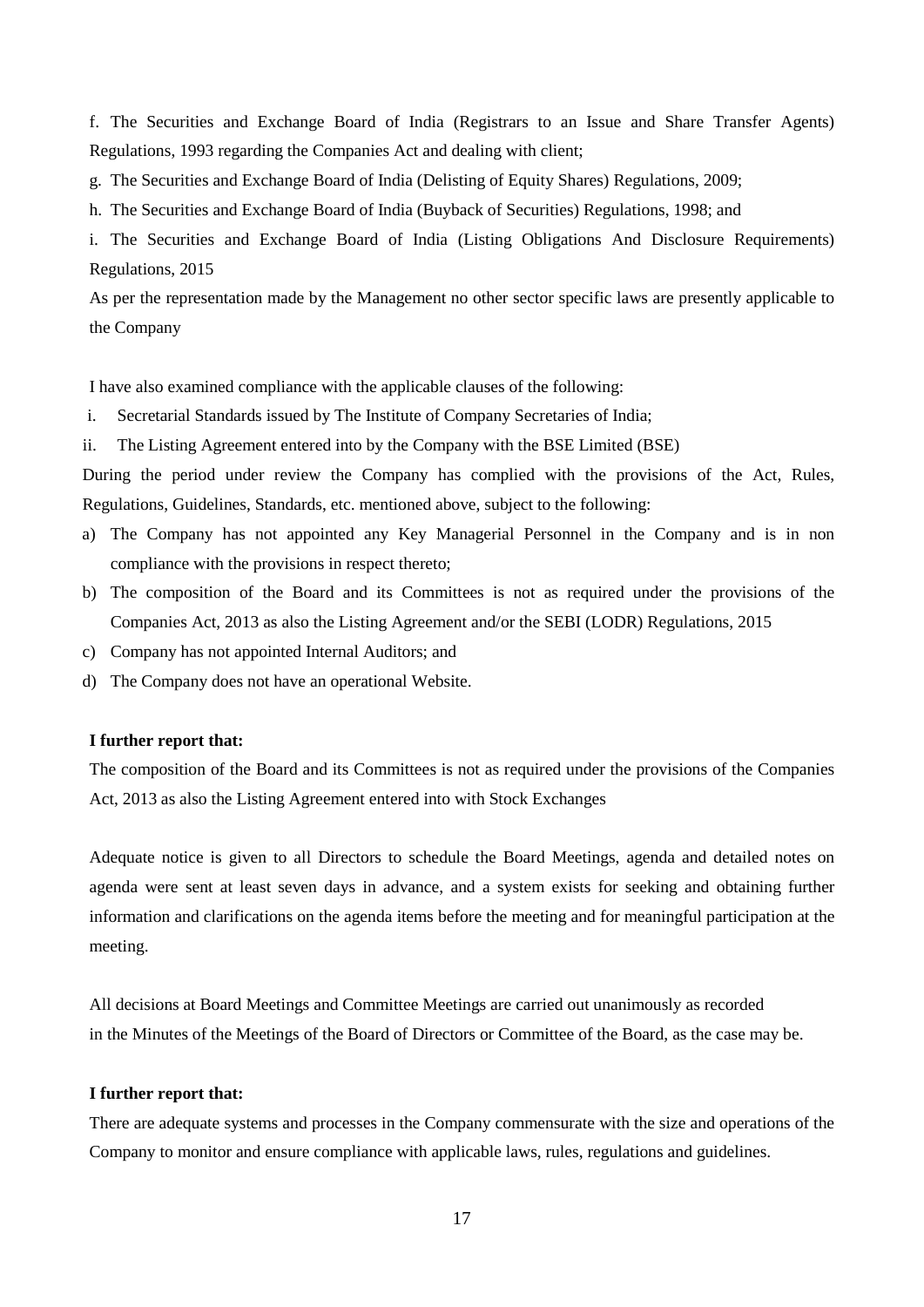f. The Securities and Exchange Board of India (Registrars to an Issue and Share Transfer Agents) Regulations, 1993 regarding the Companies Act and dealing with client;

g. The Securities and Exchange Board of India (Delisting of Equity Shares) Regulations, 2009;

h. The Securities and Exchange Board of India (Buyback of Securities) Regulations, 1998; and

i. The Securities and Exchange Board of India (Listing Obligations And Disclosure Requirements) Regulations, 2015

As per the representation made by the Management no other sector specific laws are presently applicable to the Company

I have also examined compliance with the applicable clauses of the following:

i. Secretarial Standards issued by The Institute of Company Secretaries of India;

ii. The Listing Agreement entered into by the Company with the BSE Limited (BSE)

During the period under review the Company has complied with the provisions of the Act, Rules, Regulations, Guidelines, Standards, etc. mentioned above, subject to the following:

a) The Company has not appointed any Key Managerial Personnel in the Company and is in non compliance with the provisions in respect thereto;

b) The composition of the Board and its Committees is not as required under the provisions of the Companies Act, 2013 as also the Listing Agreement and/or the SEBI (LODR) Regulations, 2015

c) Company has not appointed Internal Auditors; and

d) The Company does not have an operational Website.

**I further report that:**

The composition of the Board and its Committees is not as required under the provisions of the Companies Act, 2013 as also the Listing Agreement entered into with Stock Exchanges

Adequate notice is given to all Directors to schedule the Board Meetings, agenda and detailed notes on agenda were sent at least seven days in advance, and a system exists for seeking and obtaining further information and clarifications on the agenda items before the meeting and for meaningful participation at the meeting.

All decisions at Board Meetings and Committee Meetings are carried out unanimously as recorded in the Minutes of the Meetings of the Board of Directors or Committee of the Board, as the case may be.

**I further report that:**

There are adequate systems and processes in the Company commensurate with the size and operations of the Company to monitor and ensure compliance with applicable laws, rules, regulations and guidelines.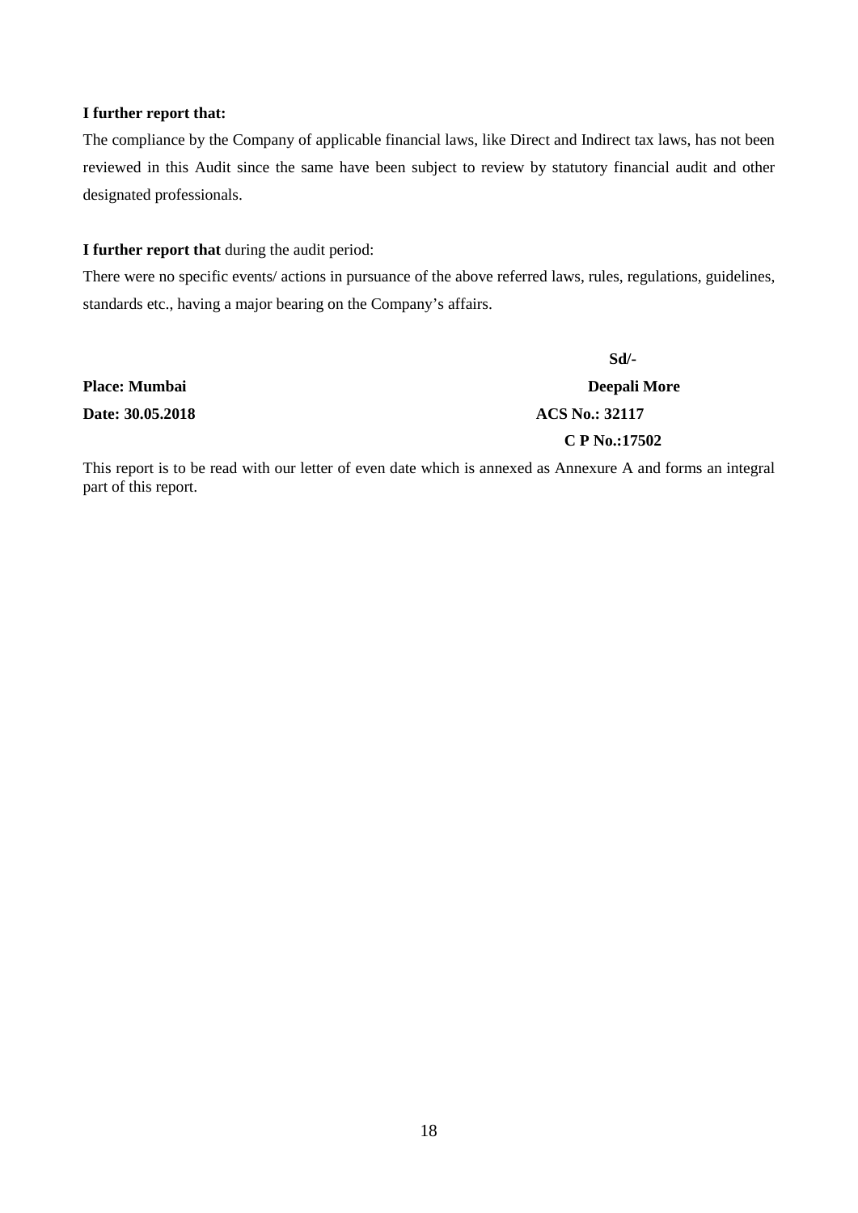**I further report that:**

The compliance by the Company of applicable financial laws, like Direct and Indirect tax laws, has not been reviewed in this Audit since the same have been subject to review by statutory financial audit and other designated professionals.

**I further report that** during the audit period:

There were no specific events/ actions in pursuance of the above referred laws, rules, regulations, guidelines, standards etc., having a major bearing on the Company's affairs.

**Sd/-**

**Place: Mumbai** **Deepali More**

**Date: 30.05.2018** **ACS No.: 32117**

**C P No.:17502**

This report is to be read with our letter of even date which is annexed as Annexure A and forms an integral part of this report.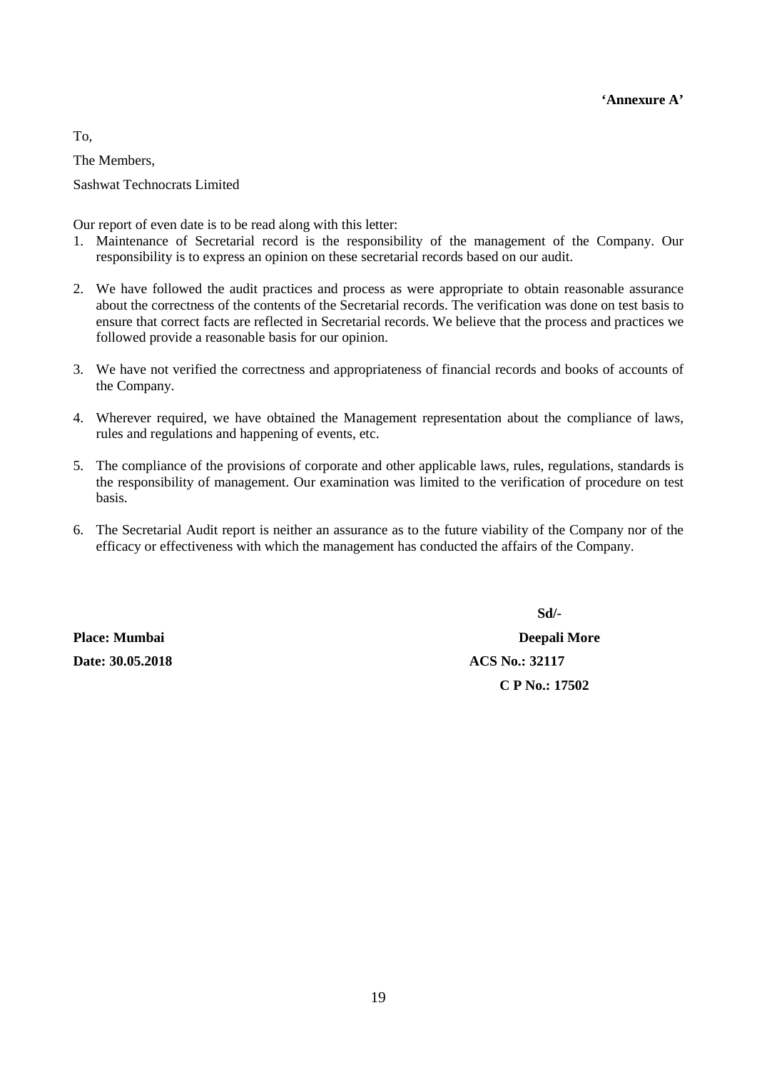**'Annexure A'**

To,

The Members,

Sashwat Technocrats Limited

Our report of even date is to be read along with this letter:

1. Maintenance of Secretarial record is the responsibility of the management of the Company. Our responsibility is to express an opinion on these secretarial records based on our audit.

2. We have followed the audit practices and process as were appropriate to obtain reasonable assurance about the correctness of the contents of the Secretarial records. The verification was done on test basis to ensure that correct facts are reflected in Secretarial records. We believe that the process and practices we followed provide a reasonable basis for our opinion.

3. We have not verified the correctness and appropriateness of financial records and books of accounts of the Company.

4. Wherever required, we have obtained the Management representation about the compliance of laws, rules and regulations and happening of events, etc.

5. The compliance of the provisions of corporate and other applicable laws, rules, regulations, standards is the responsibility of management. Our examination was limited to the verification of procedure on test basis.

6. The Secretarial Audit report is neither an assurance as to the future viability of the Company nor of the efficacy or effectiveness with which the management has conducted the affairs of the Company.

**Sd/-**

**Place: Mumbai**

**Date: 30.05.2018**

**Deepali More**

**ACS No.: 32117**

**C P No.: 17502**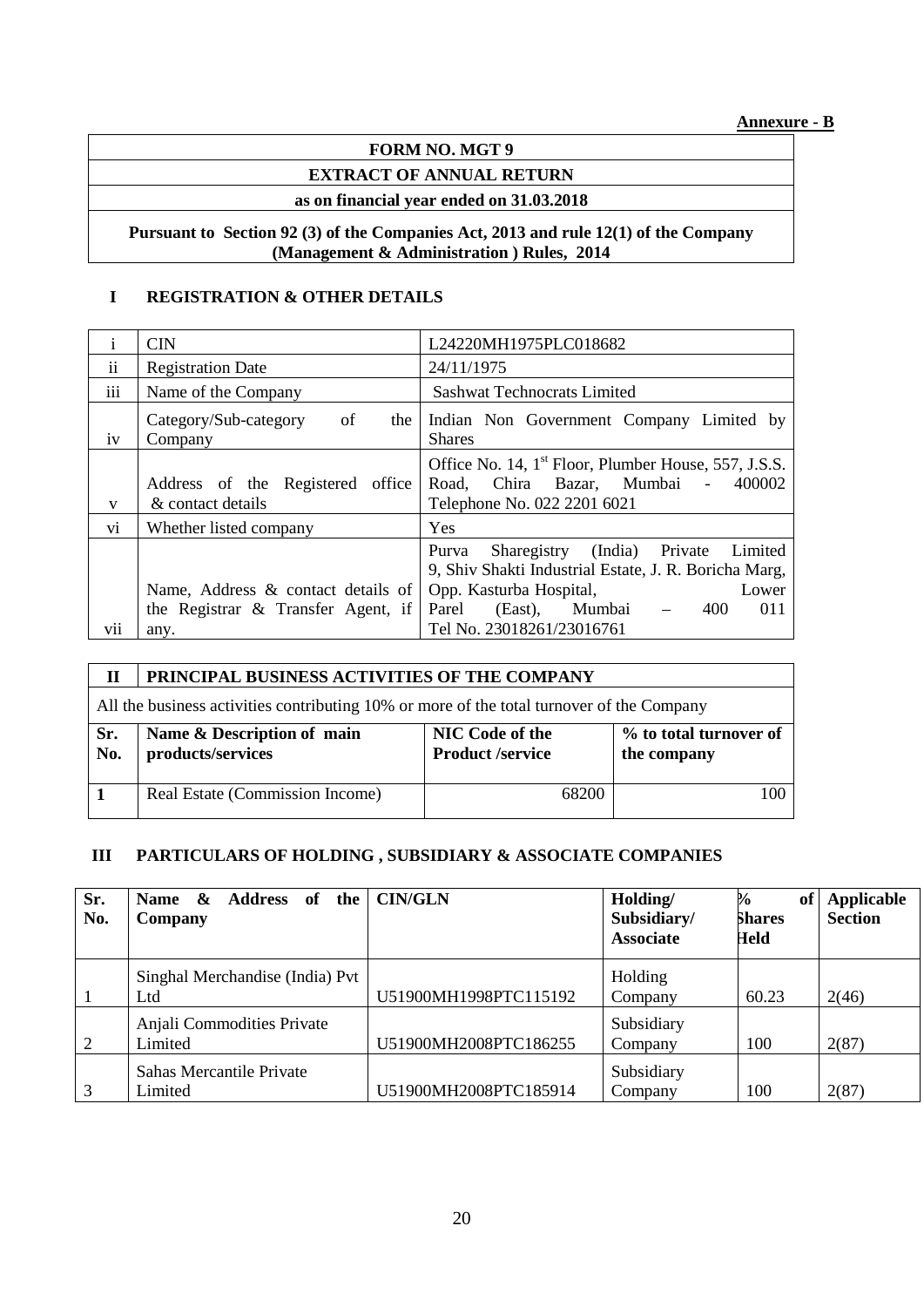**Annexure - B**

| FORM NO. MGT 9 |
|---|
| EXTRACT OF ANNUAL RETURN |
| as on financial year ended on 31.03.2018 |
| Pursuant to Section 92 (3) of the Companies Act, 2013 and rule 12(1) of the Company (Management & Administration ) Rules, 2014 |

## I REGISTRATION & OTHER DETAILS

| | | |
|---|---|---|
| i | CIN | L24220MH1975PLC018682 |
| ii | Registration Date | 24/11/1975 |
| iii | Name of the Company | Sashwat Technocrats Limited |
| iv | Category/Sub-category of the Company | Indian Non Government Company Limited by Shares |
| v | Address of the Registered office & contact details | Office No. 14, 1st Floor, Plumber House, 557, J.S.S. Road, Chira Bazar, Mumbai - 400002 Telephone No. 022 2201 6021 |
| vi | Whether listed company | Yes |
| vii | Name, Address & contact details of the Registrar & Transfer Agent, if any. | Purva Sharegistry (India) Private Limited 9, Shiv Shakti Industrial Estate, J. R. Boricha Marg, Opp. Kasturba Hospital, Lower Parel (East), Mumbai – 400 011 Tel No. 23018261/23016761 |

## II PRINCIPAL BUSINESS ACTIVITIES OF THE COMPANY

All the business activities contributing 10% or more of the total turnover of the Company

| Sr. No. | Name & Description of main products/services | NIC Code of the Product /service | % to total turnover of the company |
|---|---|---|---|
| 1 | Real Estate (Commission Income) | 68200 | 100 |

## III PARTICULARS OF HOLDING , SUBSIDIARY & ASSOCIATE COMPANIES

| Sr. No. | Name & Address of the Company | CIN/GLN | Holding/ Subsidiary/ Associate | % of Shares Held | Applicable Section |
|---|---|---|---|---|---|
| 1 | Singhal Merchandise (India) Pvt Ltd | U51900MH1998PTC115192 | Holding Company | 60.23 | 2(46) |
| 2 | Anjali Commodities Private Limited | U51900MH2008PTC186255 | Subsidiary Company | 100 | 2(87) |
| 3 | Sahas Mercantile Private Limited | U51900MH2008PTC185914 | Subsidiary Company | 100 | 2(87) |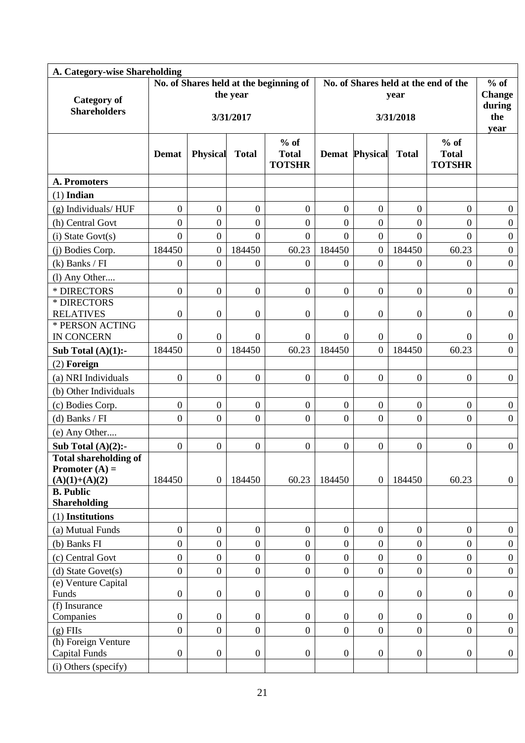| A. Category-wise Shareholding | | | | | | | | | |
|---|---|---|---|---|---|---|---|---|---|
| **Category of Shareholders** | **No. of Shares held at the beginning of the year 3/31/2017** | | | | **No. of Shares held at the end of the year 3/31/2018** | | | | **% of Change during the year** |
| | **Demat** | **Physical** | **Total** | **% of Total TOTSHR** | **Demat** | **Physical** | **Total** | **% of Total TOTSHR** | |
| **A. Promoters** | | | | | | | | | |
| (1) **Indian** | | | | | | | | | |
| (g) Individuals/ HUF | 0 | 0 | 0 | 0 | 0 | 0 | 0 | 0 | 0 |
| (h) Central Govt | 0 | 0 | 0 | 0 | 0 | 0 | 0 | 0 | 0 |
| (i) State Govt(s) | 0 | 0 | 0 | 0 | 0 | 0 | 0 | 0 | 0 |
| (j) Bodies Corp. | 184450 | 0 | 184450 | 60.23 | 184450 | 0 | 184450 | 60.23 | 0 |
| (k) Banks / FI | 0 | 0 | 0 | 0 | 0 | 0 | 0 | 0 | 0 |
| (l) Any Other.... | | | | | | | | | |
| * DIRECTORS | 0 | 0 | 0 | 0 | 0 | 0 | 0 | 0 | 0 |
| * DIRECTORS RELATIVES | 0 | 0 | 0 | 0 | 0 | 0 | 0 | 0 | 0 |
| * PERSON ACTING IN CONCERN | 0 | 0 | 0 | 0 | 0 | 0 | 0 | 0 | 0 |
| **Sub Total (A)(1):-** | 184450 | 0 | 184450 | 60.23 | 184450 | 0 | 184450 | 60.23 | 0 |
| (2) **Foreign** | | | | | | | | | |
| (a) NRI Individuals | 0 | 0 | 0 | 0 | 0 | 0 | 0 | 0 | 0 |
| (b) Other Individuals | | | | | | | | | |
| (c) Bodies Corp. | 0 | 0 | 0 | 0 | 0 | 0 | 0 | 0 | 0 |
| (d) Banks / FI | 0 | 0 | 0 | 0 | 0 | 0 | 0 | 0 | 0 |
| (e) Any Other.... | | | | | | | | | |
| **Sub Total (A)(2):-** | 0 | 0 | 0 | 0 | 0 | 0 | 0 | 0 | 0 |
| **Total shareholding of Promoter (A) = (A)(1)+(A)(2)** | 184450 | 0 | 184450 | 60.23 | 184450 | 0 | 184450 | 60.23 | 0 |
| **B. Public Shareholding** | | | | | | | | | |
| (1) **Institutions** | | | | | | | | | |
| (a) Mutual Funds | 0 | 0 | 0 | 0 | 0 | 0 | 0 | 0 | 0 |
| (b) Banks FI | 0 | 0 | 0 | 0 | 0 | 0 | 0 | 0 | 0 |
| (c) Central Govt | 0 | 0 | 0 | 0 | 0 | 0 | 0 | 0 | 0 |
| (d) State Govet(s) | 0 | 0 | 0 | 0 | 0 | 0 | 0 | 0 | 0 |
| (e) Venture Capital Funds | 0 | 0 | 0 | 0 | 0 | 0 | 0 | 0 | 0 |
| (f) Insurance Companies | 0 | 0 | 0 | 0 | 0 | 0 | 0 | 0 | 0 |
| (g) FIIs | 0 | 0 | 0 | 0 | 0 | 0 | 0 | 0 | 0 |
| (h) Foreign Venture Capital Funds | 0 | 0 | 0 | 0 | 0 | 0 | 0 | 0 | 0 |
| (i) Others (specify) | | | | | | | | | |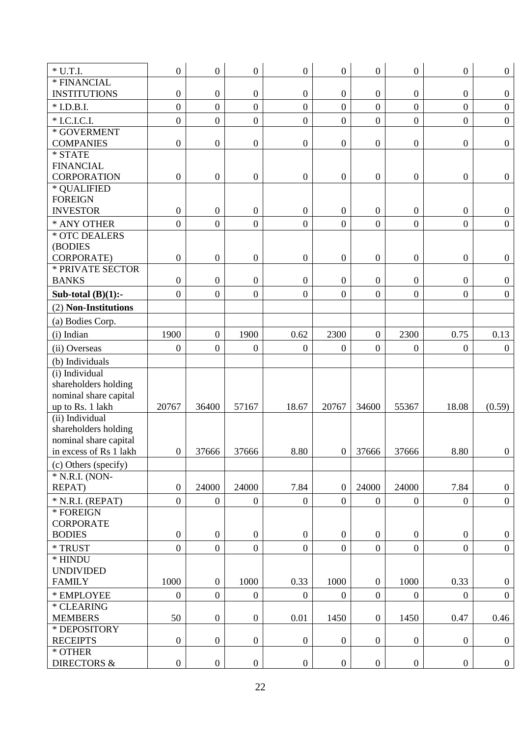| * U.T.I. | 0 | 0 | 0 | 0 | 0 | 0 | 0 | 0 | 0 |
|---|---|---|---|---|---|---|---|---|---|
| * FINANCIAL INSTITUTIONS | 0 | 0 | 0 | 0 | 0 | 0 | 0 | 0 | 0 |
| * I.D.B.I. | 0 | 0 | 0 | 0 | 0 | 0 | 0 | 0 | 0 |
| * I.C.I.C.I. | 0 | 0 | 0 | 0 | 0 | 0 | 0 | 0 | 0 |
| * GOVERMENT COMPANIES | 0 | 0 | 0 | 0 | 0 | 0 | 0 | 0 | 0 |
| * STATE FINANCIAL CORPORATION | 0 | 0 | 0 | 0 | 0 | 0 | 0 | 0 | 0 |
| * QUALIFIED FOREIGN INVESTOR | 0 | 0 | 0 | 0 | 0 | 0 | 0 | 0 | 0 |
| * ANY OTHER | 0 | 0 | 0 | 0 | 0 | 0 | 0 | 0 | 0 |
| * OTC DEALERS (BODIES CORPORATE) | 0 | 0 | 0 | 0 | 0 | 0 | 0 | 0 | 0 |
| * PRIVATE SECTOR BANKS | 0 | 0 | 0 | 0 | 0 | 0 | 0 | 0 | 0 |
| **Sub-total (B)(1):-** | 0 | 0 | 0 | 0 | 0 | 0 | 0 | 0 | 0 |
| (2) **Non-Institutions** | | | | | | | | | |
| (a) Bodies Corp. | | | | | | | | | |
| (i) Indian | 1900 | 0 | 1900 | 0.62 | 2300 | 0 | 2300 | 0.75 | 0.13 |
| (ii) Overseas | 0 | 0 | 0 | 0 | 0 | 0 | 0 | 0 | 0 |
| (b) Individuals | | | | | | | | | |
| (i) Individual shareholders holding nominal share capital up to Rs. 1 lakh | 20767 | 36400 | 57167 | 18.67 | 20767 | 34600 | 55367 | 18.08 | (0.59) |
| (ii) Individual shareholders holding nominal share capital in excess of Rs 1 lakh | 0 | 37666 | 37666 | 8.80 | 0 | 37666 | 37666 | 8.80 | 0 |
| (c) Others (specify) | | | | | | | | | |
| * N.R.I. (NON-REPAT) | 0 | 24000 | 24000 | 7.84 | 0 | 24000 | 24000 | 7.84 | 0 |
| * N.R.I. (REPAT) | 0 | 0 | 0 | 0 | 0 | 0 | 0 | 0 | 0 |
| * FOREIGN CORPORATE BODIES | 0 | 0 | 0 | 0 | 0 | 0 | 0 | 0 | 0 |
| * TRUST | 0 | 0 | 0 | 0 | 0 | 0 | 0 | 0 | 0 |
| * HINDU UNDIVIDED FAMILY | 1000 | 0 | 1000 | 0.33 | 1000 | 0 | 1000 | 0.33 | 0 |
| * EMPLOYEE | 0 | 0 | 0 | 0 | 0 | 0 | 0 | 0 | 0 |
| * CLEARING MEMBERS | 50 | 0 | 0 | 0.01 | 1450 | 0 | 1450 | 0.47 | 0.46 |
| * DEPOSITORY RECEIPTS | 0 | 0 | 0 | 0 | 0 | 0 | 0 | 0 | 0 |
| * OTHER DIRECTORS & | 0 | 0 | 0 | 0 | 0 | 0 | 0 | 0 | 0 |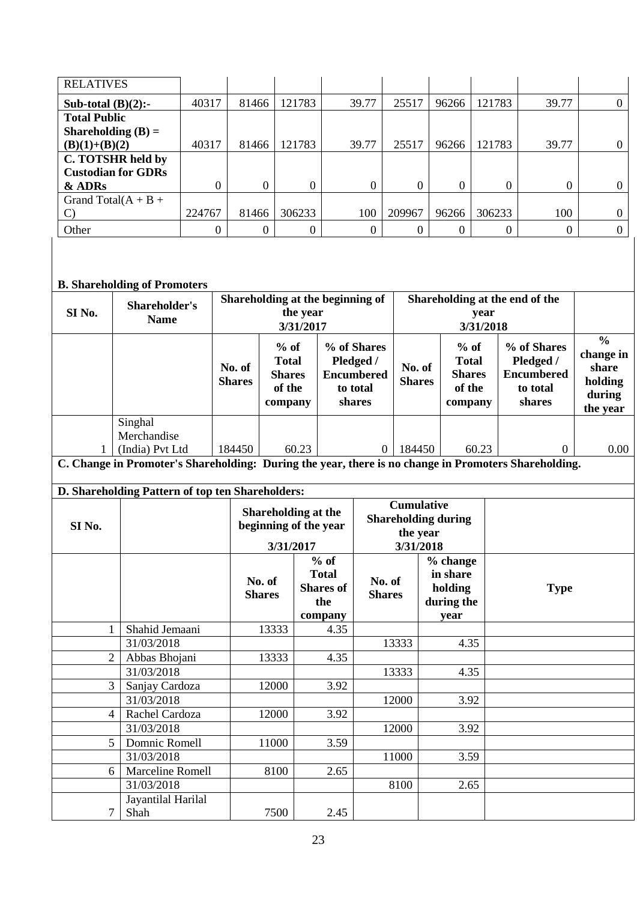| RELATIVES | | | | | | | | | |
|---|---|---|---|---|---|---|---|---|---|
| **Sub-total (B)(2):-** | 40317 | 81466 | 121783 | 39.77 | 25517 | 96266 | 121783 | 39.77 | 0 |
| **Total Public Shareholding (B) = (B)(1)+(B)(2)** | 40317 | 81466 | 121783 | 39.77 | 25517 | 96266 | 121783 | 39.77 | 0 |
| **C. TOTSHR held by Custodian for GDRs & ADRs** | 0 | 0 | 0 | 0 | 0 | 0 | 0 | 0 | 0 |
| Grand Total(A + B + C) | 224767 | 81466 | 306233 | 100 | 209967 | 96266 | 306233 | 100 | 0 |
| Other | 0 | 0 | 0 | 0 | 0 | 0 | 0 | 0 | 0 |

**B. Shareholding of Promoters**

| SI No. | Shareholder's Name | Shareholding at the beginning of the year 3/31/2017 | | | Shareholding at the end of the year 3/31/2018 | | | |
|---|---|---|---|---|---|---|---|---|
| | | No. of Shares | % of Total Shares of the company | % of Shares Pledged / Encumbered to total shares | No. of Shares | % of Total Shares of the company | % of Shares Pledged / Encumbered to total shares | % change in share holding during the year |
| 1 | Singhal Merchandise (India) Pvt Ltd | 184450 | 60.23 | 0 | 184450 | 60.23 | 0 | 0.00 |

**C. Change in Promoter's Shareholding: During the year, there is no change in Promoters Shareholding.**

**D. Shareholding Pattern of top ten Shareholders:**

| SI No. | | Shareholding at the beginning of the year 3/31/2017 | | Cumulative Shareholding during the year 3/31/2018 | | |
|---|---|---|---|---|---|---|
| | | No. of Shares | % of Total Shares of the company | No. of Shares | % change in share holding during the year | Type |
| 1 | Shahid Jemaani | 13333 | 4.35 | | | |
| | 31/03/2018 | | | 13333 | 4.35 | |
| 2 | Abbas Bhojani | 13333 | 4.35 | | | |
| | 31/03/2018 | | | 13333 | 4.35 | |
| 3 | Sanjay Cardoza | 12000 | 3.92 | | | |
| | 31/03/2018 | | | 12000 | 3.92 | |
| 4 | Rachel Cardoza | 12000 | 3.92 | | | |
| | 31/03/2018 | | | 12000 | 3.92 | |
| 5 | Domnic Romell | 11000 | 3.59 | | | |
| | 31/03/2018 | | | 11000 | 3.59 | |
| 6 | Marceline Romell | 8100 | 2.65 | | | |
| | 31/03/2018 | | | 8100 | 2.65 | |
| 7 | Jayantilal Harilal Shah | 7500 | 2.45 | | | |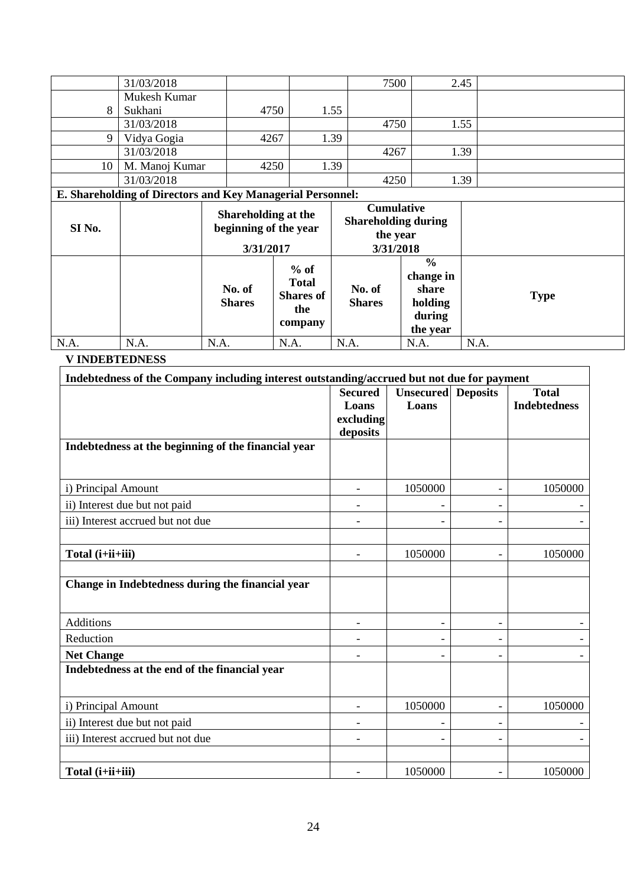|  | 31/03/2018 |  |  | 7500 | 2.45 |  |
|---|---|---|---|---|---|---|
| 8 | Mukesh Kumar Sukhani | 4750 | 1.55 |  |  |  |
|  | 31/03/2018 |  |  | 4750 | 1.55 |  |
| 9 | Vidya Gogia | 4267 | 1.39 |  |  |  |
|  | 31/03/2018 |  |  | 4267 | 1.39 |  |
| 10 | M. Manoj Kumar | 4250 | 1.39 |  |  |  |
|  | 31/03/2018 |  |  | 4250 | 1.39 |  |

**E. Shareholding of Directors and Key Managerial Personnel:**

| SI No. |  | Shareholding at the beginning of the year 3/31/2017 |  | Cumulative Shareholding during the year 3/31/2018 |  |  |
|---|---|---|---|---|---|---|
|  |  | No. of Shares | % of Total Shares of the company | No. of Shares | % change in share holding during the year | Type |
| N.A. | N.A. | N.A. | N.A. | N.A. | N.A. | N.A. |

**V INDEBTEDNESS**

| Indebtedness of the Company including interest outstanding/accrued but not due for payment |  |  |  |  |
|---|---|---|---|---|
|  | **Secured Loans excluding deposits** | **Unsecured Loans** | **Deposits** | **Total Indebtedness** |
| **Indebtedness at the beginning of the financial year** |  |  |  |  |
| i) Principal Amount | - | 1050000 | - | 1050000 |
| ii) Interest due but not paid | - | - | - | - |
| iii) Interest accrued but not due | - | - | - | - |
|  |  |  |  |  |
| **Total (i+ii+iii)** | - | 1050000 | - | 1050000 |
|  |  |  |  |  |
| **Change in Indebtedness during the financial year** |  |  |  |  |
| Additions | - | - | - | - |
| Reduction | - | - | - | - |
| **Net Change** | - | - | - | - |
| **Indebtedness at the end of the financial year** |  |  |  |  |
| i) Principal Amount | - | 1050000 | - | 1050000 |
| ii) Interest due but not paid | - | - | - | - |
| iii) Interest accrued but not due | - | - | - | - |
|  |  |  |  |  |
| **Total (i+ii+iii)** | - | 1050000 | - | 1050000 |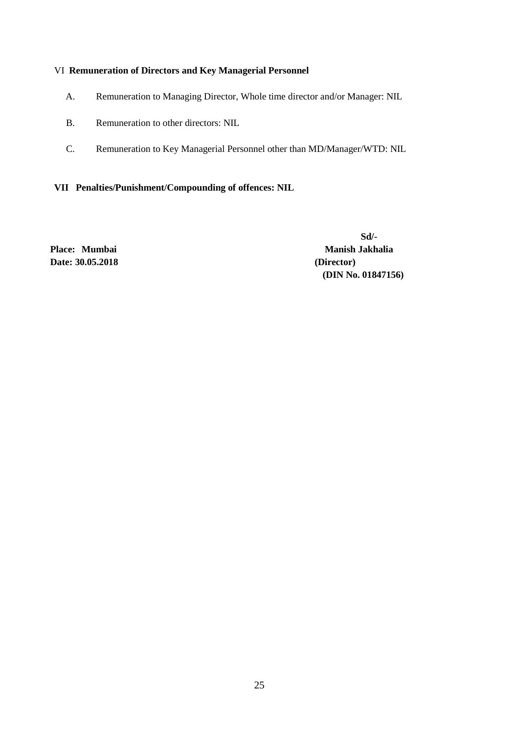### VI **Remuneration of Directors and Key Managerial Personnel**

A. Remuneration to Managing Director, Whole time director and/or Manager: NIL

B. Remuneration to other directors: NIL

C. Remuneration to Key Managerial Personnel other than MD/Manager/WTD: NIL

### VII **Penalties/Punishment/Compounding of offences: NIL**

**Sd/-**

**Place: Mumbai** **Manish Jakhalia**

**Date: 30.05.2018** **(Director)**

**(DIN No. 01847156)**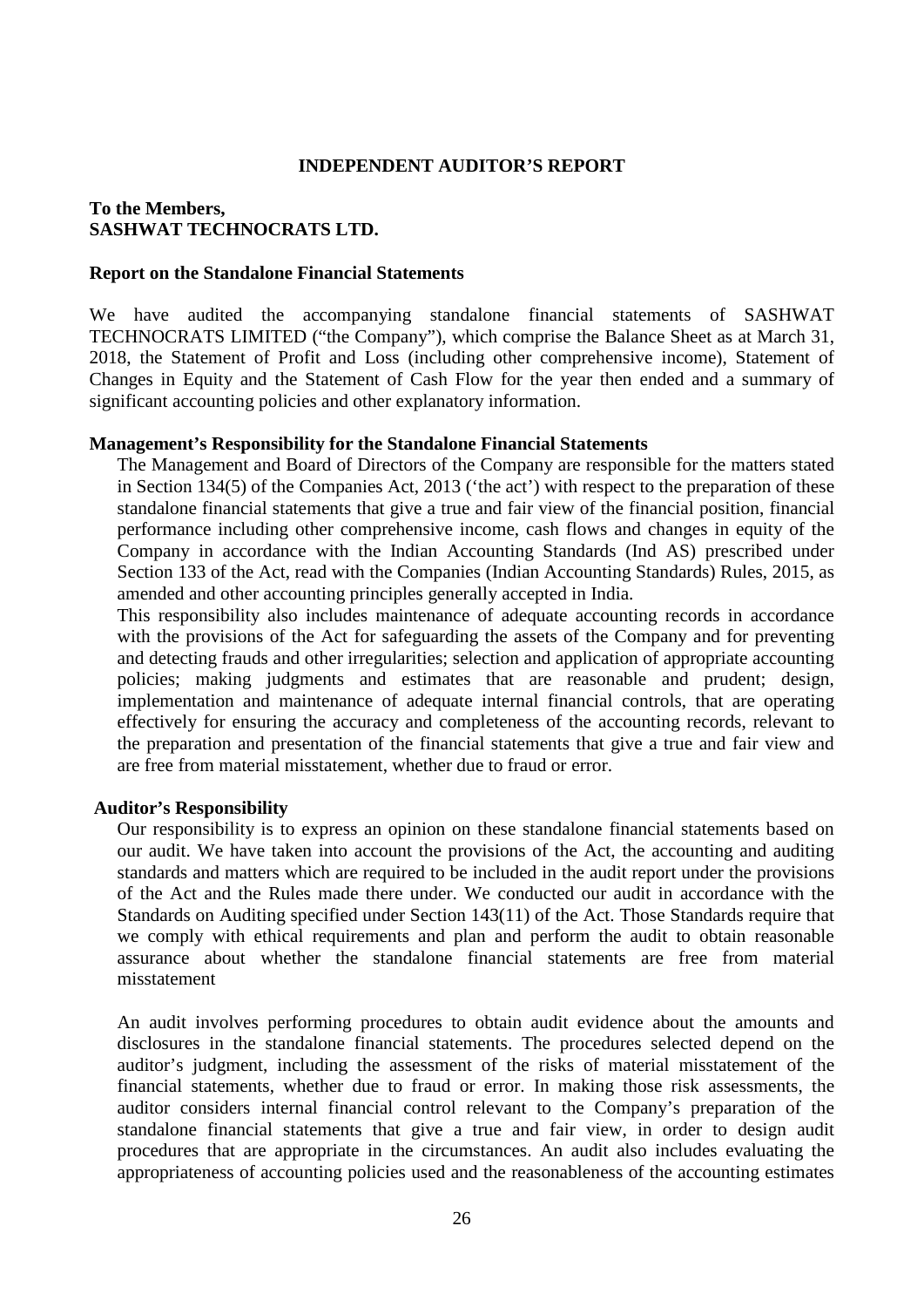# INDEPENDENT AUDITOR'S REPORT

**To the Members,**
**SASHWAT TECHNOCRATS LTD.**

## Report on the Standalone Financial Statements

We have audited the accompanying standalone financial statements of SASHWAT TECHNOCRATS LIMITED ("the Company"), which comprise the Balance Sheet as at March 31, 2018, the Statement of Profit and Loss (including other comprehensive income), Statement of Changes in Equity and the Statement of Cash Flow for the year then ended and a summary of significant accounting policies and other explanatory information.

## Management's Responsibility for the Standalone Financial Statements

The Management and Board of Directors of the Company are responsible for the matters stated in Section 134(5) of the Companies Act, 2013 ('the act') with respect to the preparation of these standalone financial statements that give a true and fair view of the financial position, financial performance including other comprehensive income, cash flows and changes in equity of the Company in accordance with the Indian Accounting Standards (Ind AS) prescribed under Section 133 of the Act, read with the Companies (Indian Accounting Standards) Rules, 2015, as amended and other accounting principles generally accepted in India.

This responsibility also includes maintenance of adequate accounting records in accordance with the provisions of the Act for safeguarding the assets of the Company and for preventing and detecting frauds and other irregularities; selection and application of appropriate accounting policies; making judgments and estimates that are reasonable and prudent; design, implementation and maintenance of adequate internal financial controls, that are operating effectively for ensuring the accuracy and completeness of the accounting records, relevant to the preparation and presentation of the financial statements that give a true and fair view and are free from material misstatement, whether due to fraud or error.

## Auditor's Responsibility

Our responsibility is to express an opinion on these standalone financial statements based on our audit. We have taken into account the provisions of the Act, the accounting and auditing standards and matters which are required to be included in the audit report under the provisions of the Act and the Rules made there under. We conducted our audit in accordance with the Standards on Auditing specified under Section 143(11) of the Act. Those Standards require that we comply with ethical requirements and plan and perform the audit to obtain reasonable assurance about whether the standalone financial statements are free from material misstatement

An audit involves performing procedures to obtain audit evidence about the amounts and disclosures in the standalone financial statements. The procedures selected depend on the auditor's judgment, including the assessment of the risks of material misstatement of the financial statements, whether due to fraud or error. In making those risk assessments, the auditor considers internal financial control relevant to the Company's preparation of the standalone financial statements that give a true and fair view, in order to design audit procedures that are appropriate in the circumstances. An audit also includes evaluating the appropriateness of accounting policies used and the reasonableness of the accounting estimates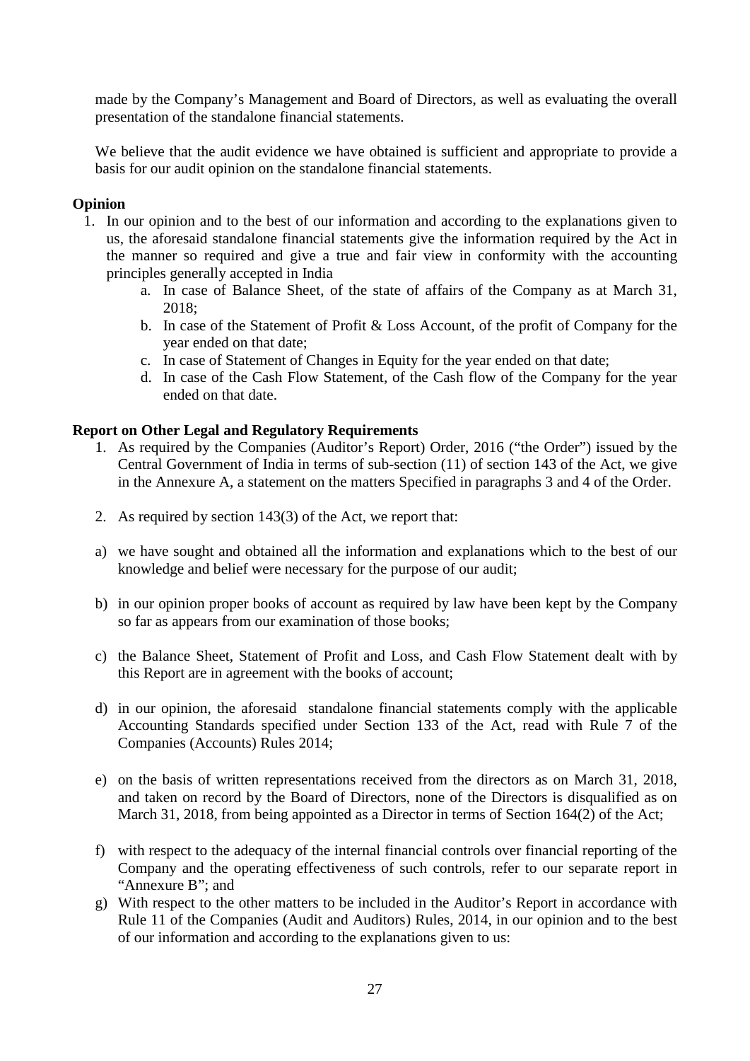made by the Company's Management and Board of Directors, as well as evaluating the overall presentation of the standalone financial statements.

We believe that the audit evidence we have obtained is sufficient and appropriate to provide a basis for our audit opinion on the standalone financial statements.

**Opinion**

1. In our opinion and to the best of our information and according to the explanations given to us, the aforesaid standalone financial statements give the information required by the Act in the manner so required and give a true and fair view in conformity with the accounting principles generally accepted in India
   a. In case of Balance Sheet, of the state of affairs of the Company as at March 31, 2018;
   b. In case of the Statement of Profit & Loss Account, of the profit of Company for the year ended on that date;
   c. In case of Statement of Changes in Equity for the year ended on that date;
   d. In case of the Cash Flow Statement, of the Cash flow of the Company for the year ended on that date.

**Report on Other Legal and Regulatory Requirements**

1. As required by the Companies (Auditor's Report) Order, 2016 ("the Order") issued by the Central Government of India in terms of sub-section (11) of section 143 of the Act, we give in the Annexure A, a statement on the matters Specified in paragraphs 3 and 4 of the Order.

2. As required by section 143(3) of the Act, we report that:

a) we have sought and obtained all the information and explanations which to the best of our knowledge and belief were necessary for the purpose of our audit;

b) in our opinion proper books of account as required by law have been kept by the Company so far as appears from our examination of those books;

c) the Balance Sheet, Statement of Profit and Loss, and Cash Flow Statement dealt with by this Report are in agreement with the books of account;

d) in our opinion, the aforesaid standalone financial statements comply with the applicable Accounting Standards specified under Section 133 of the Act, read with Rule 7 of the Companies (Accounts) Rules 2014;

e) on the basis of written representations received from the directors as on March 31, 2018, and taken on record by the Board of Directors, none of the Directors is disqualified as on March 31, 2018, from being appointed as a Director in terms of Section 164(2) of the Act;

f) with respect to the adequacy of the internal financial controls over financial reporting of the Company and the operating effectiveness of such controls, refer to our separate report in "Annexure B"; and

g) With respect to the other matters to be included in the Auditor's Report in accordance with Rule 11 of the Companies (Audit and Auditors) Rules, 2014, in our opinion and to the best of our information and according to the explanations given to us: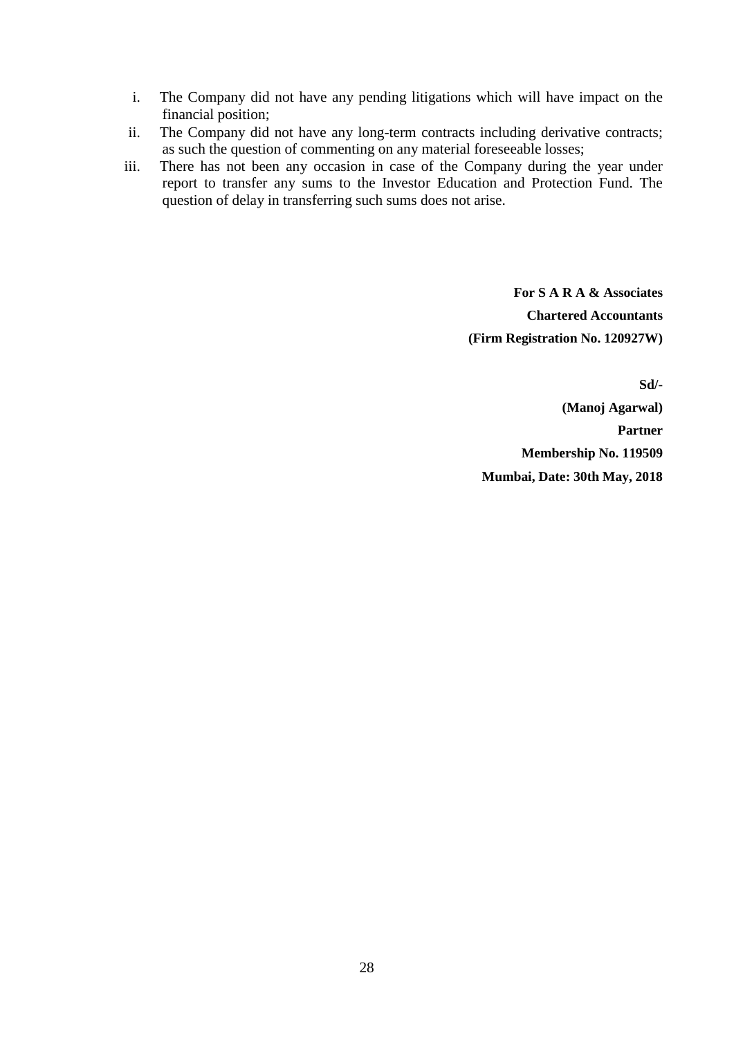i. The Company did not have any pending litigations which will have impact on the financial position;
ii. The Company did not have any long-term contracts including derivative contracts; as such the question of commenting on any material foreseeable losses;
iii. There has not been any occasion in case of the Company during the year under report to transfer any sums to the Investor Education and Protection Fund. The question of delay in transferring such sums does not arise.

**For S A R A & Associates**

**Chartered Accountants**

**(Firm Registration No. 120927W)**

**Sd/-**

**(Manoj Agarwal)**

**Partner**

**Membership No. 119509**

**Mumbai, Date: 30th May, 2018**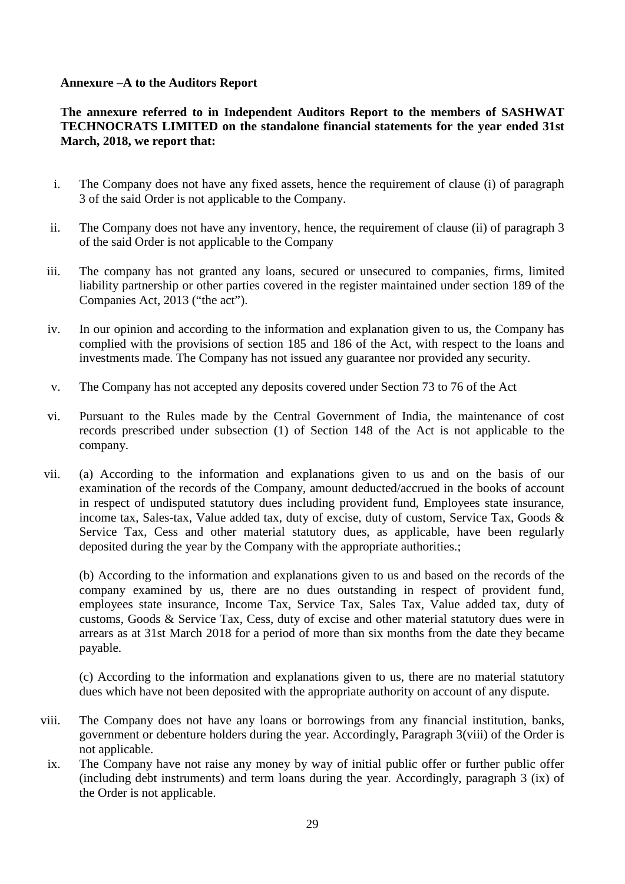**Annexure –A to the Auditors Report**

**The annexure referred to in Independent Auditors Report to the members of SASHWAT TECHNOCRATS LIMITED on the standalone financial statements for the year ended 31st March, 2018, we report that:**

i. The Company does not have any fixed assets, hence the requirement of clause (i) of paragraph 3 of the said Order is not applicable to the Company.

ii. The Company does not have any inventory, hence, the requirement of clause (ii) of paragraph 3 of the said Order is not applicable to the Company

iii. The company has not granted any loans, secured or unsecured to companies, firms, limited liability partnership or other parties covered in the register maintained under section 189 of the Companies Act, 2013 ("the act").

iv. In our opinion and according to the information and explanation given to us, the Company has complied with the provisions of section 185 and 186 of the Act, with respect to the loans and investments made. The Company has not issued any guarantee nor provided any security.

v. The Company has not accepted any deposits covered under Section 73 to 76 of the Act

vi. Pursuant to the Rules made by the Central Government of India, the maintenance of cost records prescribed under subsection (1) of Section 148 of the Act is not applicable to the company.

vii. (a) According to the information and explanations given to us and on the basis of our examination of the records of the Company, amount deducted/accrued in the books of account in respect of undisputed statutory dues including provident fund, Employees state insurance, income tax, Sales-tax, Value added tax, duty of excise, duty of custom, Service Tax, Goods & Service Tax, Cess and other material statutory dues, as applicable, have been regularly deposited during the year by the Company with the appropriate authorities.;

(b) According to the information and explanations given to us and based on the records of the company examined by us, there are no dues outstanding in respect of provident fund, employees state insurance, Income Tax, Service Tax, Sales Tax, Value added tax, duty of customs, Goods & Service Tax, Cess, duty of excise and other material statutory dues were in arrears as at 31st March 2018 for a period of more than six months from the date they became payable.

(c) According to the information and explanations given to us, there are no material statutory dues which have not been deposited with the appropriate authority on account of any dispute.

viii. The Company does not have any loans or borrowings from any financial institution, banks, government or debenture holders during the year. Accordingly, Paragraph 3(viii) of the Order is not applicable.

ix. The Company have not raise any money by way of initial public offer or further public offer (including debt instruments) and term loans during the year. Accordingly, paragraph 3 (ix) of the Order is not applicable.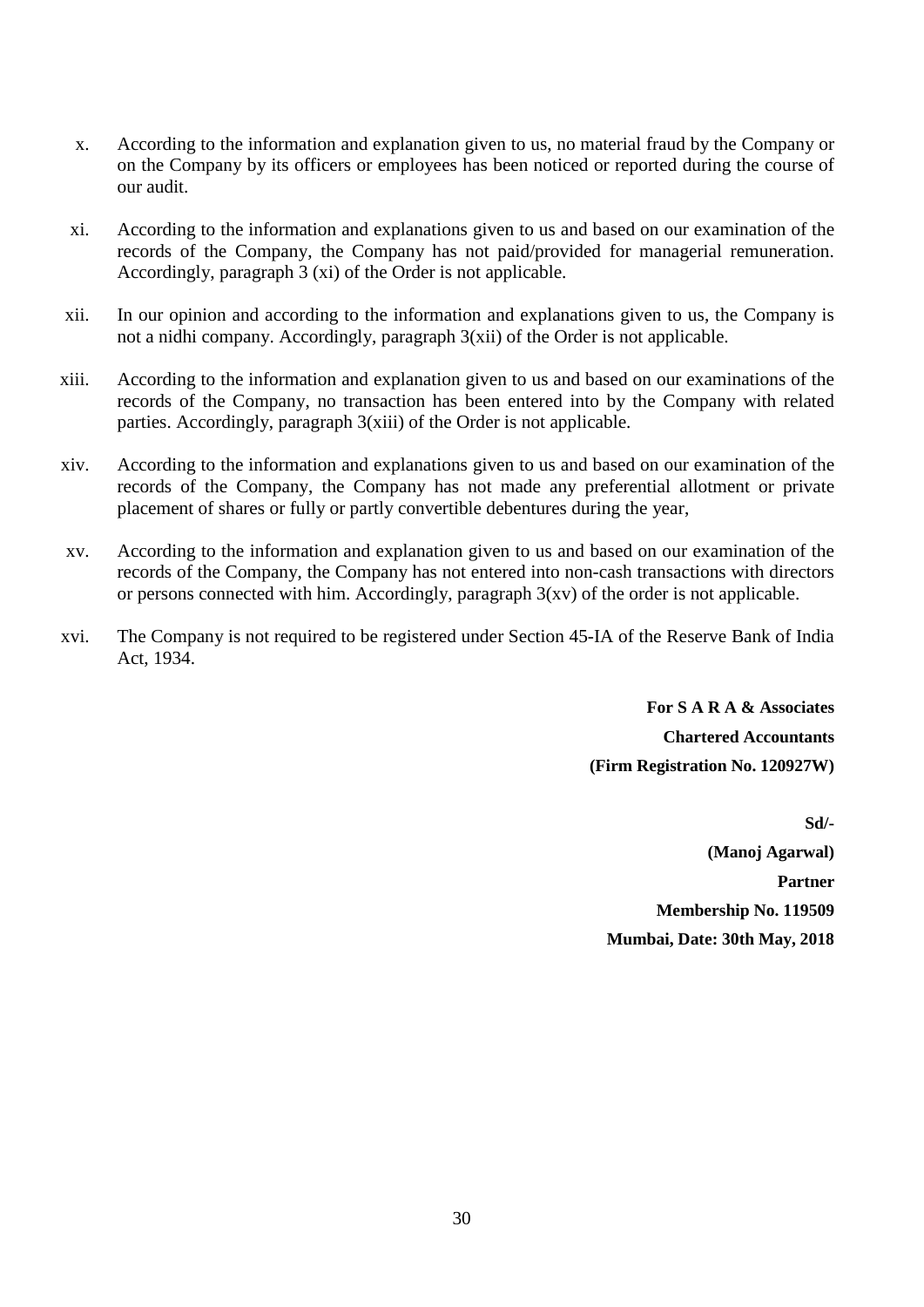x. According to the information and explanation given to us, no material fraud by the Company or on the Company by its officers or employees has been noticed or reported during the course of our audit.

xi. According to the information and explanations given to us and based on our examination of the records of the Company, the Company has not paid/provided for managerial remuneration. Accordingly, paragraph 3 (xi) of the Order is not applicable.

xii. In our opinion and according to the information and explanations given to us, the Company is not a nidhi company. Accordingly, paragraph 3(xii) of the Order is not applicable.

xiii. According to the information and explanation given to us and based on our examinations of the records of the Company, no transaction has been entered into by the Company with related parties. Accordingly, paragraph 3(xiii) of the Order is not applicable.

xiv. According to the information and explanations given to us and based on our examination of the records of the Company, the Company has not made any preferential allotment or private placement of shares or fully or partly convertible debentures during the year,

xv. According to the information and explanation given to us and based on our examination of the records of the Company, the Company has not entered into non-cash transactions with directors or persons connected with him. Accordingly, paragraph 3(xv) of the order is not applicable.

xvi. The Company is not required to be registered under Section 45-IA of the Reserve Bank of India Act, 1934.

**For S A R A & Associates**

**Chartered Accountants**

**(Firm Registration No. 120927W)**

**Sd/-**

**(Manoj Agarwal)**

**Partner**

**Membership No. 119509**

**Mumbai, Date: 30th May, 2018**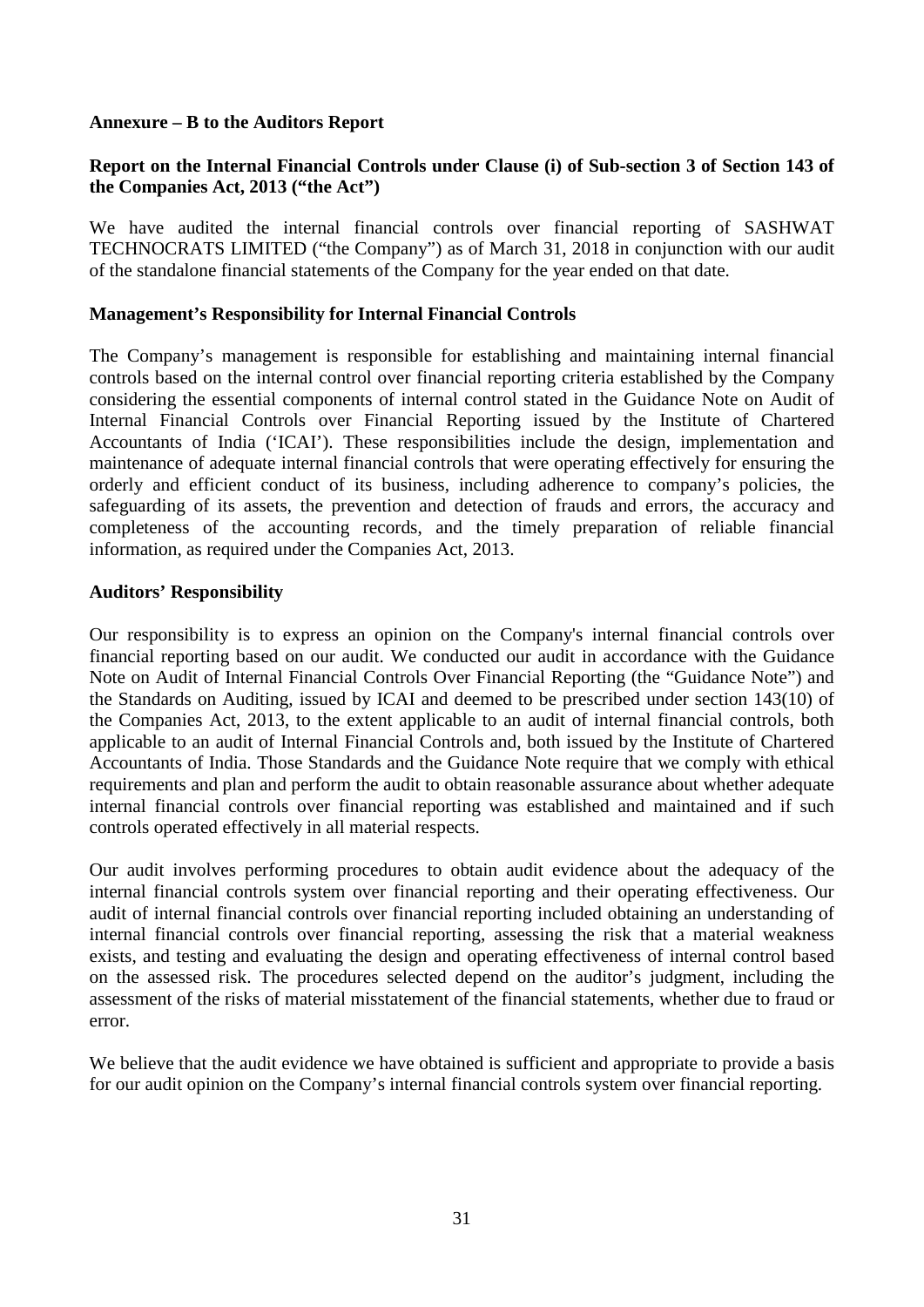**Annexure – B to the Auditors Report**

**Report on the Internal Financial Controls under Clause (i) of Sub-section 3 of Section 143 of the Companies Act, 2013 ("the Act")**

We have audited the internal financial controls over financial reporting of SASHWAT TECHNOCRATS LIMITED ("the Company") as of March 31, 2018 in conjunction with our audit of the standalone financial statements of the Company for the year ended on that date.

**Management's Responsibility for Internal Financial Controls**

The Company's management is responsible for establishing and maintaining internal financial controls based on the internal control over financial reporting criteria established by the Company considering the essential components of internal control stated in the Guidance Note on Audit of Internal Financial Controls over Financial Reporting issued by the Institute of Chartered Accountants of India ('ICAI'). These responsibilities include the design, implementation and maintenance of adequate internal financial controls that were operating effectively for ensuring the orderly and efficient conduct of its business, including adherence to company's policies, the safeguarding of its assets, the prevention and detection of frauds and errors, the accuracy and completeness of the accounting records, and the timely preparation of reliable financial information, as required under the Companies Act, 2013.

**Auditors' Responsibility**

Our responsibility is to express an opinion on the Company's internal financial controls over financial reporting based on our audit. We conducted our audit in accordance with the Guidance Note on Audit of Internal Financial Controls Over Financial Reporting (the "Guidance Note") and the Standards on Auditing, issued by ICAI and deemed to be prescribed under section 143(10) of the Companies Act, 2013, to the extent applicable to an audit of internal financial controls, both applicable to an audit of Internal Financial Controls and, both issued by the Institute of Chartered Accountants of India. Those Standards and the Guidance Note require that we comply with ethical requirements and plan and perform the audit to obtain reasonable assurance about whether adequate internal financial controls over financial reporting was established and maintained and if such controls operated effectively in all material respects.

Our audit involves performing procedures to obtain audit evidence about the adequacy of the internal financial controls system over financial reporting and their operating effectiveness. Our audit of internal financial controls over financial reporting included obtaining an understanding of internal financial controls over financial reporting, assessing the risk that a material weakness exists, and testing and evaluating the design and operating effectiveness of internal control based on the assessed risk. The procedures selected depend on the auditor's judgment, including the assessment of the risks of material misstatement of the financial statements, whether due to fraud or error.

We believe that the audit evidence we have obtained is sufficient and appropriate to provide a basis for our audit opinion on the Company's internal financial controls system over financial reporting.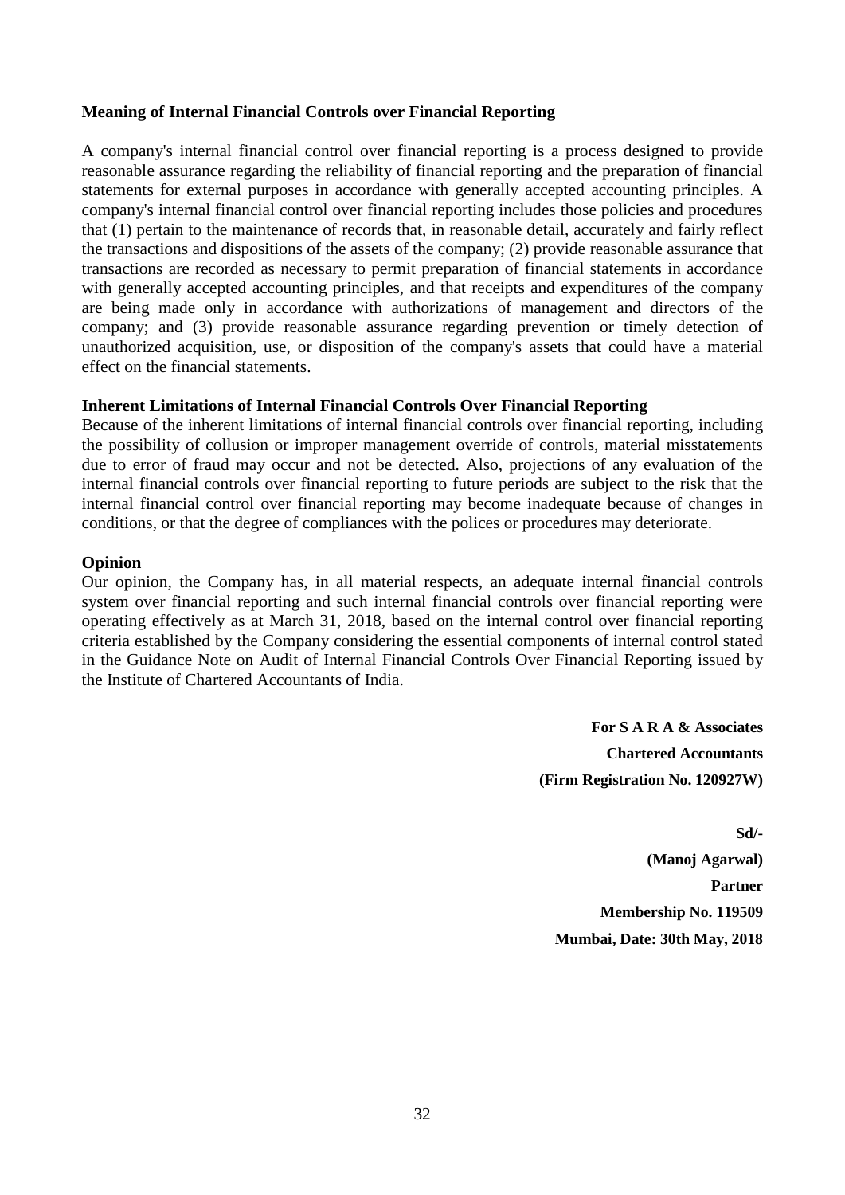**Meaning of Internal Financial Controls over Financial Reporting**

A company's internal financial control over financial reporting is a process designed to provide reasonable assurance regarding the reliability of financial reporting and the preparation of financial statements for external purposes in accordance with generally accepted accounting principles. A company's internal financial control over financial reporting includes those policies and procedures that (1) pertain to the maintenance of records that, in reasonable detail, accurately and fairly reflect the transactions and dispositions of the assets of the company; (2) provide reasonable assurance that transactions are recorded as necessary to permit preparation of financial statements in accordance with generally accepted accounting principles, and that receipts and expenditures of the company are being made only in accordance with authorizations of management and directors of the company; and (3) provide reasonable assurance regarding prevention or timely detection of unauthorized acquisition, use, or disposition of the company's assets that could have a material effect on the financial statements.

**Inherent Limitations of Internal Financial Controls Over Financial Reporting**

Because of the inherent limitations of internal financial controls over financial reporting, including the possibility of collusion or improper management override of controls, material misstatements due to error of fraud may occur and not be detected. Also, projections of any evaluation of the internal financial controls over financial reporting to future periods are subject to the risk that the internal financial control over financial reporting may become inadequate because of changes in conditions, or that the degree of compliances with the polices or procedures may deteriorate.

**Opinion**

Our opinion, the Company has, in all material respects, an adequate internal financial controls system over financial reporting and such internal financial controls over financial reporting were operating effectively as at March 31, 2018, based on the internal control over financial reporting criteria established by the Company considering the essential components of internal control stated in the Guidance Note on Audit of Internal Financial Controls Over Financial Reporting issued by the Institute of Chartered Accountants of India.

**For S A R A & Associates**

**Chartered Accountants**

**(Firm Registration No. 120927W)**

**Sd/-**

**(Manoj Agarwal)**

**Partner**

**Membership No. 119509**

**Mumbai, Date: 30th May, 2018**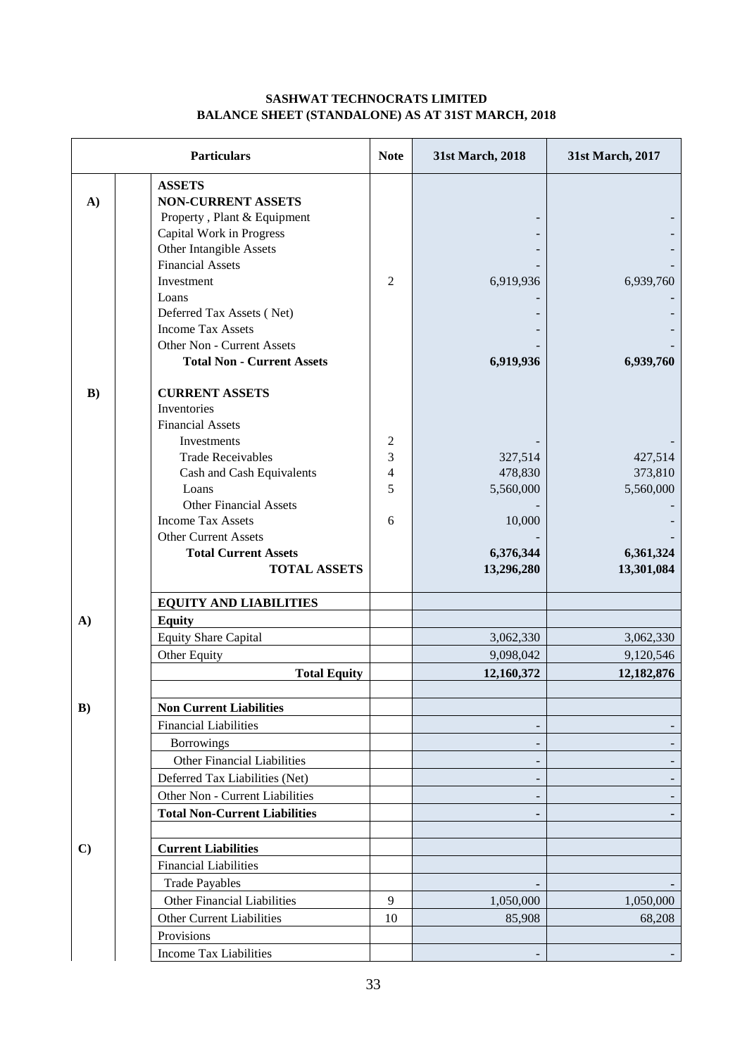**SASHWAT TECHNOCRATS LIMITED**
**BALANCE SHEET (STANDALONE) AS AT 31ST MARCH, 2018**

| | Particulars | Note | 31st March, 2018 | 31st March, 2017 |
|---|---|---|---|---|
| | **ASSETS** | | | |
| **A)** | **NON-CURRENT ASSETS** | | | |
| | Property , Plant & Equipment | | - | - |
| | Capital Work in Progress | | - | - |
| | Other Intangible Assets | | - | - |
| | Financial Assets | | - | - |
| | Investment | 2 | 6,919,936 | 6,939,760 |
| | Loans | | - | - |
| | Deferred Tax Assets ( Net) | | - | - |
| | Income Tax Assets | | - | - |
| | Other Non - Current Assets | | - | - |
| | **Total Non - Current Assets** | | **6,919,936** | **6,939,760** |
| **B)** | **CURRENT ASSETS** | | | |
| | Inventories | | | |
| | Financial Assets | | | |
| | Investments | 2 | - | - |
| | Trade Receivables | 3 | 327,514 | 427,514 |
| | Cash and Cash Equivalents | 4 | 478,830 | 373,810 |
| | Loans | 5 | 5,560,000 | 5,560,000 |
| | Other Financial Assets | | - | - |
| | Income Tax Assets | 6 | 10,000 | - |
| | Other Current Assets | | - | - |
| | **Total Current Assets** | | **6,376,344** | **6,361,324** |
| | **TOTAL ASSETS** | | **13,296,280** | **13,301,084** |
| | **EQUITY AND LIABILITIES** | | | |
| **A)** | **Equity** | | | |
| | Equity Share Capital | | 3,062,330 | 3,062,330 |
| | Other Equity | | 9,098,042 | 9,120,546 |
| | **Total Equity** | | **12,160,372** | **12,182,876** |
| **B)** | **Non Current Liabilities** | | | |
| | Financial Liabilities | | - | - |
| | Borrowings | | - | - |
| | Other Financial Liabilities | | - | - |
| | Deferred Tax Liabilities (Net) | | - | - |
| | Other Non - Current Liabilities | | - | - |
| | **Total Non-Current Liabilities** | | **-** | **-** |
| **C)** | **Current Liabilities** | | | |
| | Financial Liabilities | | | |
| | Trade Payables | | - | - |
| | Other Financial Liabilities | 9 | 1,050,000 | 1,050,000 |
| | Other Current Liabilities | 10 | 85,908 | 68,208 |
| | Provisions | | | |
| | Income Tax Liabilities | | - | - |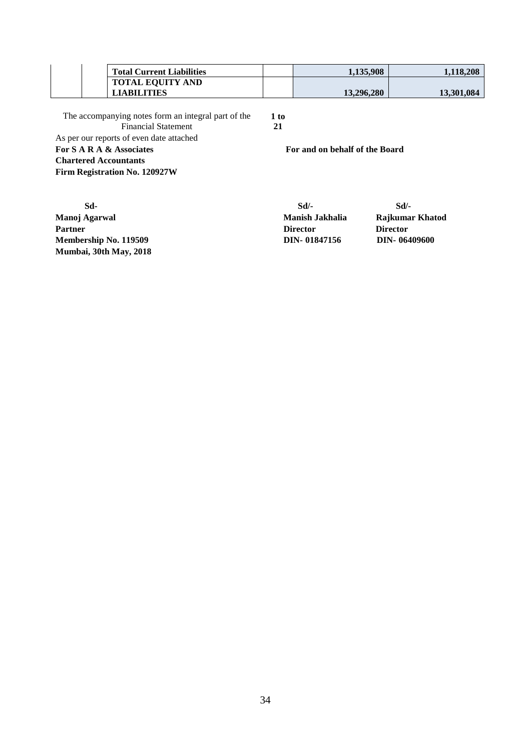| | | | | | |
|---|---|---|---|---|---|
| | | **Total Current Liabilities** | | **1,135,908** | **1,118,208** |
| | | **TOTAL EQUITY AND LIABILITIES** | | **13,296,280** | **13,301,084** |

The accompanying notes form an integral part of the Financial Statement **1 to 21**

As per our reports of even date attached

**For S A R A & Associates**
**Chartered Accountants**
**Firm Registration No. 120927W**

**For and on behalf of the Board**

**Sd-**
**Manoj Agarwal**
**Partner**
**Membership No. 119509**
**Mumbai, 30th May, 2018**

**Sd/-**
**Manish Jakhalia**
**Director**
**DIN- 01847156**

**Sd/-**
**Rajkumar Khatod**
**Director**
**DIN- 06409600**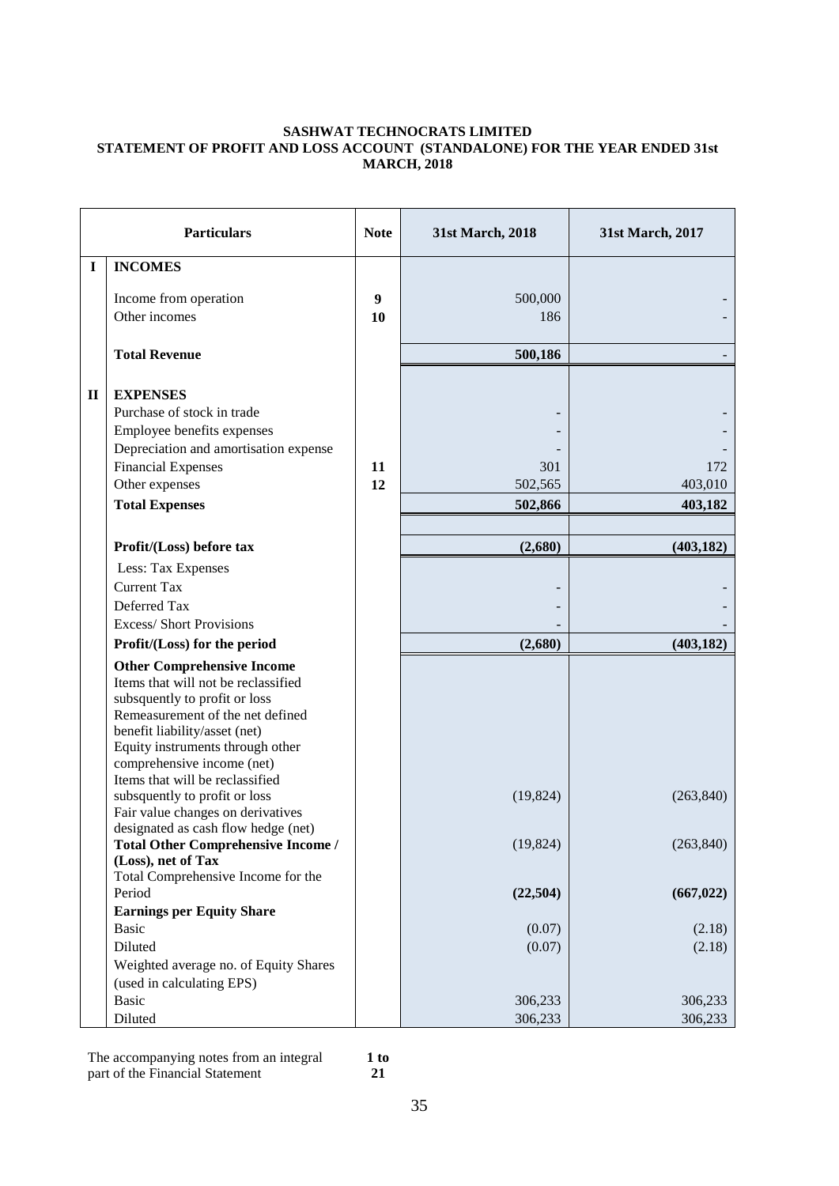**SASHWAT TECHNOCRATS LIMITED**
**STATEMENT OF PROFIT AND LOSS ACCOUNT (STANDALONE) FOR THE YEAR ENDED 31st MARCH, 2018**

| | Particulars | Note | 31st March, 2018 | 31st March, 2017 |
|---|---|---|---|---|
| **I** | **INCOMES** | | | |
| | Income from operation | **9** | 500,000 | - |
| | Other incomes | **10** | 186 | - |
| | **Total Revenue** | | **500,186** | - |
| **II** | **EXPENSES** | | | |
| | Purchase of stock in trade | | - | - |
| | Employee benefits expenses | | - | - |
| | Depreciation and amortisation expense | | - | - |
| | Financial Expenses | **11** | 301 | 172 |
| | Other expenses | **12** | 502,565 | 403,010 |
| | **Total Expenses** | | **502,866** | **403,182** |
| | **Profit/(Loss) before tax** | | **(2,680)** | **(403,182)** |
| | Less: Tax Expenses | | | |
| | Current Tax | | - | - |
| | Deferred Tax | | - | - |
| | Excess/ Short Provisions | | - | - |
| | **Profit/(Loss) for the period** | | **(2,680)** | **(403,182)** |
| | **Other Comprehensive Income** | | | |
| | Items that will not be reclassified subsquently to profit or loss | | | |
| | Remeasurement of the net defined benefit liability/asset (net) | | | |
| | Equity instruments through other comprehensive income (net) | | | |
| | Items that will be reclassified subsquently to profit or loss | | (19,824) | (263,840) |
| | Fair value changes on derivatives designated as cash flow hedge (net) | | | |
| | **Total Other Comprehensive Income / (Loss), net of Tax** | | (19,824) | (263,840) |
| | Total Comprehensive Income for the Period | | **(22,504)** | **(667,022)** |
| | **Earnings per Equity Share** | | | |
| | Basic | | (0.07) | (2.18) |
| | Diluted | | (0.07) | (2.18) |
| | Weighted average no. of Equity Shares (used in calculating EPS) | | | |
| | Basic | | 306,233 | 306,233 |
| | Diluted | | 306,233 | 306,233 |

The accompanying notes from an integral part of the Financial Statement **1 to 21**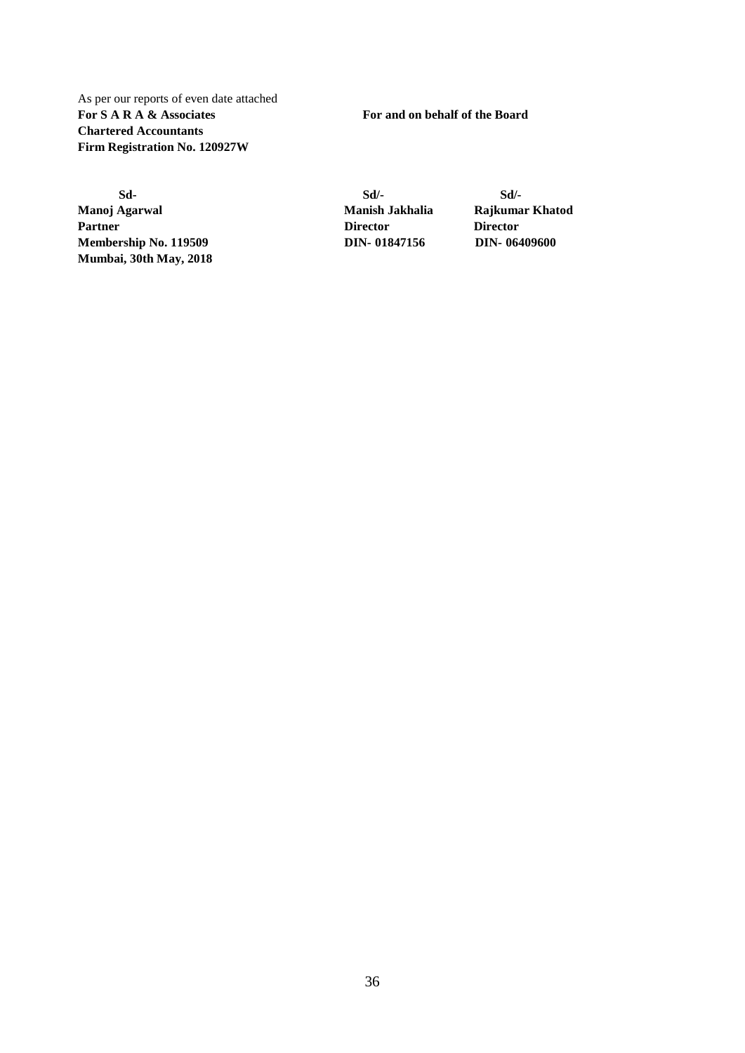As per our reports of even date attached

| **For S A R A & Associates** | **For and on behalf of the Board** | |
|---|---|---|
| **Chartered Accountants** | | |
| **Firm Registration No. 120927W** | | |
| | | |
| **Sd-** | **Sd/-** | **Sd/-** |
| **Manoj Agarwal** | **Manish Jakhalia** | **Rajkumar Khatod** |
| **Partner** | **Director** | **Director** |
| **Membership No. 119509** | **DIN- 01847156** | **DIN- 06409600** |
| **Mumbai, 30th May, 2018** | | |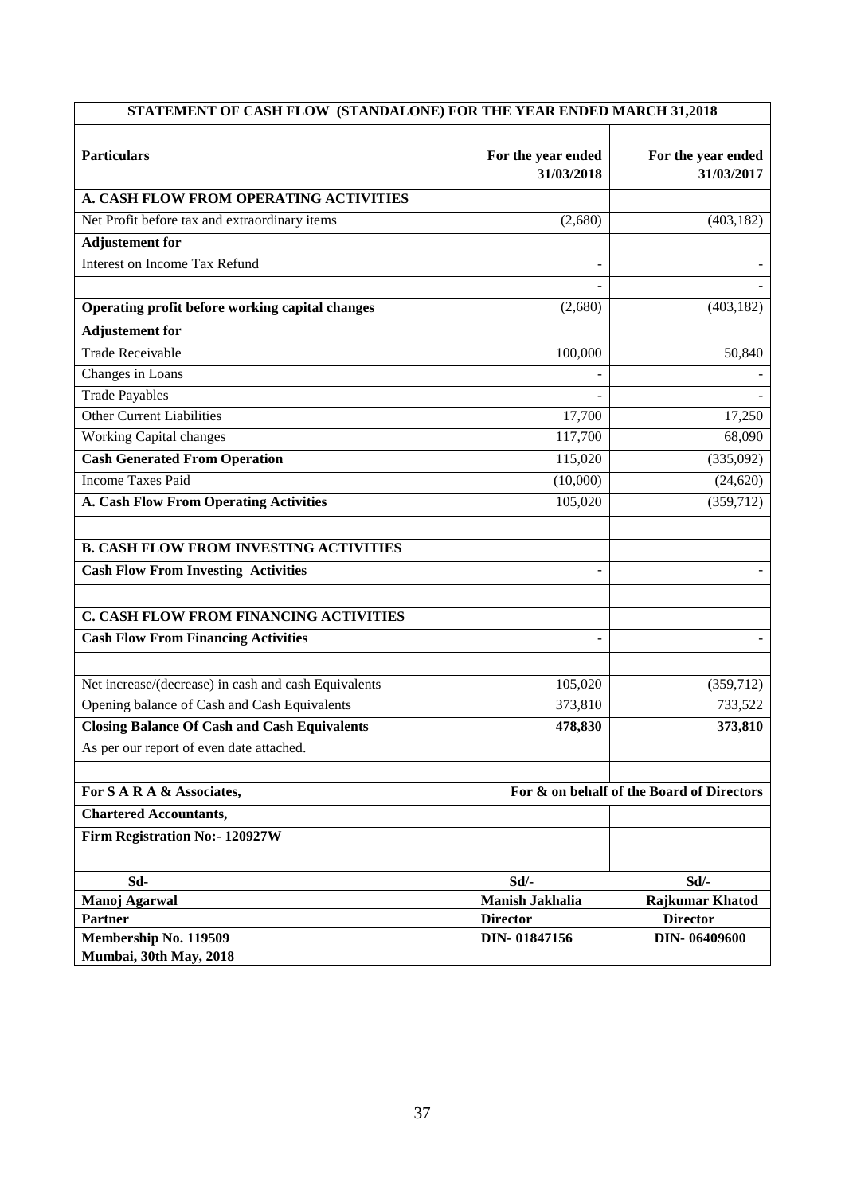| STATEMENT OF CASH FLOW (STANDALONE) FOR THE YEAR ENDED MARCH 31,2018 | | |
|---|---|---|
| | | |
| **Particulars** | **For the year ended 31/03/2018** | **For the year ended 31/03/2017** |
| **A. CASH FLOW FROM OPERATING ACTIVITIES** | | |
| Net Profit before tax and extraordinary items | (2,680) | (403,182) |
| **Adjustement for** | | |
| Interest on Income Tax Refund | - | - |
| | - | - |
| **Operating profit before working capital changes** | (2,680) | (403,182) |
| **Adjustement for** | | |
| Trade Receivable | 100,000 | 50,840 |
| Changes in Loans | - | - |
| Trade Payables | - | - |
| Other Current Liabilities | 17,700 | 17,250 |
| Working Capital changes | 117,700 | 68,090 |
| **Cash Generated From Operation** | 115,020 | (335,092) |
| Income Taxes Paid | (10,000) | (24,620) |
| **A. Cash Flow From Operating Activities** | 105,020 | (359,712) |
| | | |
| **B. CASH FLOW FROM INVESTING ACTIVITIES** | | |
| **Cash Flow From Investing Activities** | - | - |
| | | |
| **C. CASH FLOW FROM FINANCING ACTIVITIES** | | |
| **Cash Flow From Financing Activities** | - | - |
| | | |
| Net increase/(decrease) in cash and cash Equivalents | 105,020 | (359,712) |
| Opening balance of Cash and Cash Equivalents | 373,810 | 733,522 |
| **Closing Balance Of Cash and Cash Equivalents** | **478,830** | **373,810** |
| As per our report of even date attached. | | |

| **For S A R A & Associates,** | **For & on behalf of the Board of Directors** | |
|---|---|---|
| **Chartered Accountants,** | | |
| **Firm Registration No:- 120927W** | | |
| | | |
| **Sd-** | **Sd/-** | **Sd/-** |
| **Manoj Agarwal** | **Manish Jakhalia** | **Rajkumar Khatod** |
| **Partner** | **Director** | **Director** |
| **Membership No. 119509** | **DIN- 01847156** | **DIN- 06409600** |
| **Mumbai, 30th May, 2018** | | |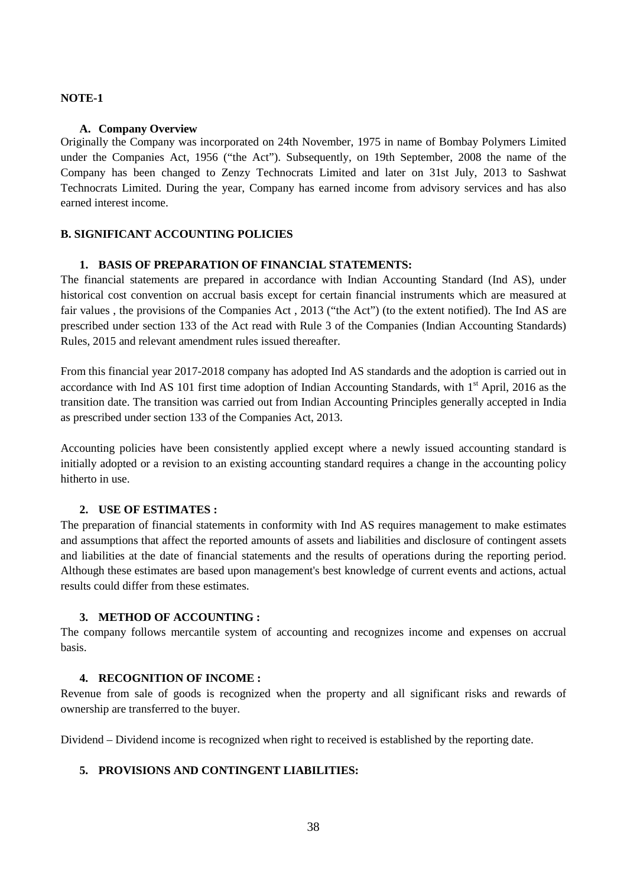**NOTE-1**

**A. Company Overview**

Originally the Company was incorporated on 24th November, 1975 in name of Bombay Polymers Limited under the Companies Act, 1956 ("the Act"). Subsequently, on 19th September, 2008 the name of the Company has been changed to Zenzy Technocrats Limited and later on 31st July, 2013 to Sashwat Technocrats Limited. During the year, Company has earned income from advisory services and has also earned interest income.

**B. SIGNIFICANT ACCOUNTING POLICIES**

**1. BASIS OF PREPARATION OF FINANCIAL STATEMENTS:**

The financial statements are prepared in accordance with Indian Accounting Standard (Ind AS), under historical cost convention on accrual basis except for certain financial instruments which are measured at fair values , the provisions of the Companies Act , 2013 ("the Act") (to the extent notified). The Ind AS are prescribed under section 133 of the Act read with Rule 3 of the Companies (Indian Accounting Standards) Rules, 2015 and relevant amendment rules issued thereafter.

From this financial year 2017-2018 company has adopted Ind AS standards and the adoption is carried out in accordance with Ind AS 101 first time adoption of Indian Accounting Standards, with 1st April, 2016 as the transition date. The transition was carried out from Indian Accounting Principles generally accepted in India as prescribed under section 133 of the Companies Act, 2013.

Accounting policies have been consistently applied except where a newly issued accounting standard is initially adopted or a revision to an existing accounting standard requires a change in the accounting policy hitherto in use.

**2. USE OF ESTIMATES :**

The preparation of financial statements in conformity with Ind AS requires management to make estimates and assumptions that affect the reported amounts of assets and liabilities and disclosure of contingent assets and liabilities at the date of financial statements and the results of operations during the reporting period. Although these estimates are based upon management's best knowledge of current events and actions, actual results could differ from these estimates.

**3. METHOD OF ACCOUNTING :**

The company follows mercantile system of accounting and recognizes income and expenses on accrual basis.

**4. RECOGNITION OF INCOME :**

Revenue from sale of goods is recognized when the property and all significant risks and rewards of ownership are transferred to the buyer.

Dividend – Dividend income is recognized when right to received is established by the reporting date.

**5. PROVISIONS AND CONTINGENT LIABILITIES:**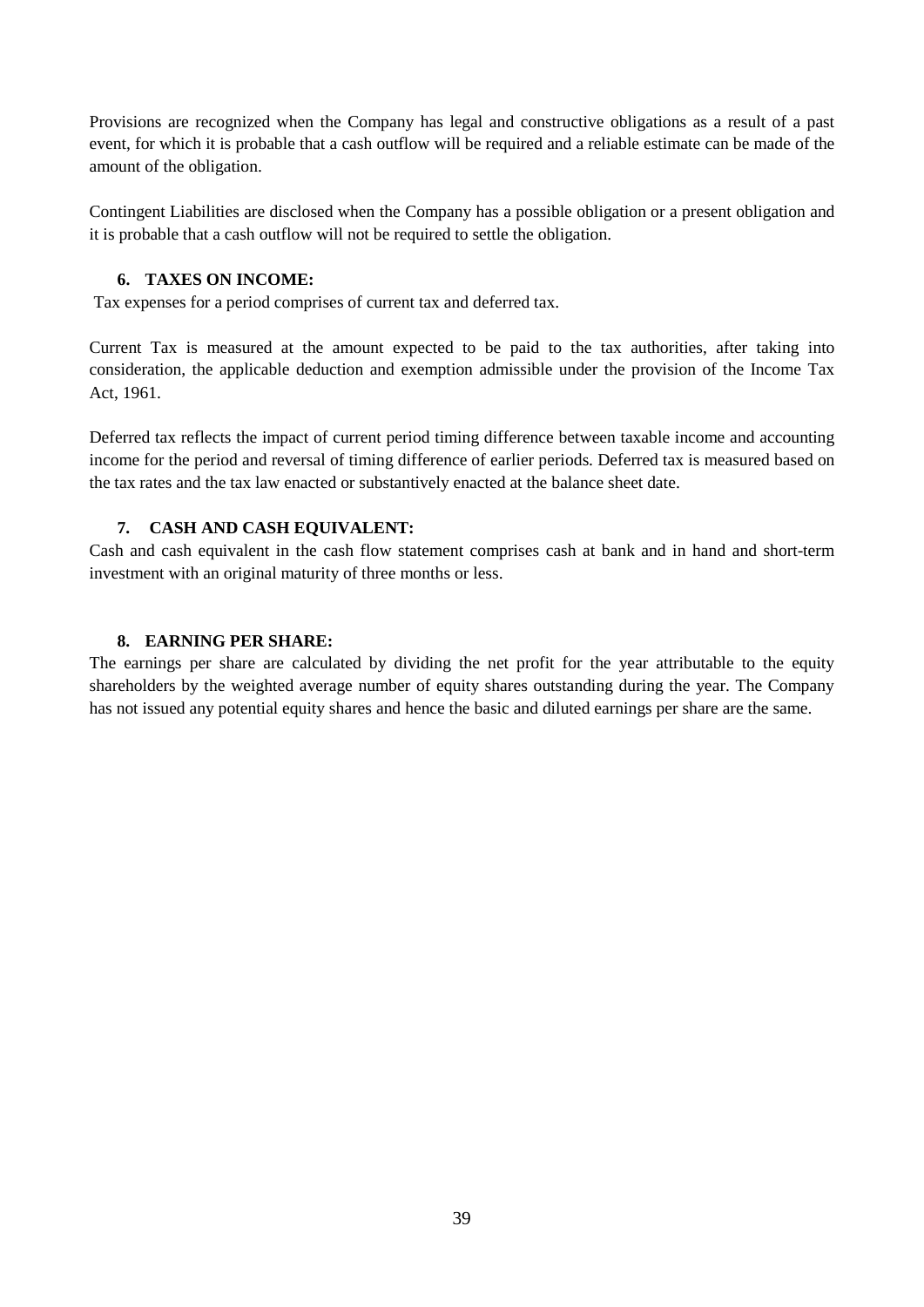Provisions are recognized when the Company has legal and constructive obligations as a result of a past event, for which it is probable that a cash outflow will be required and a reliable estimate can be made of the amount of the obligation.

Contingent Liabilities are disclosed when the Company has a possible obligation or a present obligation and it is probable that a cash outflow will not be required to settle the obligation.

**6. TAXES ON INCOME:**

Tax expenses for a period comprises of current tax and deferred tax.

Current Tax is measured at the amount expected to be paid to the tax authorities, after taking into consideration, the applicable deduction and exemption admissible under the provision of the Income Tax Act, 1961.

Deferred tax reflects the impact of current period timing difference between taxable income and accounting income for the period and reversal of timing difference of earlier periods. Deferred tax is measured based on the tax rates and the tax law enacted or substantively enacted at the balance sheet date.

**7. CASH AND CASH EQUIVALENT:**

Cash and cash equivalent in the cash flow statement comprises cash at bank and in hand and short-term investment with an original maturity of three months or less.

**8. EARNING PER SHARE:**

The earnings per share are calculated by dividing the net profit for the year attributable to the equity shareholders by the weighted average number of equity shares outstanding during the year. The Company has not issued any potential equity shares and hence the basic and diluted earnings per share are the same.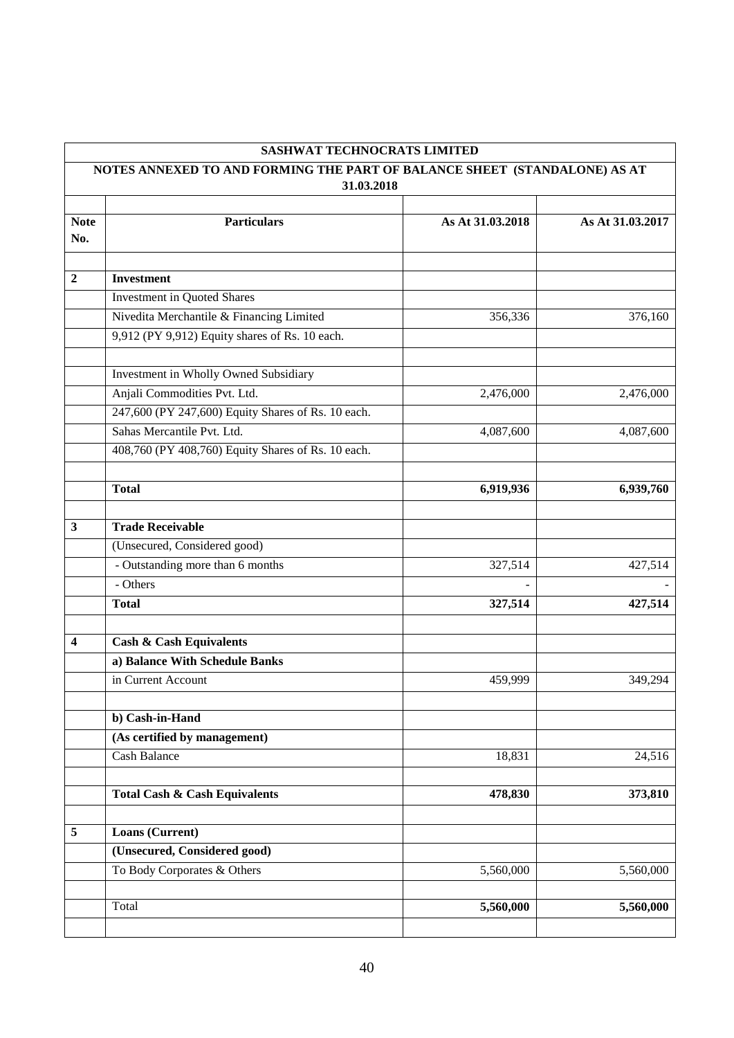| SASHWAT TECHNOCRATS LIMITED | | | |
|---|---|---|---|
| NOTES ANNEXED TO AND FORMING THE PART OF BALANCE SHEET (STANDALONE) AS AT 31.03.2018 | | | |
| | | | |
| **Note No.** | **Particulars** | **As At 31.03.2018** | **As At 31.03.2017** |
| | | | |
| **2** | **Investment** | | |
| | Investment in Quoted Shares | | |
| | Nivedita Merchantile & Financing Limited | 356,336 | 376,160 |
| | 9,912 (PY 9,912) Equity shares of Rs. 10 each. | | |
| | | | |
| | Investment in Wholly Owned Subsidiary | | |
| | Anjali Commodities Pvt. Ltd. | 2,476,000 | 2,476,000 |
| | 247,600 (PY 247,600) Equity Shares of Rs. 10 each. | | |
| | Sahas Mercantile Pvt. Ltd. | 4,087,600 | 4,087,600 |
| | 408,760 (PY 408,760) Equity Shares of Rs. 10 each. | | |
| | | | |
| | **Total** | **6,919,936** | **6,939,760** |
| | | | |
| **3** | **Trade Receivable** | | |
| | (Unsecured, Considered good) | | |
| | - Outstanding more than 6 months | 327,514 | 427,514 |
| | - Others | - | - |
| | **Total** | **327,514** | **427,514** |
| | | | |
| **4** | **Cash & Cash Equivalents** | | |
| | **a) Balance With Schedule Banks** | | |
| | in Current Account | 459,999 | 349,294 |
| | | | |
| | **b) Cash-in-Hand** | | |
| | **(As certified by management)** | | |
| | Cash Balance | 18,831 | 24,516 |
| | | | |
| | **Total Cash & Cash Equivalents** | **478,830** | **373,810** |
| | | | |
| **5** | **Loans (Current)** | | |
| | **(Unsecured, Considered good)** | | |
| | To Body Corporates & Others | 5,560,000 | 5,560,000 |
| | | | |
| | Total | **5,560,000** | **5,560,000** |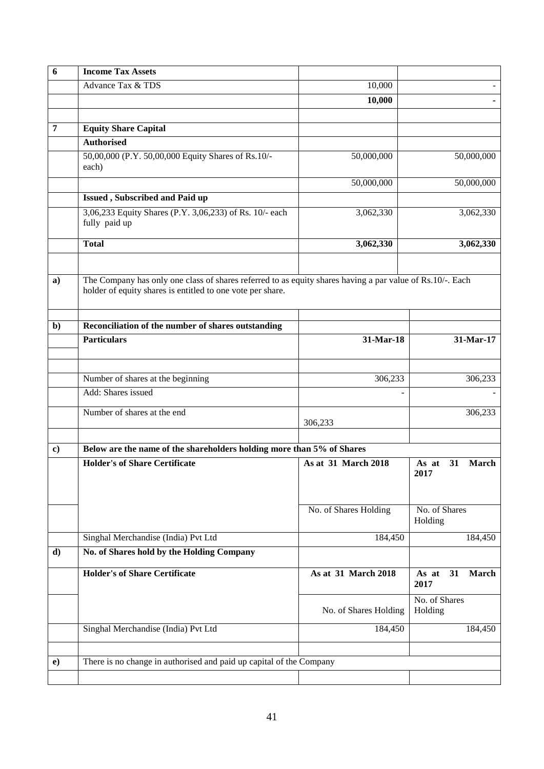| | | | |
|---|---|---|---|
| **6** | **Income Tax Assets** | | |
| | Advance Tax & TDS | 10,000 | - |
| | | **10,000** | **-** |
| | | | |
| **7** | **Equity Share Capital** | | |
| | **Authorised** | | |
| | 50,00,000 (P.Y. 50,00,000 Equity Shares of Rs.10/- each) | 50,000,000 | 50,000,000 |
| | | 50,000,000 | 50,000,000 |
| | **Issued , Subscribed and Paid up** | | |
| | 3,06,233 Equity Shares (P.Y. 3,06,233) of Rs. 10/- each fully paid up | 3,062,330 | 3,062,330 |
| | **Total** | **3,062,330** | **3,062,330** |
| | | | |
| **a)** | The Company has only one class of shares referred to as equity shares having a par value of Rs.10/-. Each holder of equity shares is entitled to one vote per share. | | |
| | | | |
| **b)** | **Reconciliation of the number of shares outstanding** | | |
| | **Particulars** | **31-Mar-18** | **31-Mar-17** |
| | | | |
| | Number of shares at the beginning | 306,233 | 306,233 |
| | Add: Shares issued | - | - |
| | Number of shares at the end | 306,233 | 306,233 |
| | | | |
| **c)** | **Below are the name of the shareholders holding more than 5% of Shares** | | |
| | **Holder's of Share Certificate** | **As at 31 March 2018** | **As at 31 March 2017** |
| | | No. of Shares Holding | No. of Shares Holding |
| | Singhal Merchandise (India) Pvt Ltd | 184,450 | 184,450 |
| **d)** | **No. of Shares hold by the Holding Company** | | |
| | **Holder's of Share Certificate** | **As at 31 March 2018** | **As at 31 March 2017** |
| | | No. of Shares Holding | No. of Shares Holding |
| | Singhal Merchandise (India) Pvt Ltd | 184,450 | 184,450 |
| | | | |
| **e)** | There is no change in authorised and paid up capital of the Company | | |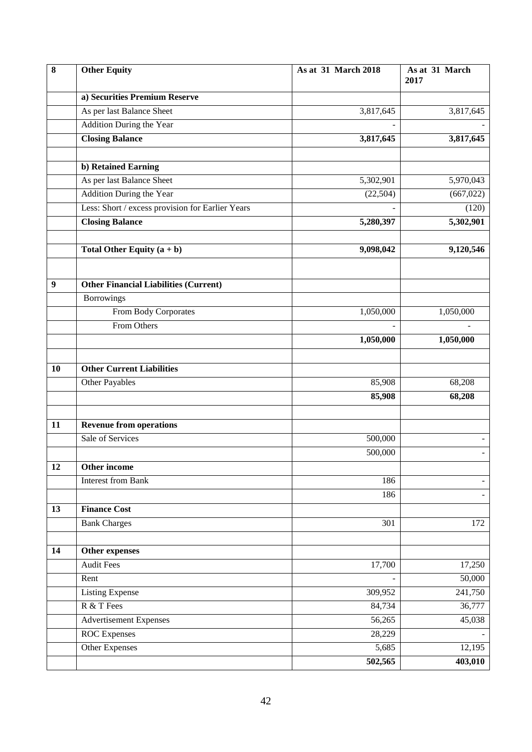| 8 | **Other Equity** | **As at 31 March 2018** | **As at 31 March 2017** |
|---|---|---|---|
| | **a) Securities Premium Reserve** | | |
| | As per last Balance Sheet | 3,817,645 | 3,817,645 |
| | Addition During the Year | - | - |
| | **Closing Balance** | **3,817,645** | **3,817,645** |
| | | | |
| | **b) Retained Earning** | | |
| | As per last Balance Sheet | 5,302,901 | 5,970,043 |
| | Addition During the Year | (22,504) | (667,022) |
| | Less: Short / excess provision for Earlier Years | - | (120) |
| | **Closing Balance** | **5,280,397** | **5,302,901** |
| | | | |
| | **Total Other Equity (a + b)** | **9,098,042** | **9,120,546** |
| | | | |
| **9** | **Other Financial Liabilities (Current)** | | |
| | Borrowings | | |
| | From Body Corporates | 1,050,000 | 1,050,000 |
| | From Others | - | - |
| | | **1,050,000** | **1,050,000** |
| | | | |
| **10** | **Other Current Liabilities** | | |
| | Other Payables | 85,908 | 68,208 |
| | | **85,908** | **68,208** |
| | | | |
| **11** | **Revenue from operations** | | |
| | Sale of Services | 500,000 | - |
| | | 500,000 | - |
| **12** | **Other income** | | |
| | Interest from Bank | 186 | - |
| | | 186 | - |
| **13** | **Finance Cost** | | |
| | Bank Charges | 301 | 172 |
| | | | |
| **14** | **Other expenses** | | |
| | Audit Fees | 17,700 | 17,250 |
| | Rent | - | 50,000 |
| | Listing Expense | 309,952 | 241,750 |
| | R & T Fees | 84,734 | 36,777 |
| | Advertisement Expenses | 56,265 | 45,038 |
| | ROC Expenses | 28,229 | - |
| | Other Expenses | 5,685 | 12,195 |
| | | **502,565** | **403,010** |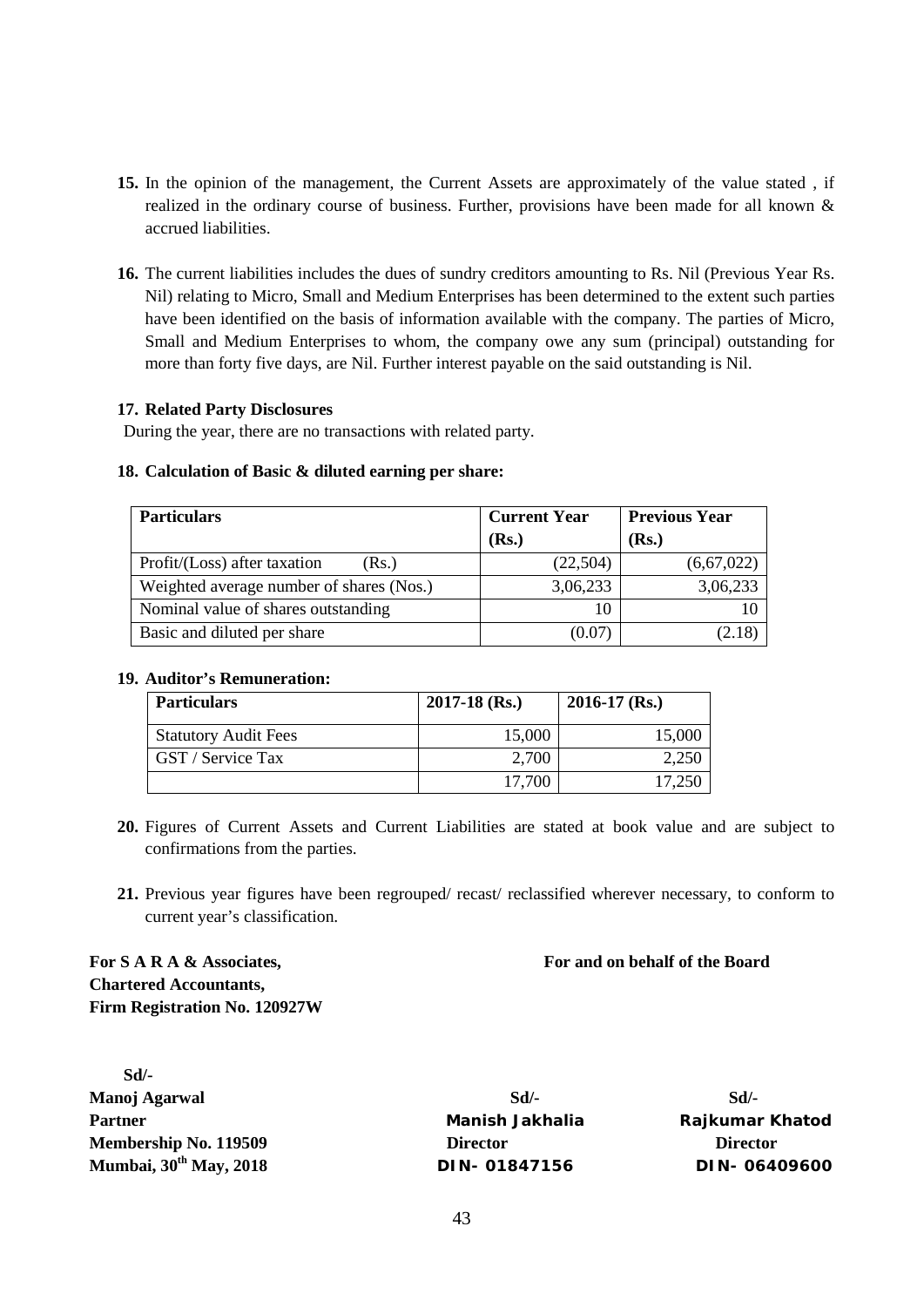**15.** In the opinion of the management, the Current Assets are approximately of the value stated , if realized in the ordinary course of business. Further, provisions have been made for all known & accrued liabilities.

**16.** The current liabilities includes the dues of sundry creditors amounting to Rs. Nil (Previous Year Rs. Nil) relating to Micro, Small and Medium Enterprises has been determined to the extent such parties have been identified on the basis of information available with the company. The parties of Micro, Small and Medium Enterprises to whom, the company owe any sum (principal) outstanding for more than forty five days, are Nil. Further interest payable on the said outstanding is Nil.

**17. Related Party Disclosures**

During the year, there are no transactions with related party.

**18. Calculation of Basic & diluted earning per share:**

| Particulars | Current Year (Rs.) | Previous Year (Rs.) |
|---|---|---|
| Profit/(Loss) after taxation (Rs.) | (22,504) | (6,67,022) |
| Weighted average number of shares (Nos.) | 3,06,233 | 3,06,233 |
| Nominal value of shares outstanding | 10 | 10 |
| Basic and diluted per share | (0.07) | (2.18) |

**19. Auditor's Remuneration:**

| Particulars | 2017-18 (Rs.) | 2016-17 (Rs.) |
|---|---|---|
| Statutory Audit Fees | 15,000 | 15,000 |
| GST / Service Tax | 2,700 | 2,250 |
| | 17,700 | 17,250 |

**20.** Figures of Current Assets and Current Liabilities are stated at book value and are subject to confirmations from the parties.

**21.** Previous year figures have been regrouped/ recast/ reclassified wherever necessary, to conform to current year's classification.

**For S A R A & Associates,**
**Chartered Accountants,**
**Firm Registration No. 120927W**

**For and on behalf of the Board**

Sd/-
**Manoj Agarwal**
**Partner**
**Membership No. 119509**
**Mumbai, 30th May, 2018**

Sd/-
**Manish Jakhalia**
**Director**
**DIN- 01847156**

Sd/-
**Rajkumar Khatod**
**Director**
**DIN- 06409600**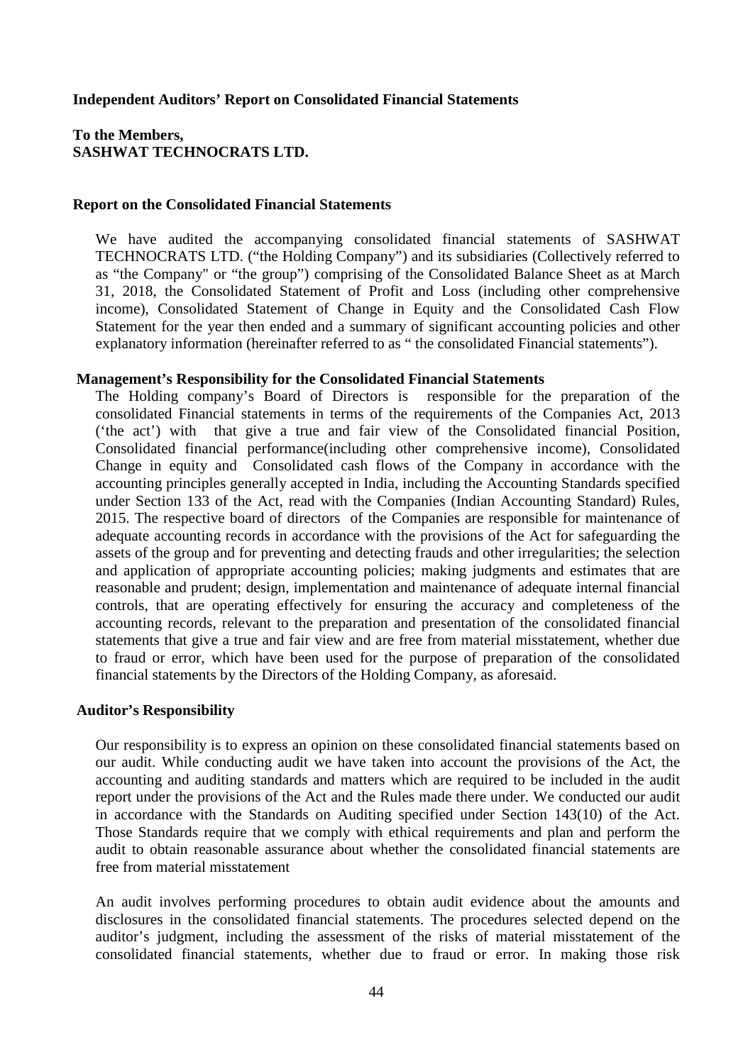**Independent Auditors' Report on Consolidated Financial Statements**

**To the Members,**
**SASHWAT TECHNOCRATS LTD.**

**Report on the Consolidated Financial Statements**

We have audited the accompanying consolidated financial statements of SASHWAT TECHNOCRATS LTD. ("the Holding Company") and its subsidiaries (Collectively referred to as "the Company" or "the group") comprising of the Consolidated Balance Sheet as at March 31, 2018, the Consolidated Statement of Profit and Loss (including other comprehensive income), Consolidated Statement of Change in Equity and the Consolidated Cash Flow Statement for the year then ended and a summary of significant accounting policies and other explanatory information (hereinafter referred to as " the consolidated Financial statements").

**Management's Responsibility for the Consolidated Financial Statements**

The Holding company's Board of Directors is responsible for the preparation of the consolidated Financial statements in terms of the requirements of the Companies Act, 2013 ('the act') with that give a true and fair view of the Consolidated financial Position, Consolidated financial performance(including other comprehensive income), Consolidated Change in equity and Consolidated cash flows of the Company in accordance with the accounting principles generally accepted in India, including the Accounting Standards specified under Section 133 of the Act, read with the Companies (Indian Accounting Standard) Rules, 2015. The respective board of directors of the Companies are responsible for maintenance of adequate accounting records in accordance with the provisions of the Act for safeguarding the assets of the group and for preventing and detecting frauds and other irregularities; the selection and application of appropriate accounting policies; making judgments and estimates that are reasonable and prudent; design, implementation and maintenance of adequate internal financial controls, that are operating effectively for ensuring the accuracy and completeness of the accounting records, relevant to the preparation and presentation of the consolidated financial statements that give a true and fair view and are free from material misstatement, whether due to fraud or error, which have been used for the purpose of preparation of the consolidated financial statements by the Directors of the Holding Company, as aforesaid.

**Auditor's Responsibility**

Our responsibility is to express an opinion on these consolidated financial statements based on our audit. While conducting audit we have taken into account the provisions of the Act, the accounting and auditing standards and matters which are required to be included in the audit report under the provisions of the Act and the Rules made there under. We conducted our audit in accordance with the Standards on Auditing specified under Section 143(10) of the Act. Those Standards require that we comply with ethical requirements and plan and perform the audit to obtain reasonable assurance about whether the consolidated financial statements are free from material misstatement

An audit involves performing procedures to obtain audit evidence about the amounts and disclosures in the consolidated financial statements. The procedures selected depend on the auditor's judgment, including the assessment of the risks of material misstatement of the consolidated financial statements, whether due to fraud or error. In making those risk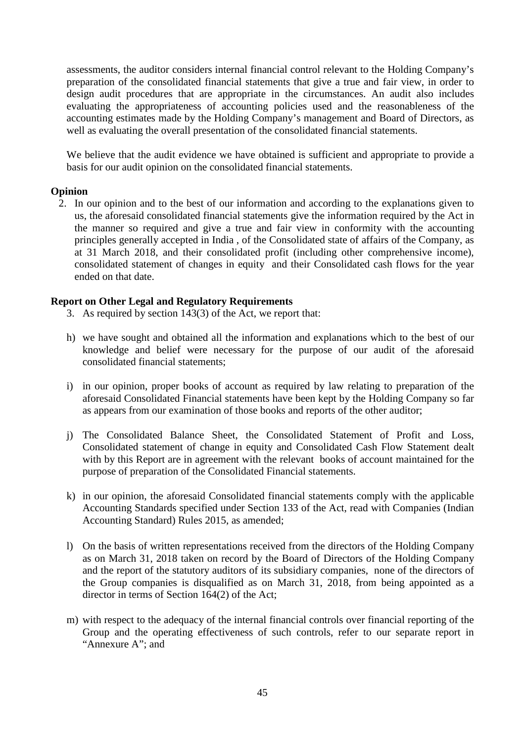assessments, the auditor considers internal financial control relevant to the Holding Company's preparation of the consolidated financial statements that give a true and fair view, in order to design audit procedures that are appropriate in the circumstances. An audit also includes evaluating the appropriateness of accounting policies used and the reasonableness of the accounting estimates made by the Holding Company's management and Board of Directors, as well as evaluating the overall presentation of the consolidated financial statements.

We believe that the audit evidence we have obtained is sufficient and appropriate to provide a basis for our audit opinion on the consolidated financial statements.

**Opinion**

2. In our opinion and to the best of our information and according to the explanations given to us, the aforesaid consolidated financial statements give the information required by the Act in the manner so required and give a true and fair view in conformity with the accounting principles generally accepted in India , of the Consolidated state of affairs of the Company, as at 31 March 2018, and their consolidated profit (including other comprehensive income), consolidated statement of changes in equity and their Consolidated cash flows for the year ended on that date.

**Report on Other Legal and Regulatory Requirements**

3. As required by section 143(3) of the Act, we report that:

h) we have sought and obtained all the information and explanations which to the best of our knowledge and belief were necessary for the purpose of our audit of the aforesaid consolidated financial statements;

i) in our opinion, proper books of account as required by law relating to preparation of the aforesaid Consolidated Financial statements have been kept by the Holding Company so far as appears from our examination of those books and reports of the other auditor;

j) The Consolidated Balance Sheet, the Consolidated Statement of Profit and Loss, Consolidated statement of change in equity and Consolidated Cash Flow Statement dealt with by this Report are in agreement with the relevant books of account maintained for the purpose of preparation of the Consolidated Financial statements.

k) in our opinion, the aforesaid Consolidated financial statements comply with the applicable Accounting Standards specified under Section 133 of the Act, read with Companies (Indian Accounting Standard) Rules 2015, as amended;

l) On the basis of written representations received from the directors of the Holding Company as on March 31, 2018 taken on record by the Board of Directors of the Holding Company and the report of the statutory auditors of its subsidiary companies, none of the directors of the Group companies is disqualified as on March 31, 2018, from being appointed as a director in terms of Section 164(2) of the Act;

m) with respect to the adequacy of the internal financial controls over financial reporting of the Group and the operating effectiveness of such controls, refer to our separate report in "Annexure A"; and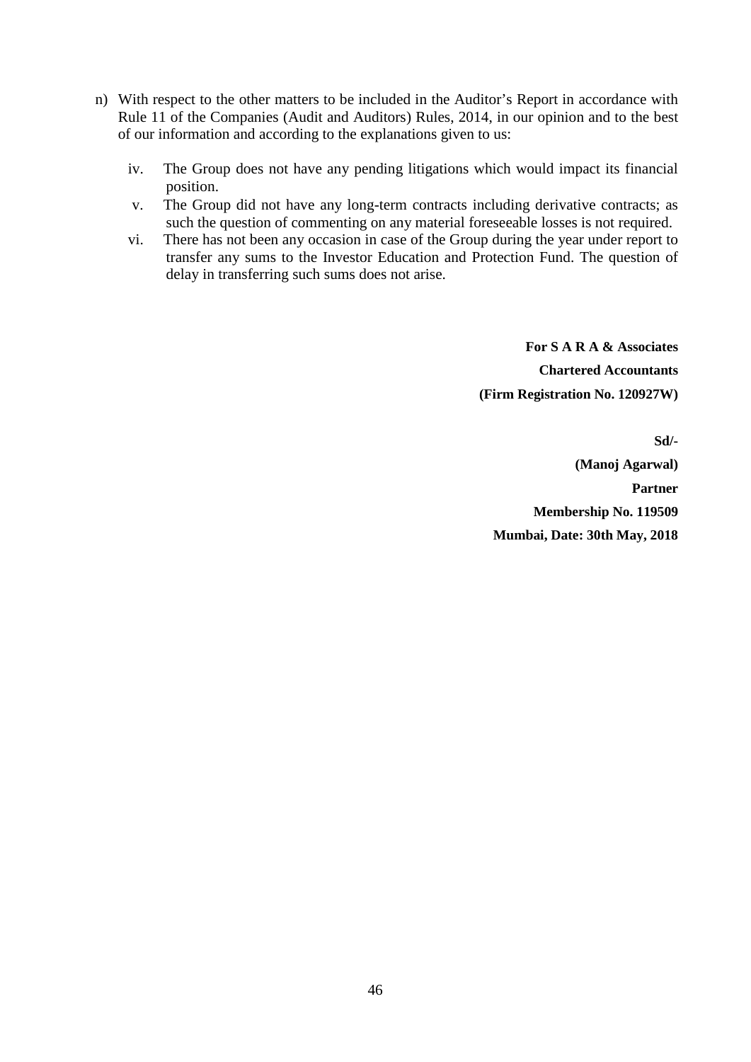n) With respect to the other matters to be included in the Auditor's Report in accordance with Rule 11 of the Companies (Audit and Auditors) Rules, 2014, in our opinion and to the best of our information and according to the explanations given to us:

   iv. The Group does not have any pending litigations which would impact its financial position.
   
   v. The Group did not have any long-term contracts including derivative contracts; as such the question of commenting on any material foreseeable losses is not required.
   
   vi. There has not been any occasion in case of the Group during the year under report to transfer any sums to the Investor Education and Protection Fund. The question of delay in transferring such sums does not arise.

**For S A R A & Associates**

**Chartered Accountants**

**(Firm Registration No. 120927W)**

**Sd/-**

**(Manoj Agarwal)**

**Partner**

**Membership No. 119509**

**Mumbai, Date: 30th May, 2018**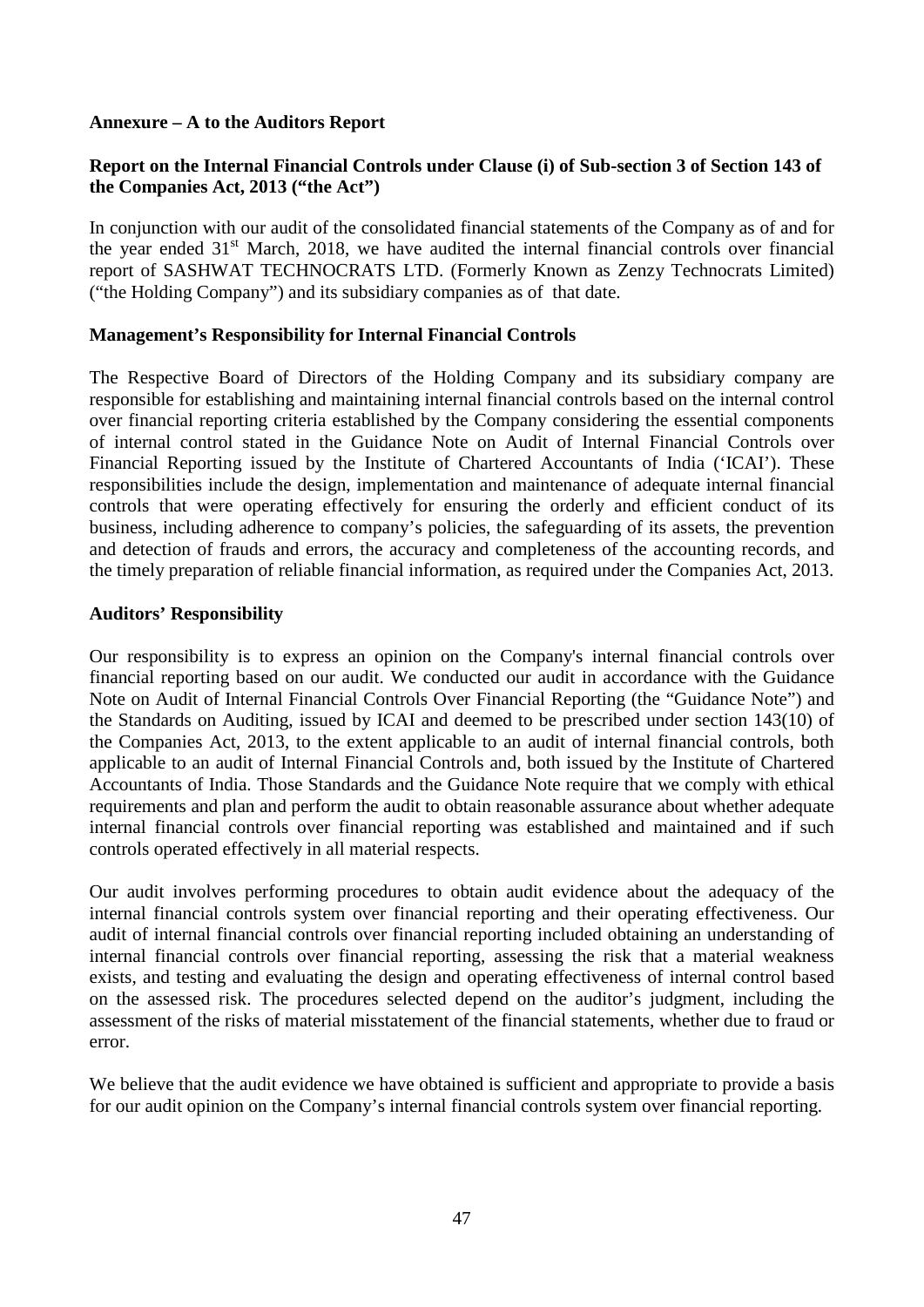**Annexure – A to the Auditors Report**

**Report on the Internal Financial Controls under Clause (i) of Sub-section 3 of Section 143 of the Companies Act, 2013 ("the Act")**

In conjunction with our audit of the consolidated financial statements of the Company as of and for the year ended 31st March, 2018, we have audited the internal financial controls over financial report of SASHWAT TECHNOCRATS LTD. (Formerly Known as Zenzy Technocrats Limited) ("the Holding Company") and its subsidiary companies as of that date.

**Management's Responsibility for Internal Financial Controls**

The Respective Board of Directors of the Holding Company and its subsidiary company are responsible for establishing and maintaining internal financial controls based on the internal control over financial reporting criteria established by the Company considering the essential components of internal control stated in the Guidance Note on Audit of Internal Financial Controls over Financial Reporting issued by the Institute of Chartered Accountants of India ('ICAI'). These responsibilities include the design, implementation and maintenance of adequate internal financial controls that were operating effectively for ensuring the orderly and efficient conduct of its business, including adherence to company's policies, the safeguarding of its assets, the prevention and detection of frauds and errors, the accuracy and completeness of the accounting records, and the timely preparation of reliable financial information, as required under the Companies Act, 2013.

**Auditors' Responsibility**

Our responsibility is to express an opinion on the Company's internal financial controls over financial reporting based on our audit. We conducted our audit in accordance with the Guidance Note on Audit of Internal Financial Controls Over Financial Reporting (the "Guidance Note") and the Standards on Auditing, issued by ICAI and deemed to be prescribed under section 143(10) of the Companies Act, 2013, to the extent applicable to an audit of internal financial controls, both applicable to an audit of Internal Financial Controls and, both issued by the Institute of Chartered Accountants of India. Those Standards and the Guidance Note require that we comply with ethical requirements and plan and perform the audit to obtain reasonable assurance about whether adequate internal financial controls over financial reporting was established and maintained and if such controls operated effectively in all material respects.

Our audit involves performing procedures to obtain audit evidence about the adequacy of the internal financial controls system over financial reporting and their operating effectiveness. Our audit of internal financial controls over financial reporting included obtaining an understanding of internal financial controls over financial reporting, assessing the risk that a material weakness exists, and testing and evaluating the design and operating effectiveness of internal control based on the assessed risk. The procedures selected depend on the auditor's judgment, including the assessment of the risks of material misstatement of the financial statements, whether due to fraud or error.

We believe that the audit evidence we have obtained is sufficient and appropriate to provide a basis for our audit opinion on the Company's internal financial controls system over financial reporting.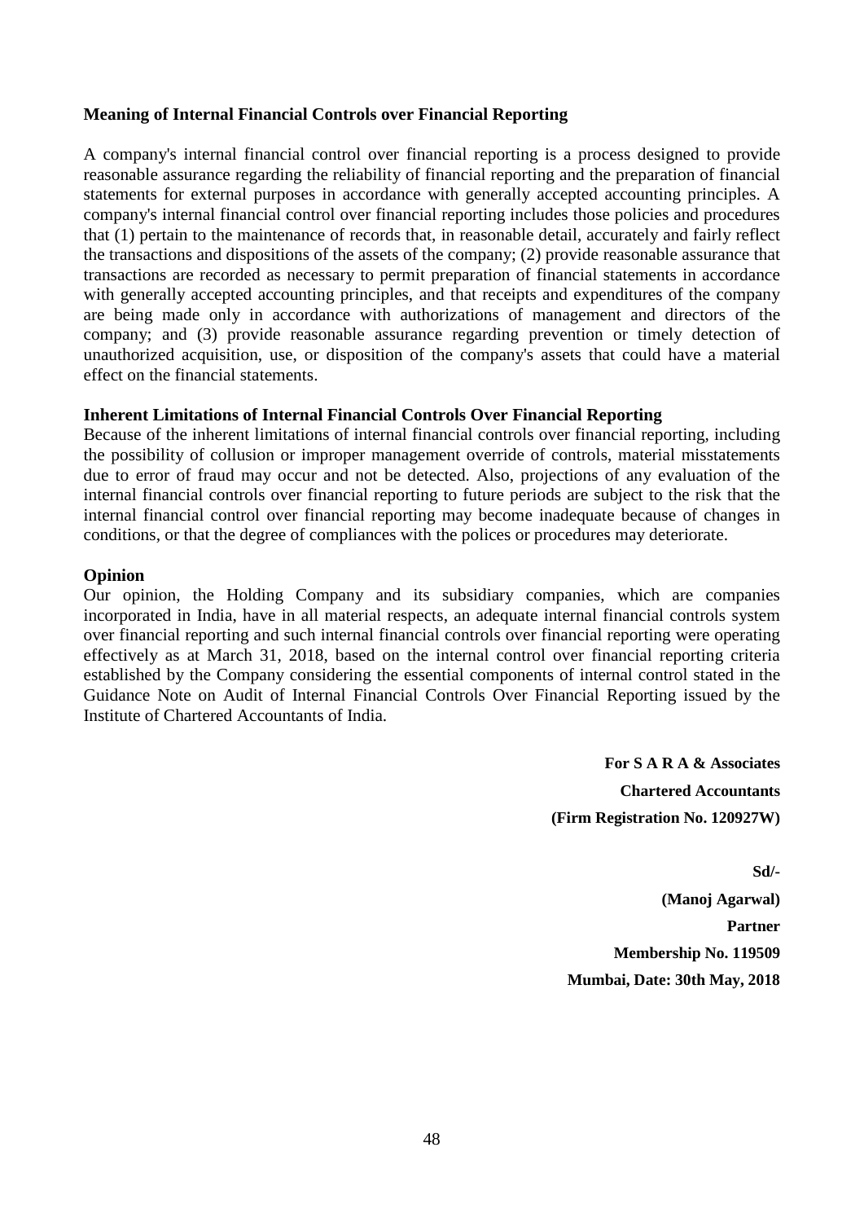### Meaning of Internal Financial Controls over Financial Reporting

A company's internal financial control over financial reporting is a process designed to provide reasonable assurance regarding the reliability of financial reporting and the preparation of financial statements for external purposes in accordance with generally accepted accounting principles. A company's internal financial control over financial reporting includes those policies and procedures that (1) pertain to the maintenance of records that, in reasonable detail, accurately and fairly reflect the transactions and dispositions of the assets of the company; (2) provide reasonable assurance that transactions are recorded as necessary to permit preparation of financial statements in accordance with generally accepted accounting principles, and that receipts and expenditures of the company are being made only in accordance with authorizations of management and directors of the company; and (3) provide reasonable assurance regarding prevention or timely detection of unauthorized acquisition, use, or disposition of the company's assets that could have a material effect on the financial statements.

### Inherent Limitations of Internal Financial Controls Over Financial Reporting

Because of the inherent limitations of internal financial controls over financial reporting, including the possibility of collusion or improper management override of controls, material misstatements due to error of fraud may occur and not be detected. Also, projections of any evaluation of the internal financial controls over financial reporting to future periods are subject to the risk that the internal financial control over financial reporting may become inadequate because of changes in conditions, or that the degree of compliances with the polices or procedures may deteriorate.

### Opinion

Our opinion, the Holding Company and its subsidiary companies, which are companies incorporated in India, have in all material respects, an adequate internal financial controls system over financial reporting and such internal financial controls over financial reporting were operating effectively as at March 31, 2018, based on the internal control over financial reporting criteria established by the Company considering the essential components of internal control stated in the Guidance Note on Audit of Internal Financial Controls Over Financial Reporting issued by the Institute of Chartered Accountants of India.

**For S A R A & Associates**

**Chartered Accountants**

**(Firm Registration No. 120927W)**

**Sd/-**

**(Manoj Agarwal)**

**Partner**

**Membership No. 119509**

**Mumbai, Date: 30th May, 2018**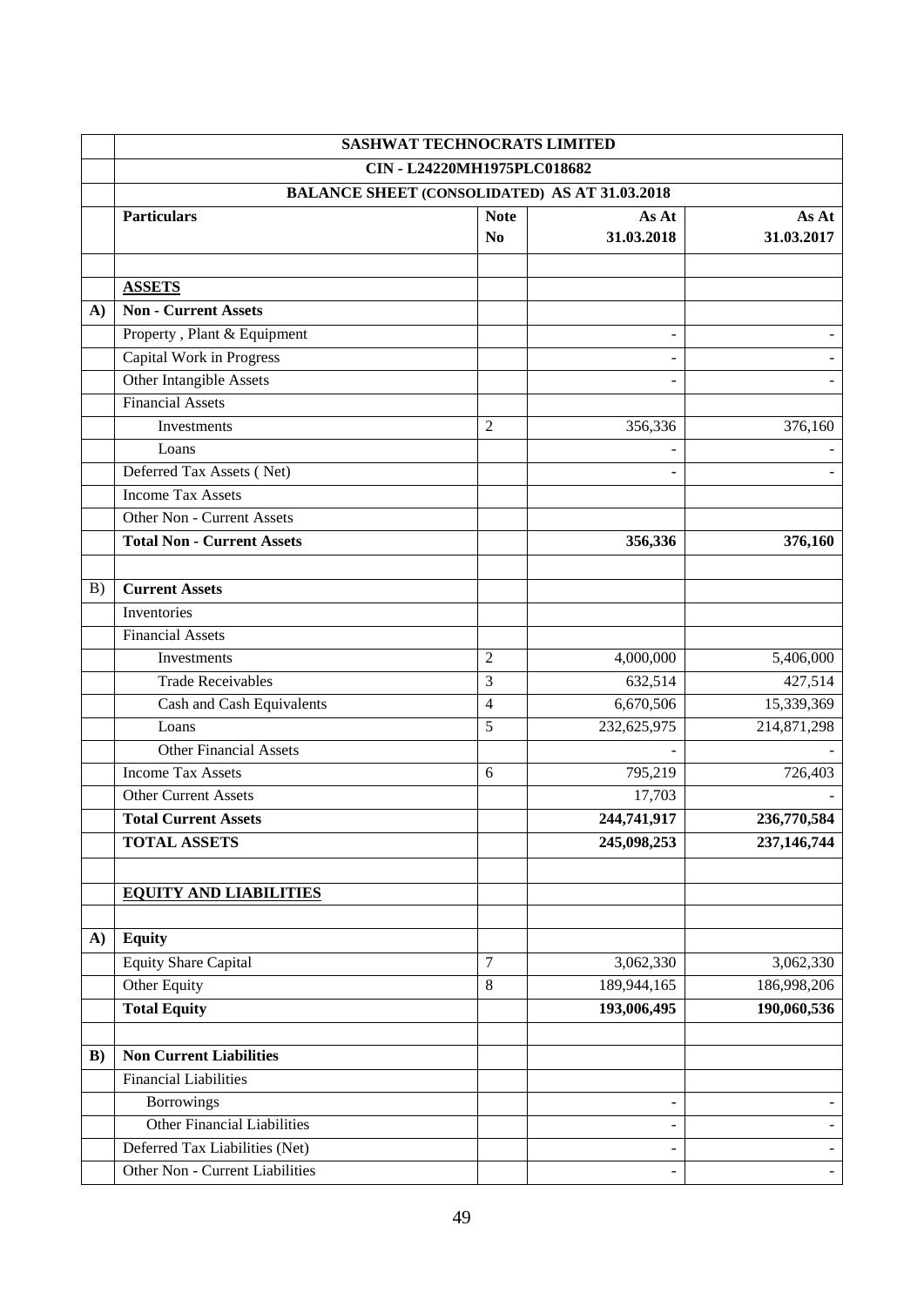| | SASHWAT TECHNOCRATS LIMITED | | | |
|---|---|---|---|---|
| | CIN - L24220MH1975PLC018682 | | | |
| | BALANCE SHEET (CONSOLIDATED) AS AT 31.03.2018 | | | |
| | **Particulars** | **Note No** | **As At 31.03.2018** | **As At 31.03.2017** |
| | | | | |
| | **ASSETS** | | | |
| **A)** | **Non - Current Assets** | | | |
| | Property , Plant & Equipment | | - | - |
| | Capital Work in Progress | | - | - |
| | Other Intangible Assets | | - | - |
| | Financial Assets | | | |
| | Investments | 2 | 356,336 | 376,160 |
| | Loans | | - | - |
| | Deferred Tax Assets ( Net) | | - | - |
| | Income Tax Assets | | | |
| | Other Non - Current Assets | | | |
| | **Total Non - Current Assets** | | **356,336** | **376,160** |
| | | | | |
| B) | **Current Assets** | | | |
| | Inventories | | | |
| | Financial Assets | | | |
| | Investments | 2 | 4,000,000 | 5,406,000 |
| | Trade Receivables | 3 | 632,514 | 427,514 |
| | Cash and Cash Equivalents | 4 | 6,670,506 | 15,339,369 |
| | Loans | 5 | 232,625,975 | 214,871,298 |
| | Other Financial Assets | | - | - |
| | Income Tax Assets | 6 | 795,219 | 726,403 |
| | Other Current Assets | | 17,703 | - |
| | **Total Current Assets** | | **244,741,917** | **236,770,584** |
| | **TOTAL ASSETS** | | **245,098,253** | **237,146,744** |
| | | | | |
| | **EQUITY AND LIABILITIES** | | | |
| | | | | |
| **A)** | **Equity** | | | |
| | Equity Share Capital | 7 | 3,062,330 | 3,062,330 |
| | Other Equity | 8 | 189,944,165 | 186,998,206 |
| | **Total Equity** | | **193,006,495** | **190,060,536** |
| | | | | |
| **B)** | **Non Current Liabilities** | | | |
| | Financial Liabilities | | | |
| | Borrowings | | - | - |
| | Other Financial Liabilities | | - | - |
| | Deferred Tax Liabilities (Net) | | - | - |
| | Other Non - Current Liabilities | | - | - |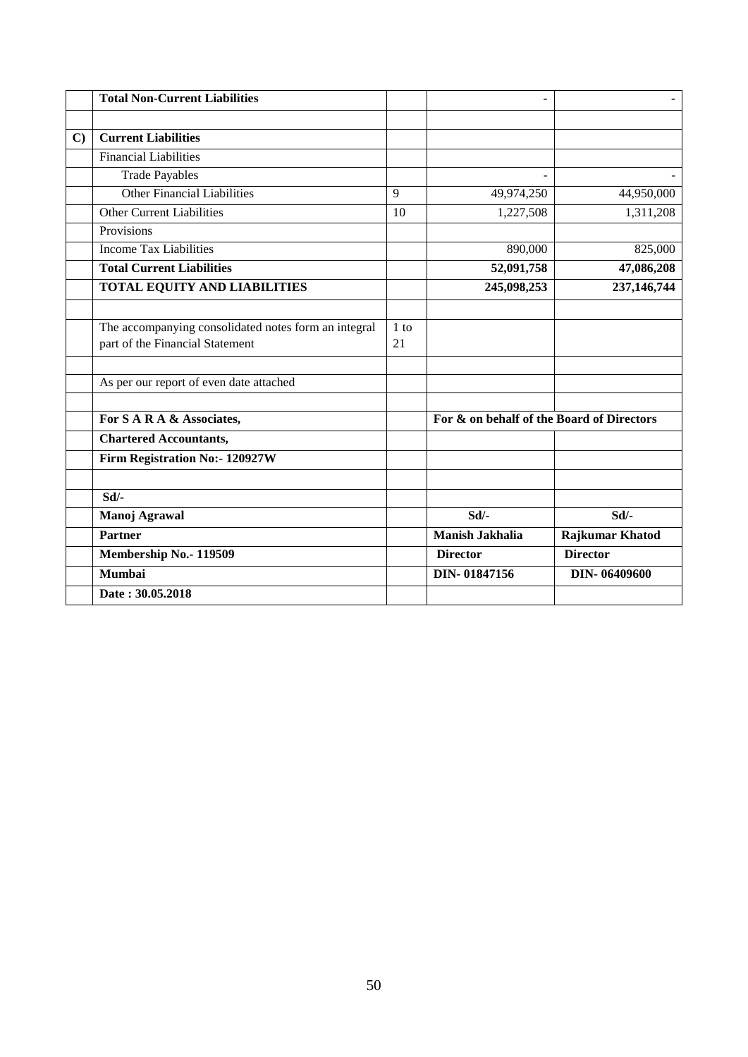|  |  |  |  |  |
|---|---|---|---|---|
|  | **Total Non-Current Liabilities** |  | **-** | **-** |
|  |  |  |  |  |
| **C)** | **Current Liabilities** |  |  |  |
|  | Financial Liabilities |  |  |  |
|  | Trade Payables |  | - | - |
|  | Other Financial Liabilities | 9 | 49,974,250 | 44,950,000 |
|  | Other Current Liabilities | 10 | 1,227,508 | 1,311,208 |
|  | Provisions |  |  |  |
|  | Income Tax Liabilities |  | 890,000 | 825,000 |
|  | **Total Current Liabilities** |  | **52,091,758** | **47,086,208** |
|  | **TOTAL EQUITY AND LIABILITIES** |  | **245,098,253** | **237,146,744** |
|  |  |  |  |  |
|  | The accompanying consolidated notes form an integral part of the Financial Statement | 1 to 21 |  |  |
|  |  |  |  |  |
|  | As per our report of even date attached |  |  |  |
|  |  |  |  |  |
|  | **For S A R A & Associates,** |  | **For & on behalf of the Board of Directors** |  |
|  | **Chartered Accountants,** |  |  |  |
|  | **Firm Registration No:- 120927W** |  |  |  |
|  |  |  |  |  |
|  | **Sd/-** |  |  |  |
|  | **Manoj Agrawal** |  | **Sd/-** | **Sd/-** |
|  | **Partner** |  | **Manish Jakhalia** | **Rajkumar Khatod** |
|  | **Membership No.- 119509** |  | **Director** | **Director** |
|  | **Mumbai** |  | **DIN- 01847156** | **DIN- 06409600** |
|  | **Date : 30.05.2018** |  |  |  |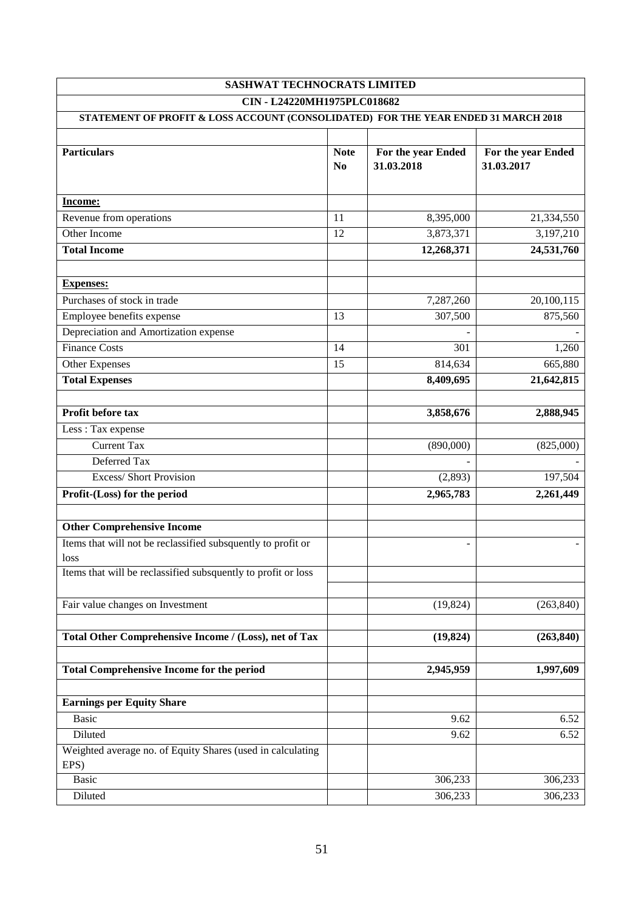| SASHWAT TECHNOCRATS LIMITED | | | |
|---|---|---|---|
| CIN - L24220MH1975PLC018682 | | | |
| STATEMENT OF PROFIT & LOSS ACCOUNT (CONSOLIDATED) FOR THE YEAR ENDED 31 MARCH 2018 | | | |
| | | | |
| **Particulars** | **Note No** | **For the year Ended 31.03.2018** | **For the year Ended 31.03.2017** |
| **Income:** | | | |
| Revenue from operations | 11 | 8,395,000 | 21,334,550 |
| Other Income | 12 | 3,873,371 | 3,197,210 |
| **Total Income** | | **12,268,371** | **24,531,760** |
| | | | |
| **Expenses:** | | | |
| Purchases of stock in trade | | 7,287,260 | 20,100,115 |
| Employee benefits expense | 13 | 307,500 | 875,560 |
| Depreciation and Amortization expense | | - | - |
| Finance Costs | 14 | 301 | 1,260 |
| Other Expenses | 15 | 814,634 | 665,880 |
| **Total Expenses** | | **8,409,695** | **21,642,815** |
| | | | |
| **Profit before tax** | | **3,858,676** | **2,888,945** |
| Less : Tax expense | | | |
| Current Tax | | (890,000) | (825,000) |
| Deferred Tax | | - | - |
| Excess/ Short Provision | | (2,893) | 197,504 |
| **Profit-(Loss) for the period** | | **2,965,783** | **2,261,449** |
| | | | |
| **Other Comprehensive Income** | | | |
| Items that will not be reclassified subsquently to profit or loss | | - | - |
| Items that will be reclassified subsquently to profit or loss | | | |
| | | | |
| Fair value changes on Investment | | (19,824) | (263,840) |
| | | | |
| **Total Other Comprehensive Income / (Loss), net of Tax** | | **(19,824)** | **(263,840)** |
| | | | |
| **Total Comprehensive Income for the period** | | **2,945,959** | **1,997,609** |
| | | | |
| **Earnings per Equity Share** | | | |
| Basic | | 9.62 | 6.52 |
| Diluted | | 9.62 | 6.52 |
| Weighted average no. of Equity Shares (used in calculating EPS) | | | |
| Basic | | 306,233 | 306,233 |
| Diluted | | 306,233 | 306,233 |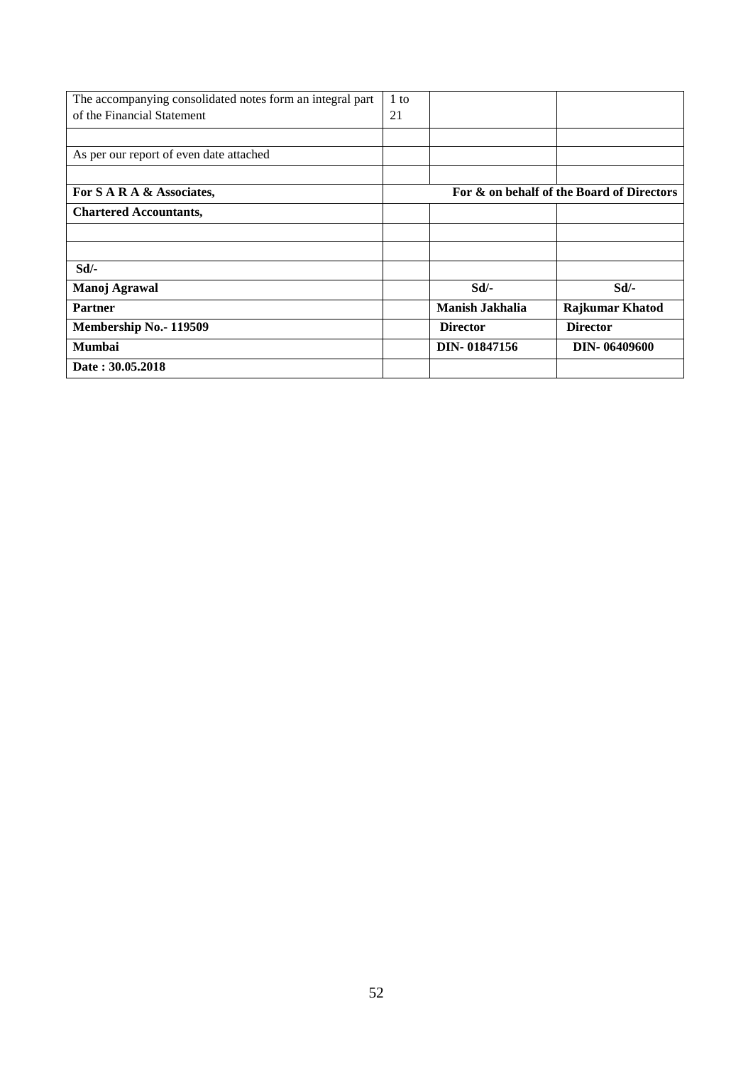| The accompanying consolidated notes form an integral part of the Financial Statement | 1 to 21 | | |
|---|---|---|---|
| | | | |
| As per our report of even date attached | | | |
| | | | |
| **For S A R A & Associates,** | **For & on behalf of the Board of Directors** | | |
| **Chartered Accountants,** | | | |
| | | | |
| | | | |
| **Sd/-** | | | |
| **Manoj Agrawal** | | **Sd/-** | **Sd/-** |
| **Partner** | | **Manish Jakhalia** | **Rajkumar Khatod** |
| **Membership No.- 119509** | | **Director** | **Director** |
| **Mumbai** | | **DIN- 01847156** | **DIN- 06409600** |
| **Date : 30.05.2018** | | | |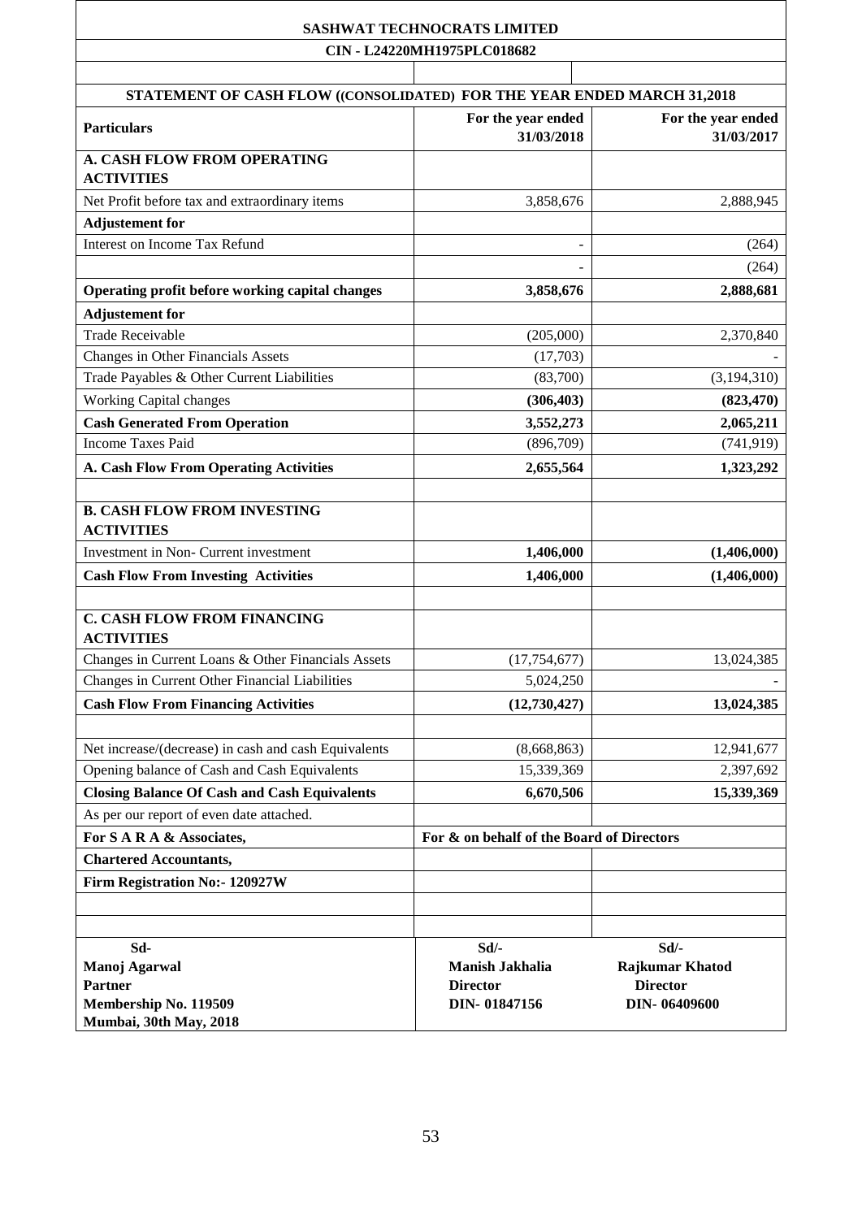## SASHWAT TECHNOCRATS LIMITED

**CIN - L24220MH1975PLC018682**

### STATEMENT OF CASH FLOW ((CONSOLIDATED) FOR THE YEAR ENDED MARCH 31,2018

| Particulars | For the year ended 31/03/2018 | For the year ended 31/03/2017 |
|---|---|---|
| **A. CASH FLOW FROM OPERATING ACTIVITIES** | | |
| Net Profit before tax and extraordinary items | 3,858,676 | 2,888,945 |
| **Adjustement for** | | |
| Interest on Income Tax Refund | - | (264) |
| | - | (264) |
| **Operating profit before working capital changes** | **3,858,676** | **2,888,681** |
| **Adjustement for** | | |
| Trade Receivable | (205,000) | 2,370,840 |
| Changes in Other Financials Assets | (17,703) | - |
| Trade Payables & Other Current Liabilities | (83,700) | (3,194,310) |
| Working Capital changes | **(306,403)** | **(823,470)** |
| **Cash Generated From Operation** | **3,552,273** | **2,065,211** |
| Income Taxes Paid | (896,709) | (741,919) |
| **A. Cash Flow From Operating Activities** | **2,655,564** | **1,323,292** |
| | | |
| **B. CASH FLOW FROM INVESTING ACTIVITIES** | | |
| Investment in Non- Current investment | **1,406,000** | **(1,406,000)** |
| **Cash Flow From Investing Activities** | **1,406,000** | **(1,406,000)** |
| | | |
| **C. CASH FLOW FROM FINANCING ACTIVITIES** | | |
| Changes in Current Loans & Other Financials Assets | (17,754,677) | 13,024,385 |
| Changes in Current Other Financial Liabilities | 5,024,250 | - |
| **Cash Flow From Financing Activities** | **(12,730,427)** | **13,024,385** |
| | | |
| Net increase/(decrease) in cash and cash Equivalents | (8,668,863) | 12,941,677 |
| Opening balance of Cash and Cash Equivalents | 15,339,369 | 2,397,692 |
| **Closing Balance Of Cash and Cash Equivalents** | **6,670,506** | **15,339,369** |

As per our report of even date attached.

**For S A R A & Associates,**
**Chartered Accountants,**
**Firm Registration No:- 120927W**

**For & on behalf of the Board of Directors**

| Sd- | Sd/- | Sd/- |
|---|---|---|
| **Manoj Agarwal** | **Manish Jakhalia** | **Rajkumar Khatod** |
| **Partner** | **Director** | **Director** |
| **Membership No. 119509** | **DIN- 01847156** | **DIN- 06409600** |
| **Mumbai, 30th May, 2018** | | |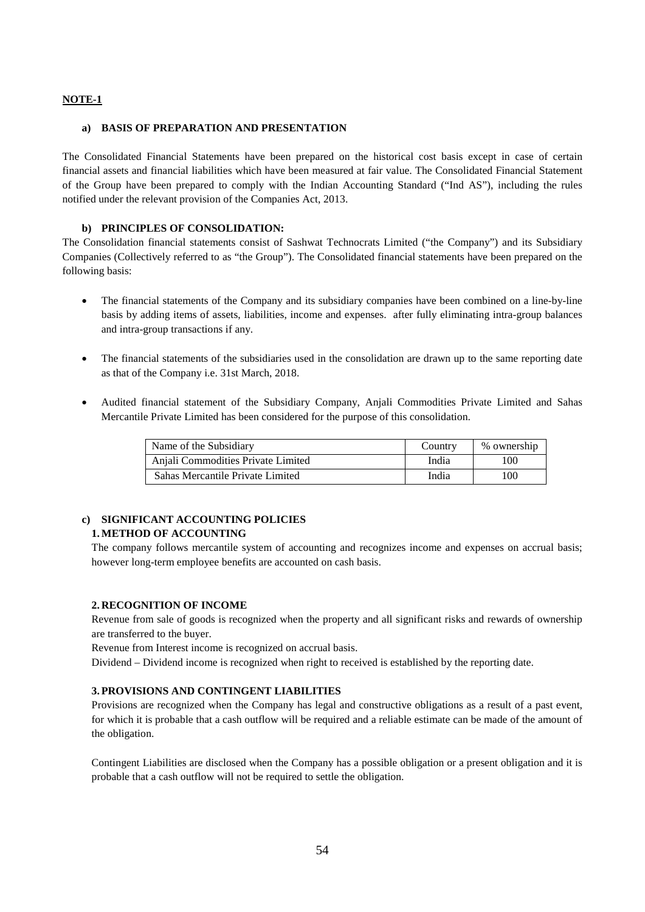## NOTE-1

### a) BASIS OF PREPARATION AND PRESENTATION

The Consolidated Financial Statements have been prepared on the historical cost basis except in case of certain financial assets and financial liabilities which have been measured at fair value. The Consolidated Financial Statement of the Group have been prepared to comply with the Indian Accounting Standard ("Ind AS"), including the rules notified under the relevant provision of the Companies Act, 2013.

### b) PRINCIPLES OF CONSOLIDATION:

The Consolidation financial statements consist of Sashwat Technocrats Limited ("the Company") and its Subsidiary Companies (Collectively referred to as "the Group"). The Consolidated financial statements have been prepared on the following basis:

- The financial statements of the Company and its subsidiary companies have been combined on a line-by-line basis by adding items of assets, liabilities, income and expenses. after fully eliminating intra-group balances and intra-group transactions if any.

- The financial statements of the subsidiaries used in the consolidation are drawn up to the same reporting date as that of the Company i.e. 31st March, 2018.

- Audited financial statement of the Subsidiary Company, Anjali Commodities Private Limited and Sahas Mercantile Private Limited has been considered for the purpose of this consolidation.

| Name of the Subsidiary | Country | % ownership |
|---|---|---|
| Anjali Commodities Private Limited | India | 100 |
| Sahas Mercantile Private Limited | India | 100 |

### c) SIGNIFICANT ACCOUNTING POLICIES

#### 1. METHOD OF ACCOUNTING

The company follows mercantile system of accounting and recognizes income and expenses on accrual basis; however long-term employee benefits are accounted on cash basis.

#### 2. RECOGNITION OF INCOME

Revenue from sale of goods is recognized when the property and all significant risks and rewards of ownership are transferred to the buyer.

Revenue from Interest income is recognized on accrual basis.

Dividend – Dividend income is recognized when right to received is established by the reporting date.

#### 3. PROVISIONS AND CONTINGENT LIABILITIES

Provisions are recognized when the Company has legal and constructive obligations as a result of a past event, for which it is probable that a cash outflow will be required and a reliable estimate can be made of the amount of the obligation.

Contingent Liabilities are disclosed when the Company has a possible obligation or a present obligation and it is probable that a cash outflow will not be required to settle the obligation.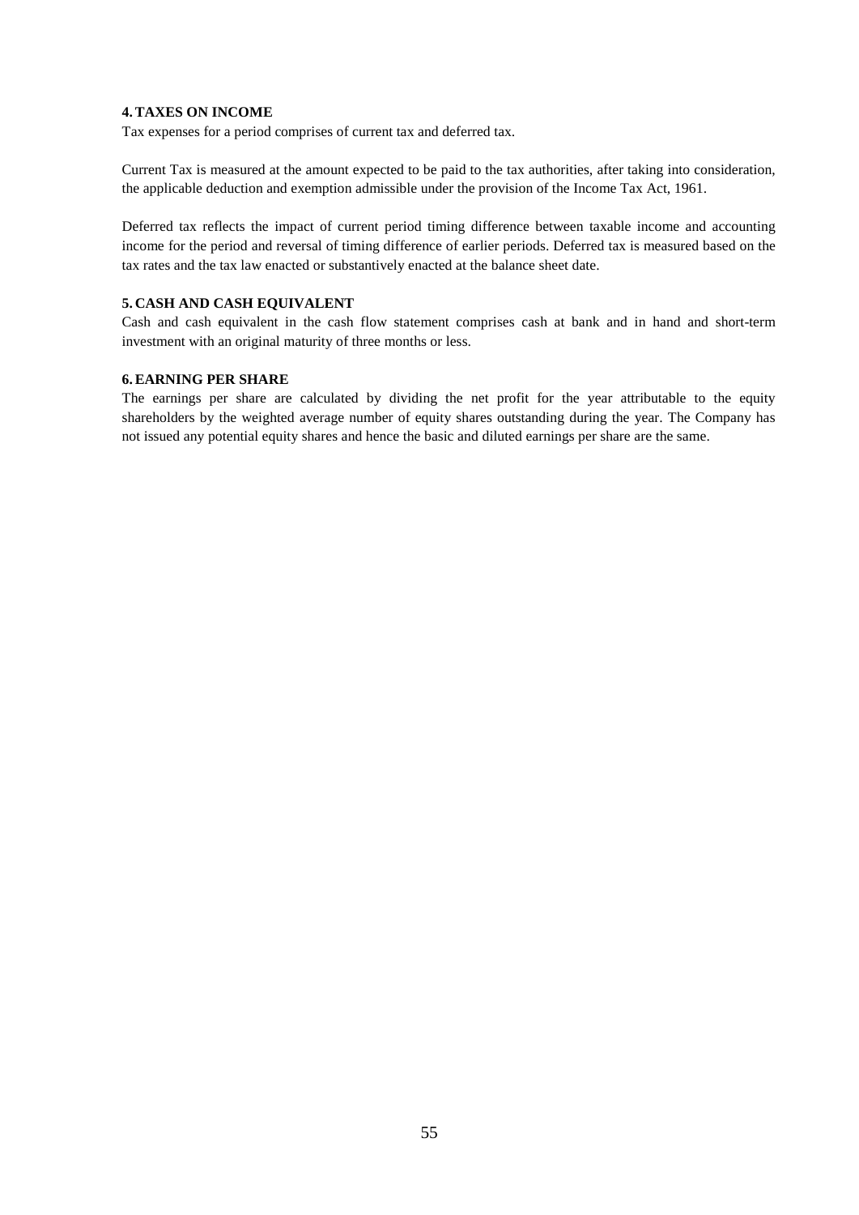**4. TAXES ON INCOME**

Tax expenses for a period comprises of current tax and deferred tax.

Current Tax is measured at the amount expected to be paid to the tax authorities, after taking into consideration, the applicable deduction and exemption admissible under the provision of the Income Tax Act, 1961.

Deferred tax reflects the impact of current period timing difference between taxable income and accounting income for the period and reversal of timing difference of earlier periods. Deferred tax is measured based on the tax rates and the tax law enacted or substantively enacted at the balance sheet date.

**5. CASH AND CASH EQUIVALENT**

Cash and cash equivalent in the cash flow statement comprises cash at bank and in hand and short-term investment with an original maturity of three months or less.

**6. EARNING PER SHARE**

The earnings per share are calculated by dividing the net profit for the year attributable to the equity shareholders by the weighted average number of equity shares outstanding during the year. The Company has not issued any potential equity shares and hence the basic and diluted earnings per share are the same.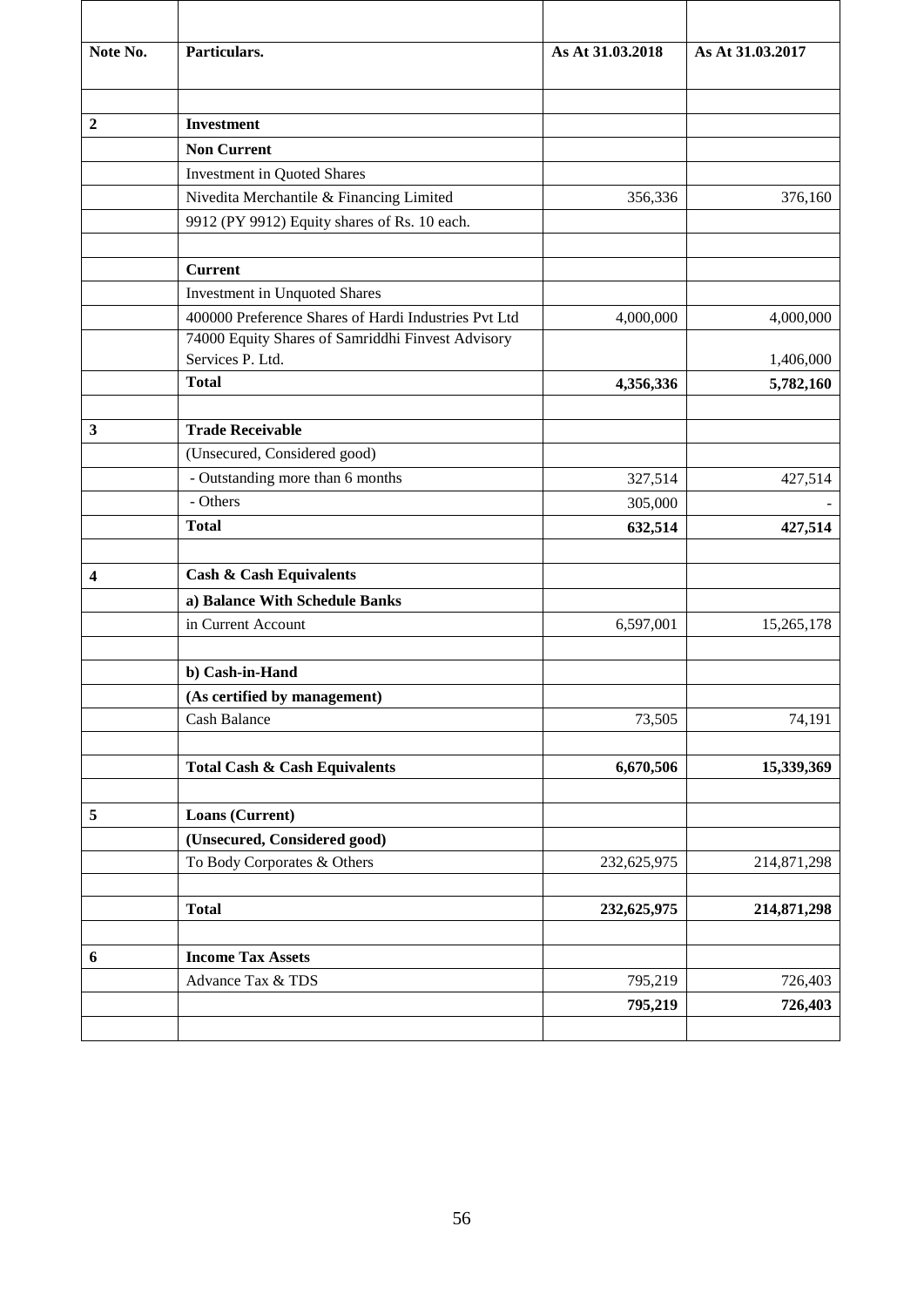| Note No. | Particulars. | As At 31.03.2018 | As At 31.03.2017 |
|---|---|---|---|
| | | | |
| **2** | **Investment** | | |
| | **Non Current** | | |
| | Investment in Quoted Shares | | |
| | Nivedita Merchantile & Financing Limited | 356,336 | 376,160 |
| | 9912 (PY 9912) Equity shares of Rs. 10 each. | | |
| | | | |
| | **Current** | | |
| | Investment in Unquoted Shares | | |
| | 400000 Preference Shares of Hardi Industries Pvt Ltd | 4,000,000 | 4,000,000 |
| | 74000 Equity Shares of Samriddhi Finvest Advisory Services P. Ltd. | | 1,406,000 |
| | **Total** | **4,356,336** | **5,782,160** |
| | | | |
| **3** | **Trade Receivable** | | |
| | (Unsecured, Considered good) | | |
| | - Outstanding more than 6 months | 327,514 | 427,514 |
| | - Others | 305,000 | - |
| | **Total** | **632,514** | **427,514** |
| | | | |
| **4** | **Cash & Cash Equivalents** | | |
| | **a) Balance With Schedule Banks** | | |
| | in Current Account | 6,597,001 | 15,265,178 |
| | | | |
| | **b) Cash-in-Hand** | | |
| | **(As certified by management)** | | |
| | Cash Balance | 73,505 | 74,191 |
| | | | |
| | **Total Cash & Cash Equivalents** | **6,670,506** | **15,339,369** |
| | | | |
| **5** | **Loans (Current)** | | |
| | **(Unsecured, Considered good)** | | |
| | To Body Corporates & Others | 232,625,975 | 214,871,298 |
| | | | |
| | **Total** | **232,625,975** | **214,871,298** |
| | | | |
| **6** | **Income Tax Assets** | | |
| | Advance Tax & TDS | 795,219 | 726,403 |
| | | **795,219** | **726,403** |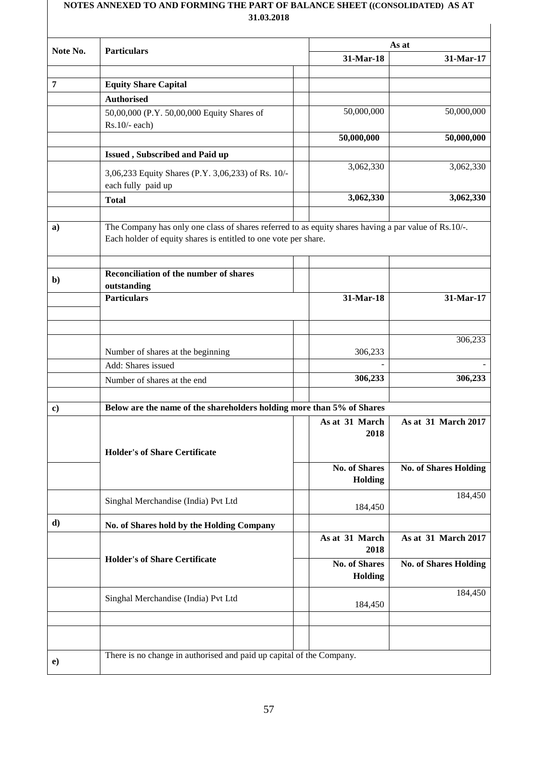## NOTES ANNEXED TO AND FORMING THE PART OF BALANCE SHEET ((CONSOLIDATED) AS AT 31.03.2018

| Note No. | Particulars | As at 31-Mar-18 | As at 31-Mar-17 |
|---|---|---|---|
| **7** | **Equity Share Capital** | | |
| | **Authorised** | | |
| | 50,00,000 (P.Y. 50,00,000 Equity Shares of Rs.10/- each) | 50,000,000 | 50,000,000 |
| | | **50,000,000** | **50,000,000** |
| | **Issued , Subscribed and Paid up** | | |
| | 3,06,233 Equity Shares (P.Y. 3,06,233) of Rs. 10/- each fully paid up | 3,062,330 | 3,062,330 |
| | **Total** | **3,062,330** | **3,062,330** |

**a)** The Company has only one class of shares referred to as equity shares having a par value of Rs.10/-. Each holder of equity shares is entitled to one vote per share.

**b) Reconciliation of the number of shares outstanding**

| Particulars | 31-Mar-18 | 31-Mar-17 |
|---|---|---|
| Number of shares at the beginning | 306,233 | 306,233 |
| Add: Shares issued | - | - |
| Number of shares at the end | **306,233** | **306,233** |

**c) Below are the name of the shareholders holding more than 5% of Shares**

| Holder's of Share Certificate | As at 31 March 2018 | As at 31 March 2017 |
|---|---|---|
| | **No. of Shares Holding** | **No. of Shares Holding** |
| Singhal Merchandise (India) Pvt Ltd | 184,450 | 184,450 |

**d) No. of Shares hold by the Holding Company**

| Holder's of Share Certificate | As at 31 March 2018 | As at 31 March 2017 |
|---|---|---|
| | **No. of Shares Holding** | **No. of Shares Holding** |
| Singhal Merchandise (India) Pvt Ltd | 184,450 | 184,450 |

**e)** There is no change in authorised and paid up capital of the Company.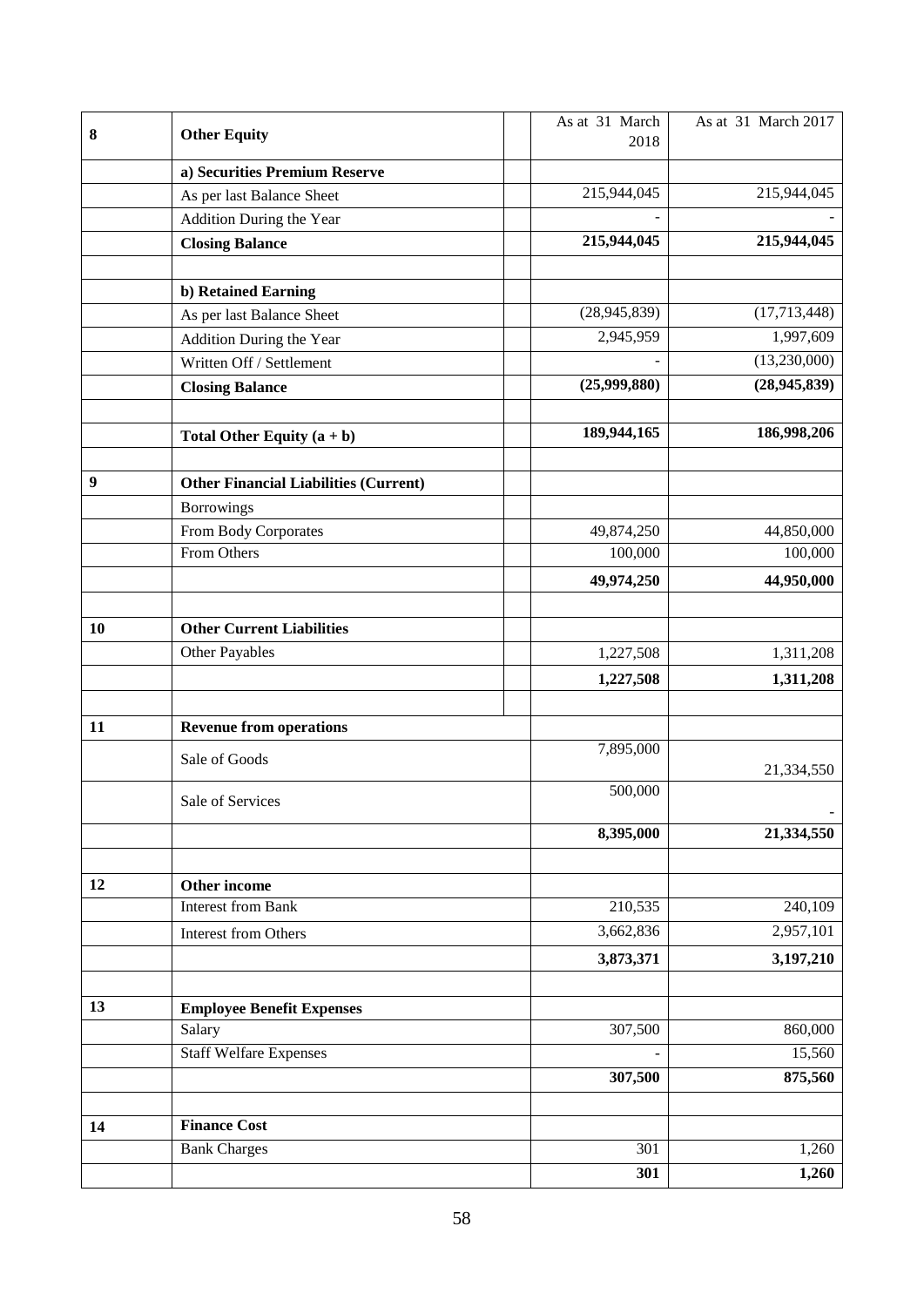| 8 | **Other Equity** | | As at 31 March 2018 | As at 31 March 2017 |
|---|---|---|---|---|
| | **a) Securities Premium Reserve** | | | |
| | As per last Balance Sheet | | 215,944,045 | 215,944,045 |
| | Addition During the Year | | - | - |
| | **Closing Balance** | | **215,944,045** | **215,944,045** |
| | | | | |
| | **b) Retained Earning** | | | |
| | As per last Balance Sheet | | (28,945,839) | (17,713,448) |
| | Addition During the Year | | 2,945,959 | 1,997,609 |
| | Written Off / Settlement | | - | (13,230,000) |
| | **Closing Balance** | | **(25,999,880)** | **(28,945,839)** |
| | | | | |
| | **Total Other Equity (a + b)** | | **189,944,165** | **186,998,206** |
| | | | | |
| **9** | **Other Financial Liabilities (Current)** | | | |
| | Borrowings | | | |
| | From Body Corporates | | 49,874,250 | 44,850,000 |
| | From Others | | 100,000 | 100,000 |
| | | | **49,974,250** | **44,950,000** |
| | | | | |
| **10** | **Other Current Liabilities** | | | |
| | Other Payables | | 1,227,508 | 1,311,208 |
| | | | **1,227,508** | **1,311,208** |
| | | | | |
| **11** | **Revenue from operations** | | | |
| | Sale of Goods | | 7,895,000 | 21,334,550 |
| | Sale of Services | | 500,000 | - |
| | | | **8,395,000** | **21,334,550** |
| | | | | |
| **12** | **Other income** | | | |
| | Interest from Bank | | 210,535 | 240,109 |
| | Interest from Others | | 3,662,836 | 2,957,101 |
| | | | **3,873,371** | **3,197,210** |
| | | | | |
| **13** | **Employee Benefit Expenses** | | | |
| | Salary | | 307,500 | 860,000 |
| | Staff Welfare Expenses | | - | 15,560 |
| | | | **307,500** | **875,560** |
| | | | | |
| **14** | **Finance Cost** | | | |
| | Bank Charges | | 301 | 1,260 |
| | | | **301** | **1,260** |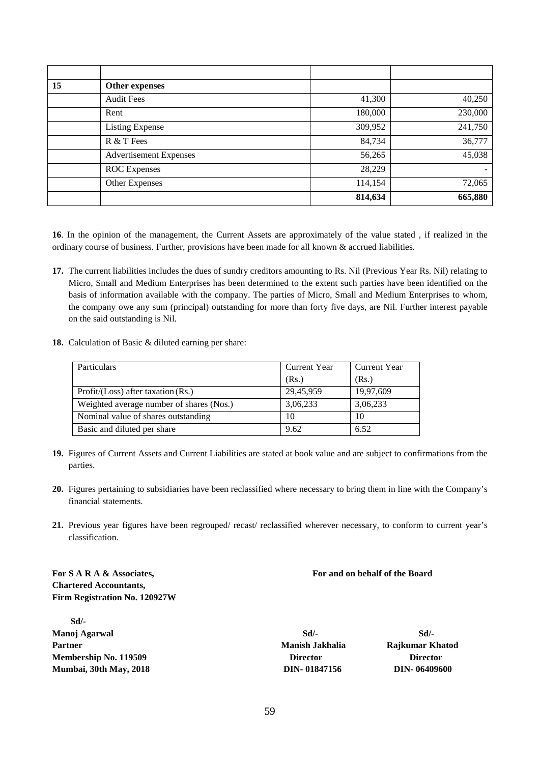| | | | |
|---|---|---|---|
| 15 | **Other expenses** | | |
| | Audit Fees | 41,300 | 40,250 |
| | Rent | 180,000 | 230,000 |
| | Listing Expense | 309,952 | 241,750 |
| | R & T Fees | 84,734 | 36,777 |
| | Advertisement Expenses | 56,265 | 45,038 |
| | ROC Expenses | 28,229 | - |
| | Other Expenses | 114,154 | 72,065 |
| | | **814,634** | **665,880** |

**16**. In the opinion of the management, the Current Assets are approximately of the value stated , if realized in the ordinary course of business. Further, provisions have been made for all known & accrued liabilities.

**17.** The current liabilities includes the dues of sundry creditors amounting to Rs. Nil (Previous Year Rs. Nil) relating to Micro, Small and Medium Enterprises has been determined to the extent such parties have been identified on the basis of information available with the company. The parties of Micro, Small and Medium Enterprises to whom, the company owe any sum (principal) outstanding for more than forty five days, are Nil. Further interest payable on the said outstanding is Nil.

**18.** Calculation of Basic & diluted earning per share:

| Particulars | Current Year (Rs.) | Current Year (Rs.) |
|---|---|---|
| Profit/(Loss) after taxation (Rs.) | 29,45,959 | 19,97,609 |
| Weighted average number of shares (Nos.) | 3,06,233 | 3,06,233 |
| Nominal value of shares outstanding | 10 | 10 |
| Basic and diluted per share | 9.62 | 6.52 |

**19.** Figures of Current Assets and Current Liabilities are stated at book value and are subject to confirmations from the parties.

**20.** Figures pertaining to subsidiaries have been reclassified where necessary to bring them in line with the Company's financial statements.

**21.** Previous year figures have been regrouped/ recast/ reclassified wherever necessary, to conform to current year's classification.

**For S A R A & Associates,**
**Chartered Accountants,**
**Firm Registration No. 120927W**

**For and on behalf of the Board**

**Sd/-**
**Manoj Agarwal**
**Partner**
**Membership No. 119509**
**Mumbai, 30th May, 2018**

**Sd/-**
**Manish Jakhalia**
**Director**
**DIN- 01847156**

**Sd/-**
**Rajkumar Khatod**
**Director**
**DIN- 06409600**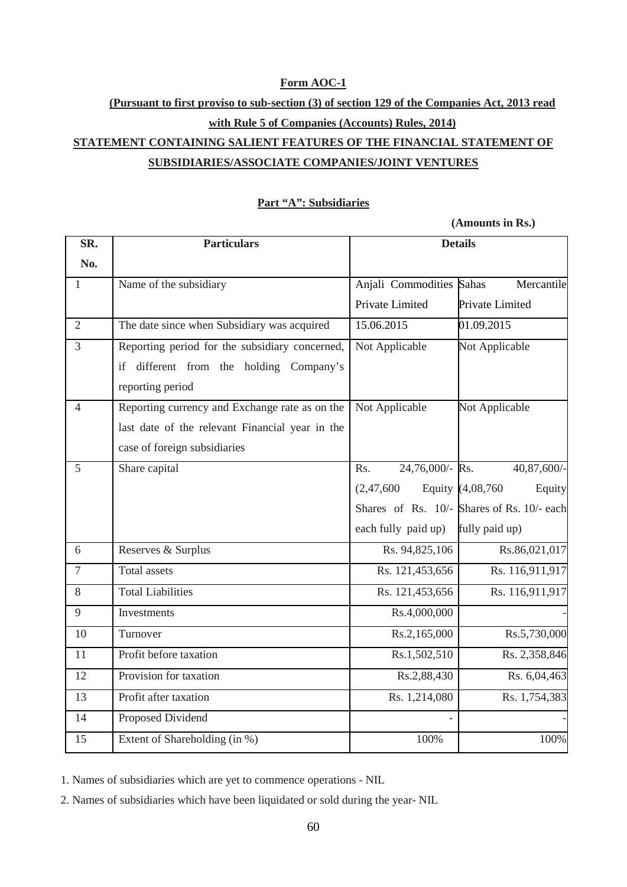**Form AOC-1**

**(Pursuant to first proviso to sub-section (3) of section 129 of the Companies Act, 2013 read with Rule 5 of Companies (Accounts) Rules, 2014)**

**STATEMENT CONTAINING SALIENT FEATURES OF THE FINANCIAL STATEMENT OF SUBSIDIARIES/ASSOCIATE COMPANIES/JOINT VENTURES**

**Part "A": Subsidiaries**

**(Amounts in Rs.)**

| SR. No. | Particulars | Details | |
|---|---|---|---|
| 1 | Name of the subsidiary | Anjali Commodities Private Limited | Sahas Mercantile Private Limited |
| 2 | The date since when Subsidiary was acquired | 15.06.2015 | 01.09.2015 |
| 3 | Reporting period for the subsidiary concerned, if different from the holding Company's reporting period | Not Applicable | Not Applicable |
| 4 | Reporting currency and Exchange rate as on the last date of the relevant Financial year in the case of foreign subsidiaries | Not Applicable | Not Applicable |
| 5 | Share capital | Rs. 24,76,000/- (2,47,600 Equity Shares of Rs. 10/- each fully paid up) | Rs. 40,87,600/- (4,08,760 Equity Shares of Rs. 10/- each fully paid up) |
| 6 | Reserves & Surplus | Rs. 94,825,106 | Rs.86,021,017 |
| 7 | Total assets | Rs. 121,453,656 | Rs. 116,911,917 |
| 8 | Total Liabilities | Rs. 121,453,656 | Rs. 116,911,917 |
| 9 | Investments | Rs.4,000,000 | - |
| 10 | Turnover | Rs.2,165,000 | Rs.5,730,000 |
| 11 | Profit before taxation | Rs.1,502,510 | Rs. 2,358,846 |
| 12 | Provision for taxation | Rs.2,88,430 | Rs. 6,04,463 |
| 13 | Profit after taxation | Rs. 1,214,080 | Rs. 1,754,383 |
| 14 | Proposed Dividend | - | - |
| 15 | Extent of Shareholding (in %) | 100% | 100% |

1. Names of subsidiaries which are yet to commence operations - NIL

2. Names of subsidiaries which have been liquidated or sold during the year- NIL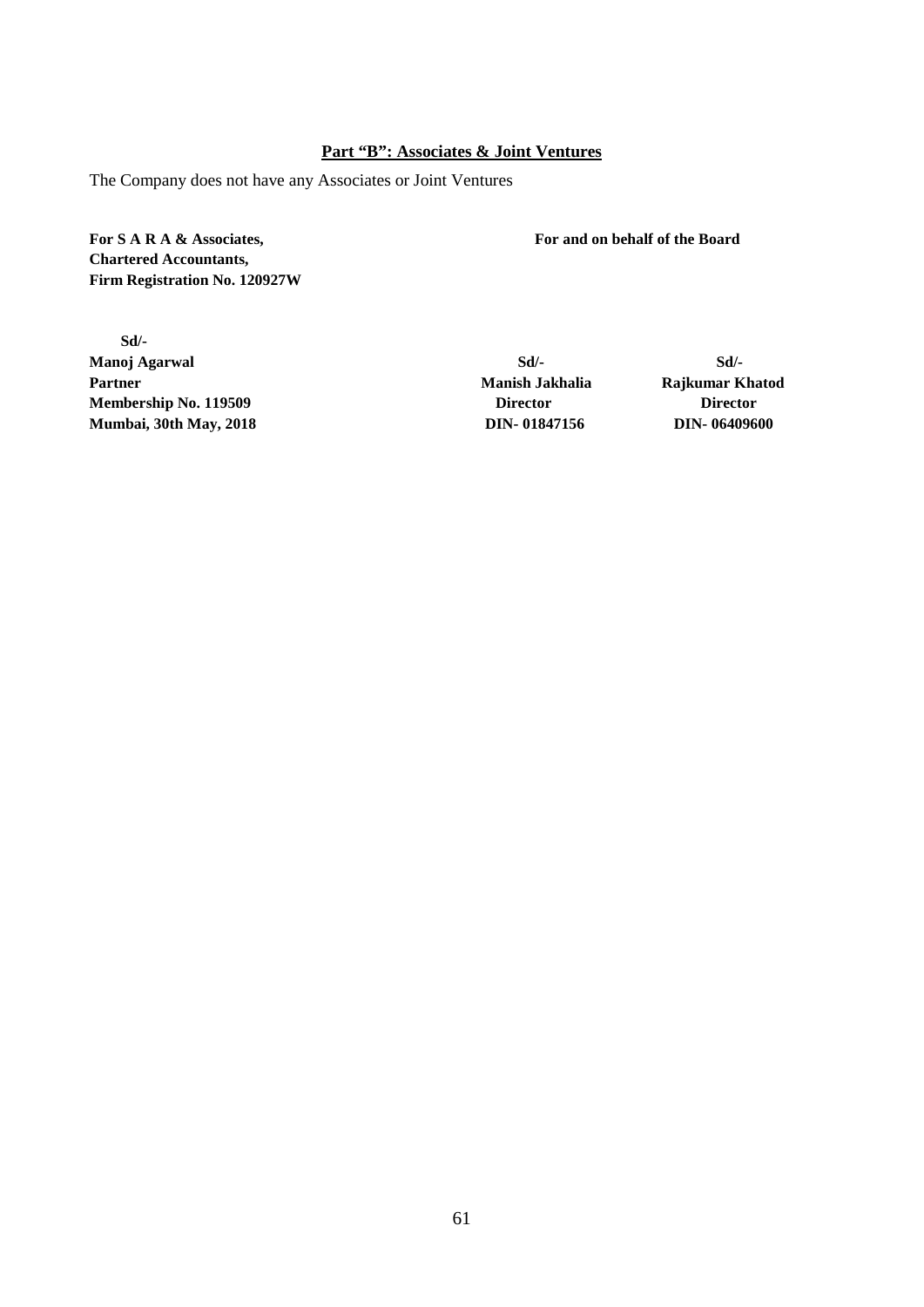## Part "B": Associates & Joint Ventures

The Company does not have any Associates or Joint Ventures

**For S A R A & Associates,**
**Chartered Accountants,**
**Firm Registration No. 120927W**

**Sd/-**
**Manoj Agarwal**
**Partner**
**Membership No. 119509**
**Mumbai, 30th May, 2018**

**For and on behalf of the Board**

| | |
|---|---|
| **Sd/-** | **Sd/-** |
| **Manish Jakhalia** | **Rajkumar Khatod** |
| **Director** | **Director** |
| **DIN- 01847156** | **DIN- 06409600** |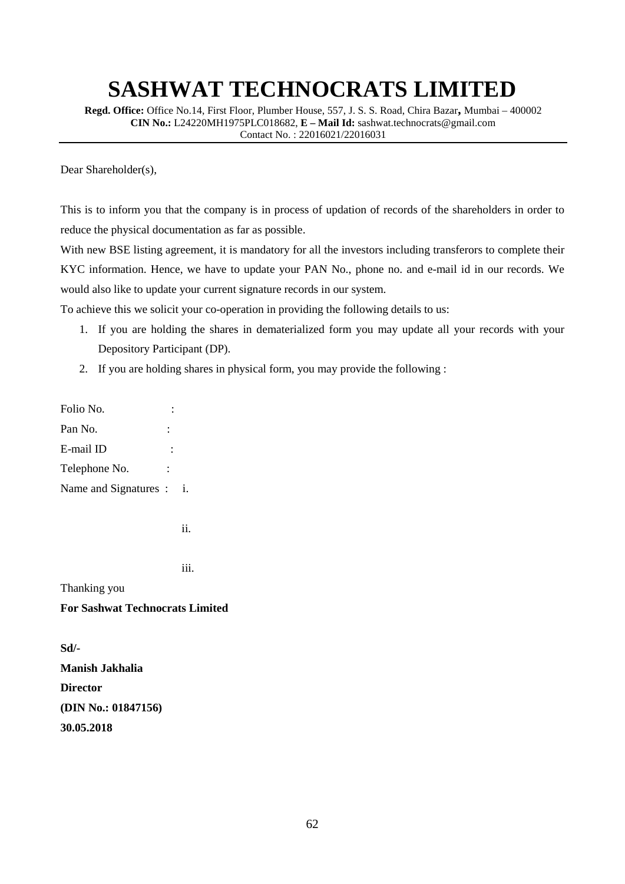# SASHWAT TECHNOCRATS LIMITED

**Regd. Office:** Office No.14, First Floor, Plumber House, 557, J. S. S. Road, Chira Bazar**,** Mumbai – 400002
**CIN No.:** L24220MH1975PLC018682, **E – Mail Id:** sashwat.technocrats@gmail.com
Contact No. : 22016021/22016031

Dear Shareholder(s),

This is to inform you that the company is in process of updation of records of the shareholders in order to reduce the physical documentation as far as possible.

With new BSE listing agreement, it is mandatory for all the investors including transferors to complete their KYC information. Hence, we have to update your PAN No., phone no. and e-mail id in our records. We would also like to update your current signature records in our system.

To achieve this we solicit your co-operation in providing the following details to us:

1. If you are holding the shares in dematerialized form you may update all your records with your Depository Participant (DP).
2. If you are holding shares in physical form, you may provide the following :

Folio No. :

Pan No. :

E-mail ID :

Telephone No. :

Name and Signatures : i.

ii.

iii.

Thanking you

**For Sashwat Technocrats Limited**

**Sd/-**

**Manish Jakhalia**

**Director**

**(DIN No.: 01847156)**

**30.05.2018**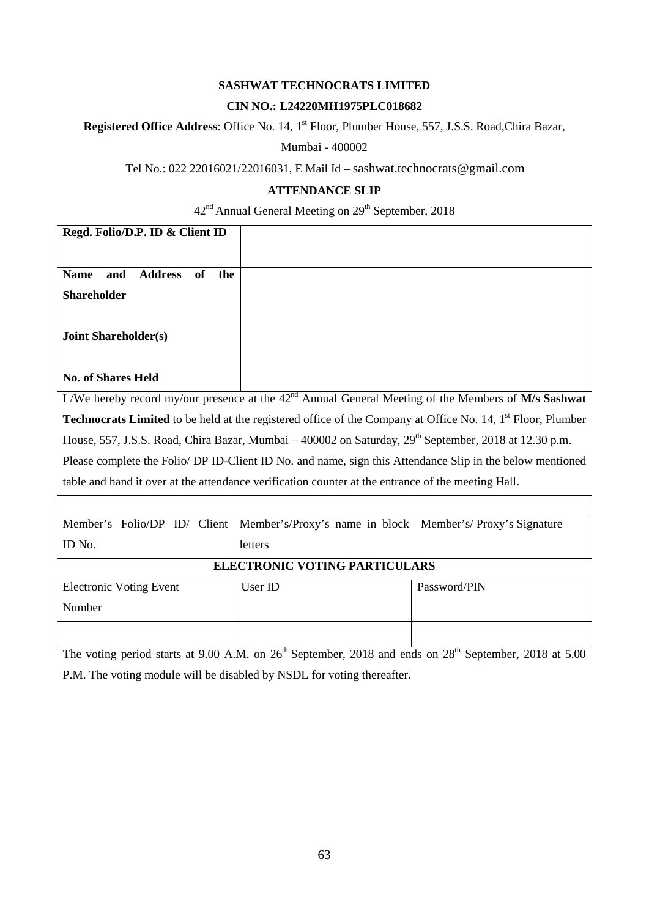**SASHWAT TECHNOCRATS LIMITED**

**CIN NO.: L24220MH1975PLC018682**

**Registered Office Address**: Office No. 14, 1st Floor, Plumber House, 557, J.S.S. Road,Chira Bazar, Mumbai - 400002

Tel No.: 022 22016021/22016031, E Mail Id – sashwat.technocrats@gmail.com

**ATTENDANCE SLIP**

42nd Annual General Meeting on 29th September, 2018

| | |
|---|---|
| **Regd. Folio/D.P. ID & Client ID** | |
| **Name and Address of the Shareholder**<br><br>**Joint Shareholder(s)**<br><br>**No. of Shares Held** | |

I /We hereby record my/our presence at the 42nd Annual General Meeting of the Members of **M/s Sashwat Technocrats Limited** to be held at the registered office of the Company at Office No. 14, 1st Floor, Plumber House, 557, J.S.S. Road, Chira Bazar, Mumbai – 400002 on Saturday, 29th September, 2018 at 12.30 p.m. Please complete the Folio/ DP ID-Client ID No. and name, sign this Attendance Slip in the below mentioned table and hand it over at the attendance verification counter at the entrance of the meeting Hall.

| | | |
|---|---|---|
| Member's Folio/DP ID/ Client ID No. | Member's/Proxy's name in block letters | Member's/ Proxy's Signature |

**ELECTRONIC VOTING PARTICULARS**

| Electronic Voting Event Number | User ID | Password/PIN |
|---|---|---|
| | | |

The voting period starts at 9.00 A.M. on 26th September, 2018 and ends on 28th September, 2018 at 5.00 P.M. The voting module will be disabled by NSDL for voting thereafter.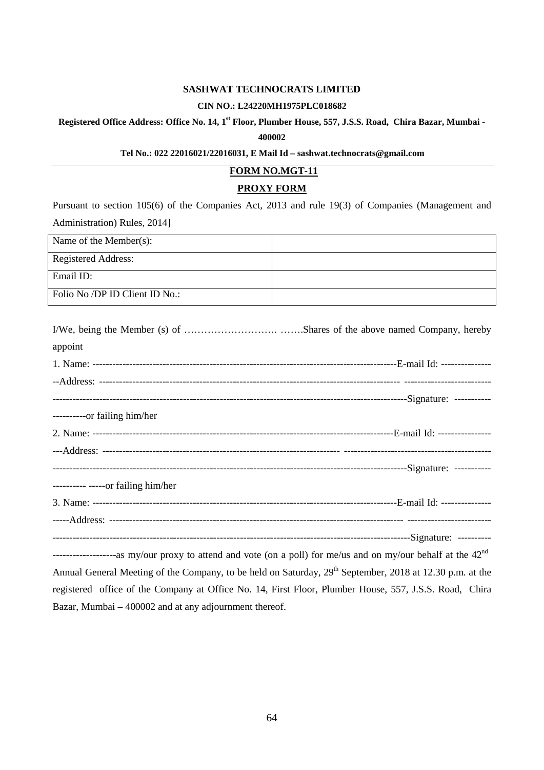**SASHWAT TECHNOCRATS LIMITED**

**CIN NO.: L24220MH1975PLC018682**

**Registered Office Address: Office No. 14, 1st Floor, Plumber House, 557, J.S.S. Road, Chira Bazar, Mumbai - 400002**

**Tel No.: 022 22016021/22016031, E Mail Id – sashwat.technocrats@gmail.com**

---

**FORM NO.MGT-11**

**PROXY FORM**

Pursuant to section 105(6) of the Companies Act, 2013 and rule 19(3) of Companies (Management and Administration) Rules, 2014]

| Name of the Member(s): | |
|---|---|
| Registered Address: | |
| Email ID: | |
| Folio No /DP ID Client ID No.: | |

I/We, being the Member (s) of ………………………. …….Shares of the above named Company, hereby appoint

1. Name: ------------------------------------------------------------------------------------------E-mail Id: -----------------Address: ------------------------------------------------------------------------------------------ -------------------------------------------------------------------------------------------------------------------------------Signature: --------------------or failing him/her

2. Name: ------------------------------------------------------------------------------------------E-mail Id: -------------------Address: ------------------------------------------------------------------------ ------------------------------------------------------------------------------------------------------------------------------------------Signature: -------------------- -----or failing him/her

3. Name: ------------------------------------------------------------------------------------------E-mail Id: --------------------Address: ------------------------------------------------------------------------------------------ --------------------------------------------------------------------------------------------------------------------------------Signature: -----------------------------as my/our proxy to attend and vote (on a poll) for me/us and on my/our behalf at the 42nd Annual General Meeting of the Company, to be held on Saturday, 29th September, 2018 at 12.30 p.m. at the registered office of the Company at Office No. 14, First Floor, Plumber House, 557, J.S.S. Road, Chira Bazar, Mumbai – 400002 and at any adjournment thereof.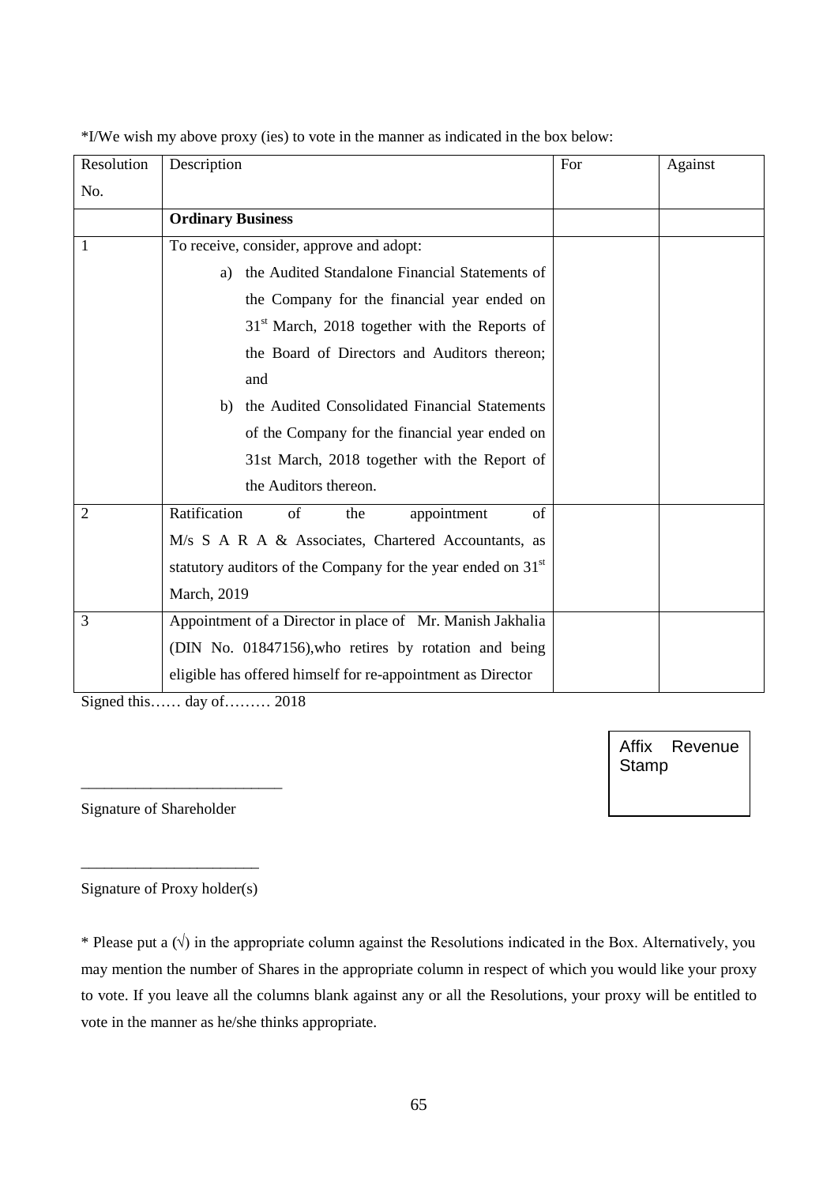*I/We wish my above proxy (ies) to vote in the manner as indicated in the box below:

| Resolution No. | Description | For | Against |
|---|---|---|---|
| | **Ordinary Business** | | |
| 1 | To receive, consider, approve and adopt:<br>a) the Audited Standalone Financial Statements of the Company for the financial year ended on 31st March, 2018 together with the Reports of the Board of Directors and Auditors thereon; and<br>b) the Audited Consolidated Financial Statements of the Company for the financial year ended on 31st March, 2018 together with the Report of the Auditors thereon. | | |
| 2 | Ratification of the appointment of M/s S A R A & Associates, Chartered Accountants, as statutory auditors of the Company for the year ended on 31st March, 2019 | | |
| 3 | Appointment of a Director in place of Mr. Manish Jakhalia (DIN No. 01847156),who retires by rotation and being eligible has offered himself for re-appointment as Director | | |

Signed this…… day of……… 2018

Affix Revenue Stamp

\_\_\_\_\_\_\_\_\_\_\_\_\_\_\_\_\_\_\_\_\_\_\_\_\_\_

Signature of Shareholder

\_\_\_\_\_\_\_\_\_\_\_\_\_\_\_\_\_\_\_\_\_\_\_

Signature of Proxy holder(s)

* Please put a (√) in the appropriate column against the Resolutions indicated in the Box. Alternatively, you may mention the number of Shares in the appropriate column in respect of which you would like your proxy to vote. If you leave all the columns blank against any or all the Resolutions, your proxy will be entitled to vote in the manner as he/she thinks appropriate.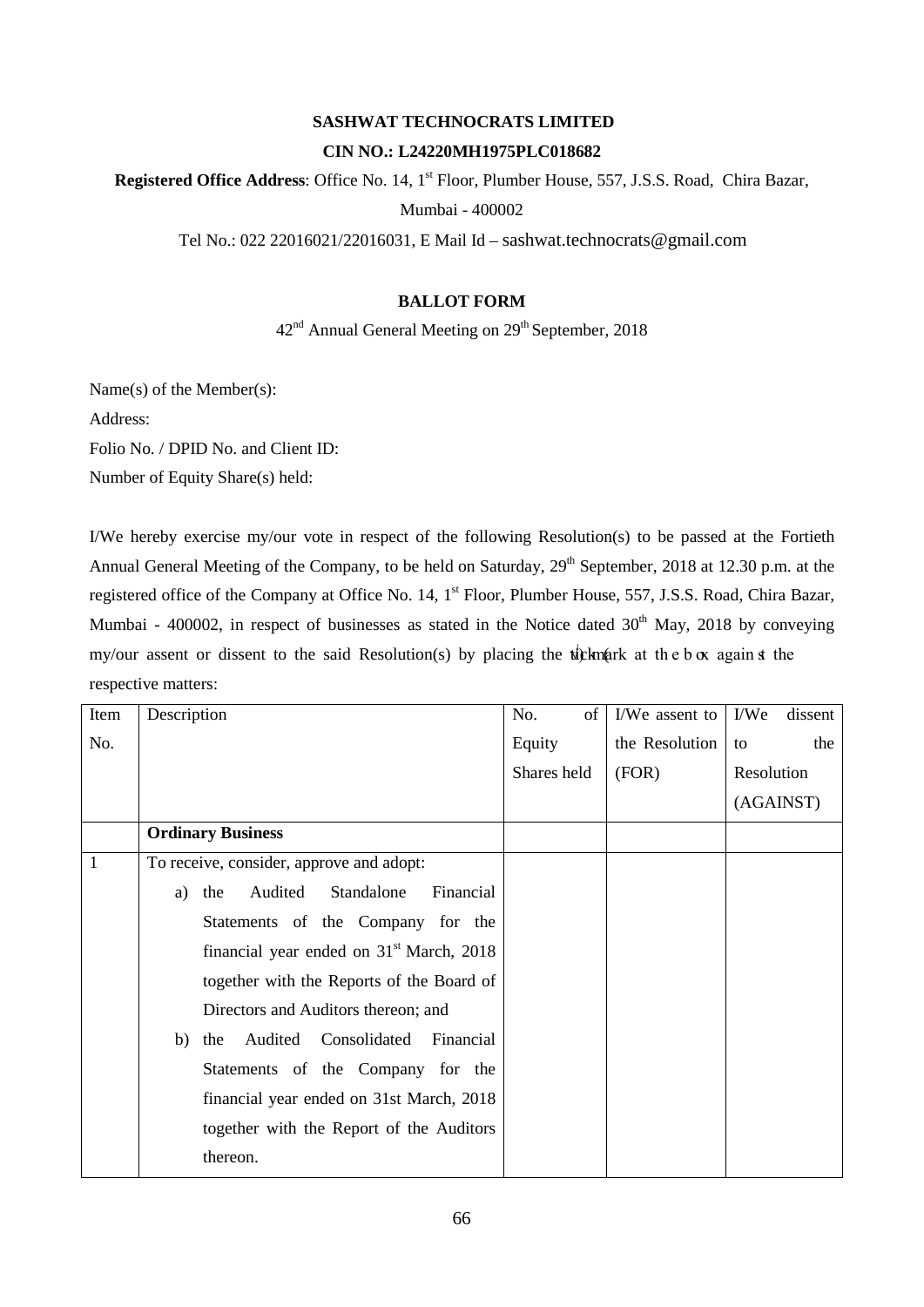**SASHWAT TECHNOCRATS LIMITED**

**CIN NO.: L24220MH1975PLC018682**

**Registered Office Address**: Office No. 14, 1st Floor, Plumber House, 557, J.S.S. Road, Chira Bazar, Mumbai - 400002

Tel No.: 022 22016021/22016031, E Mail Id – sashwat.technocrats@gmail.com

**BALLOT FORM**

42nd Annual General Meeting on 29th September, 2018

Name(s) of the Member(s):

Address:

Folio No. / DPID No. and Client ID:

Number of Equity Share(s) held:

I/We hereby exercise my/our vote in respect of the following Resolution(s) to be passed at the Fortieth Annual General Meeting of the Company, to be held on Saturday, 29th September, 2018 at 12.30 p.m. at the registered office of the Company at Office No. 14, 1st Floor, Plumber House, 557, J.S.S. Road, Chira Bazar, Mumbai - 400002, in respect of businesses as stated in the Notice dated 30th May, 2018 by conveying my/our assent or dissent to the said Resolution(s) by placing the tick (√) mark at the box against the respective matters:

| Item No. | Description | No. of Equity Shares held | I/We assent to the Resolution (FOR) | I/We dissent to the Resolution (AGAINST) |
|---|---|---|---|---|
| | **Ordinary Business** | | | |
| 1 | To receive, consider, approve and adopt:<br>a) the Audited Standalone Financial Statements of the Company for the financial year ended on 31st March, 2018 together with the Reports of the Board of Directors and Auditors thereon; and<br>b) the Audited Consolidated Financial Statements of the Company for the financial year ended on 31st March, 2018 together with the Report of the Auditors thereon. | | | |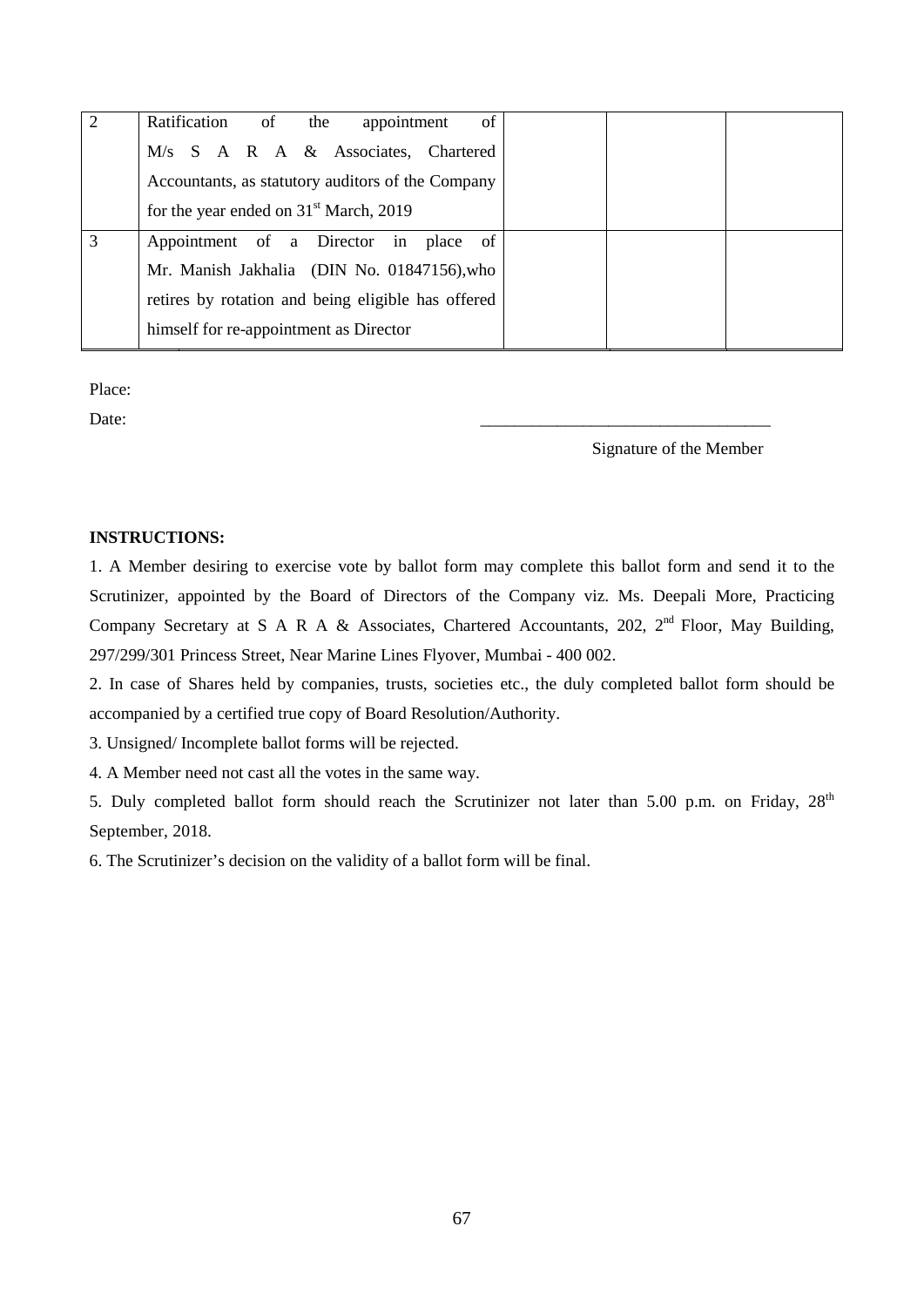| | | | | |
|---|---|---|---|---|
| 2 | Ratification of the appointment of M/s S A R A & Associates, Chartered Accountants, as statutory auditors of the Company for the year ended on 31st March, 2019 | | | |
| 3 | Appointment of a Director in place of Mr. Manish Jakhalia (DIN No. 01847156),who retires by rotation and being eligible has offered himself for re-appointment as Director | | | |

Place:

Date:

\_\_\_\_\_\_\_\_\_\_\_\_\_\_\_\_\_\_\_\_\_\_\_\_\_\_\_\_\_\_\_\_\_\_\_\_

Signature of the Member

**INSTRUCTIONS:**

1. A Member desiring to exercise vote by ballot form may complete this ballot form and send it to the Scrutinizer, appointed by the Board of Directors of the Company viz. Ms. Deepali More, Practicing Company Secretary at S A R A & Associates, Chartered Accountants, 202, 2nd Floor, May Building, 297/299/301 Princess Street, Near Marine Lines Flyover, Mumbai - 400 002.
2. In case of Shares held by companies, trusts, societies etc., the duly completed ballot form should be accompanied by a certified true copy of Board Resolution/Authority.
3. Unsigned/ Incomplete ballot forms will be rejected.
4. A Member need not cast all the votes in the same way.
5. Duly completed ballot form should reach the Scrutinizer not later than 5.00 p.m. on Friday, 28th September, 2018.
6. The Scrutinizer's decision on the validity of a ballot form will be final.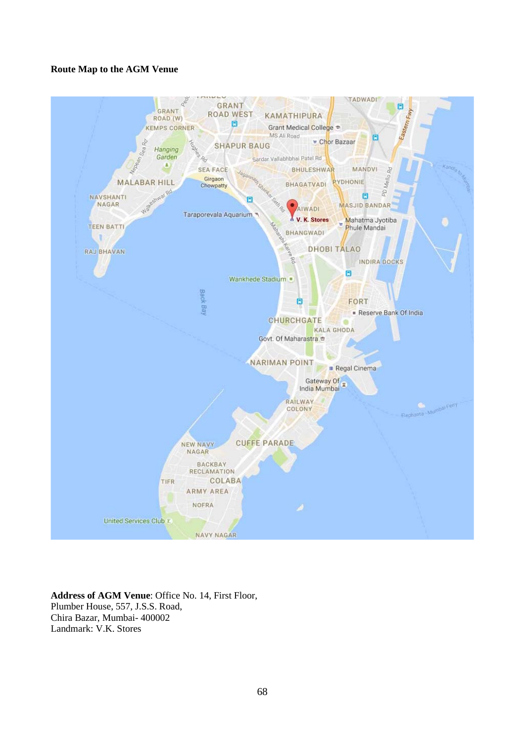**Route Map to the AGM Venue**

**Address of AGM Venue**: Office No. 14, First Floor,
Plumber House, 557, J.S.S. Road,
Chira Bazar, Mumbai- 400002
Landmark: V.K. Stores